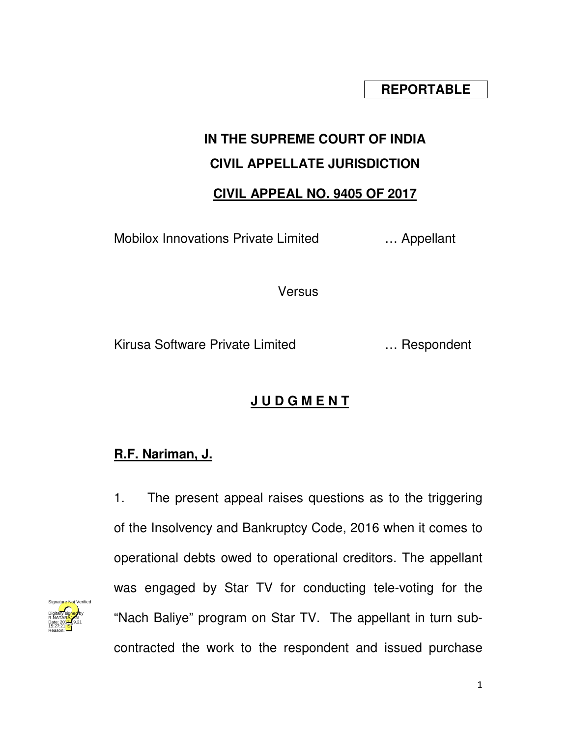**REPORTABLE**

# IN THE SUPREME COURT OF INDIA

## CIVIL APPELLATE JURISDICTION

## CIVIL APPEAL NO. 9405 OF 2017

Mobilox Innovations Private Limited … Appellant

Versus

Kirusa Software Private Limited … Respondent

## J U D G M E N T

**R.F. Nariman, J.**

1. The present appeal raises questions as to the triggering of the Insolvency and Bankruptcy Code, 2016 when it comes to operational debts owed to operational creditors. The appellant was engaged by Star TV for conducting tele-voting for the "Nach Baliye" program on Star TV. The appellant in turn sub-contracted the work to the respondent and issued purchase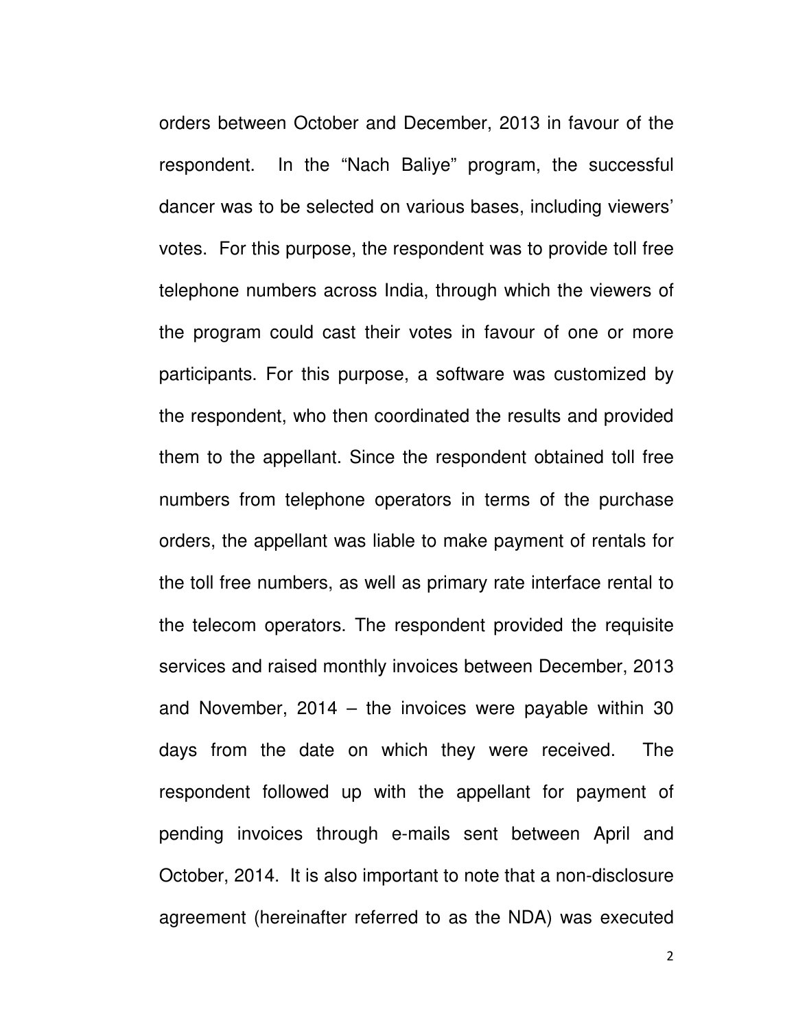orders between October and December, 2013 in favour of the respondent. In the "Nach Baliye" program, the successful dancer was to be selected on various bases, including viewers' votes. For this purpose, the respondent was to provide toll free telephone numbers across India, through which the viewers of the program could cast their votes in favour of one or more participants. For this purpose, a software was customized by the respondent, who then coordinated the results and provided them to the appellant. Since the respondent obtained toll free numbers from telephone operators in terms of the purchase orders, the appellant was liable to make payment of rentals for the toll free numbers, as well as primary rate interface rental to the telecom operators. The respondent provided the requisite services and raised monthly invoices between December, 2013 and November, 2014 – the invoices were payable within 30 days from the date on which they were received. The respondent followed up with the appellant for payment of pending invoices through e-mails sent between April and October, 2014. It is also important to note that a non-disclosure agreement (hereinafter referred to as the NDA) was executed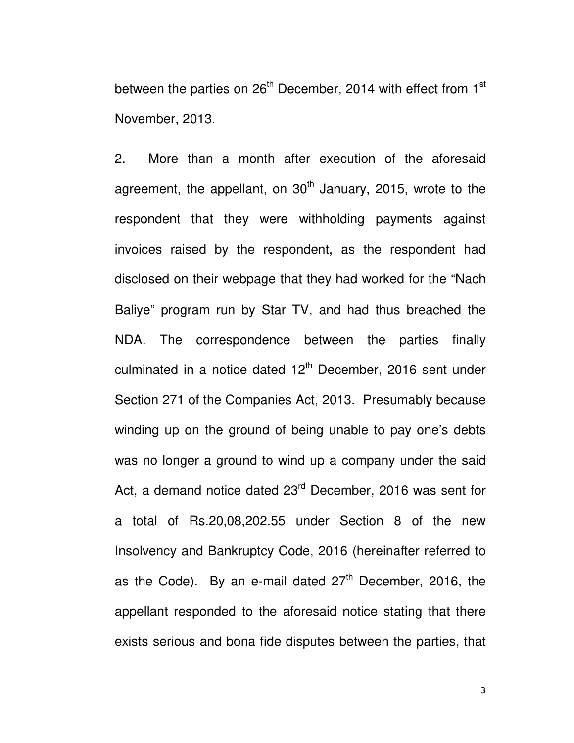between the parties on 26th December, 2014 with effect from 1st November, 2013.

2. More than a month after execution of the aforesaid agreement, the appellant, on 30th January, 2015, wrote to the respondent that they were withholding payments against invoices raised by the respondent, as the respondent had disclosed on their webpage that they had worked for the "Nach Baliye" program run by Star TV, and had thus breached the NDA. The correspondence between the parties finally culminated in a notice dated 12th December, 2016 sent under Section 271 of the Companies Act, 2013. Presumably because winding up on the ground of being unable to pay one's debts was no longer a ground to wind up a company under the said Act, a demand notice dated 23rd December, 2016 was sent for a total of Rs.20,08,202.55 under Section 8 of the new Insolvency and Bankruptcy Code, 2016 (hereinafter referred to as the Code). By an e-mail dated 27th December, 2016, the appellant responded to the aforesaid notice stating that there exists serious and bona fide disputes between the parties, that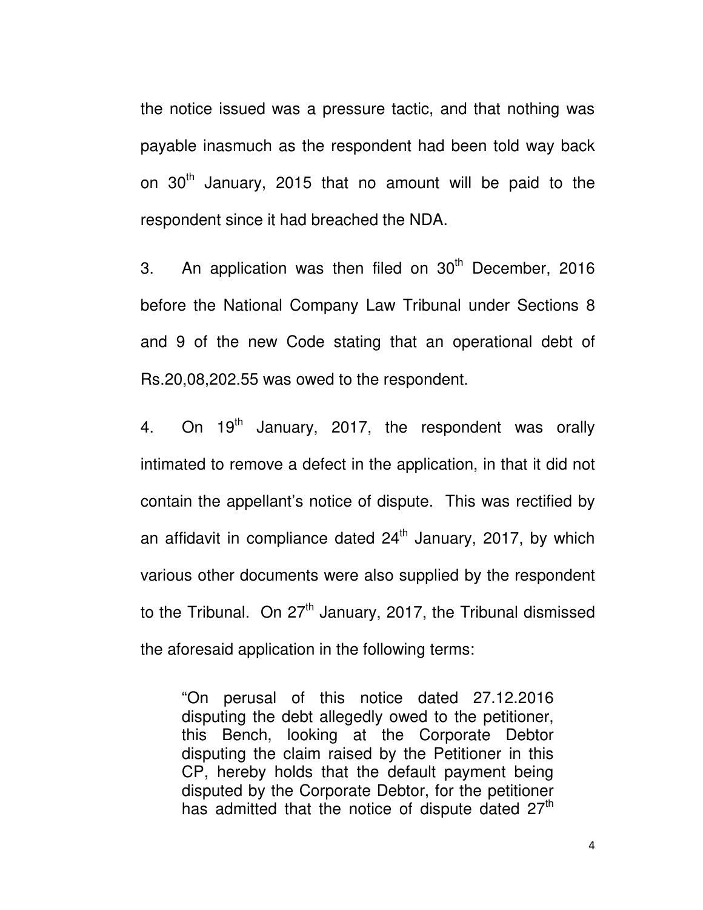the notice issued was a pressure tactic, and that nothing was payable inasmuch as the respondent had been told way back on 30th January, 2015 that no amount will be paid to the respondent since it had breached the NDA.

3. An application was then filed on 30th December, 2016 before the National Company Law Tribunal under Sections 8 and 9 of the new Code stating that an operational debt of Rs.20,08,202.55 was owed to the respondent.

4. On 19th January, 2017, the respondent was orally intimated to remove a defect in the application, in that it did not contain the appellant's notice of dispute. This was rectified by an affidavit in compliance dated 24th January, 2017, by which various other documents were also supplied by the respondent to the Tribunal. On 27th January, 2017, the Tribunal dismissed the aforesaid application in the following terms:

> "On perusal of this notice dated 27.12.2016 disputing the debt allegedly owed to the petitioner, this Bench, looking at the Corporate Debtor disputing the claim raised by the Petitioner in this CP, hereby holds that the default payment being disputed by the Corporate Debtor, for the petitioner has admitted that the notice of dispute dated 27th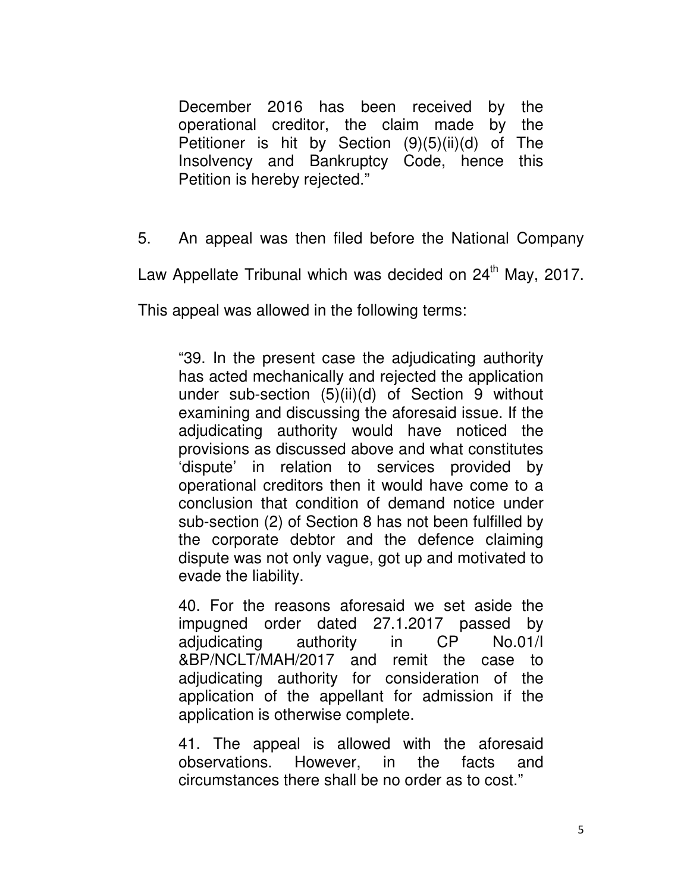> December 2016 has been received by the operational creditor, the claim made by the Petitioner is hit by Section (9)(5)(ii)(d) of The Insolvency and Bankruptcy Code, hence this Petition is hereby rejected."

5. An appeal was then filed before the National Company Law Appellate Tribunal which was decided on 24th May, 2017. This appeal was allowed in the following terms:

> "39. In the present case the adjudicating authority has acted mechanically and rejected the application under sub-section (5)(ii)(d) of Section 9 without examining and discussing the aforesaid issue. If the adjudicating authority would have noticed the provisions as discussed above and what constitutes 'dispute' in relation to services provided by operational creditors then it would have come to a conclusion that condition of demand notice under sub-section (2) of Section 8 has not been fulfilled by the corporate debtor and the defence claiming dispute was not only vague, got up and motivated to evade the liability.
>
> 40. For the reasons aforesaid we set aside the impugned order dated 27.1.2017 passed by adjudicating authority in CP No.01/I &BP/NCLT/MAH/2017 and remit the case to adjudicating authority for consideration of the application of the appellant for admission if the application is otherwise complete.
>
> 41. The appeal is allowed with the aforesaid observations. However, in the facts and circumstances there shall be no order as to cost."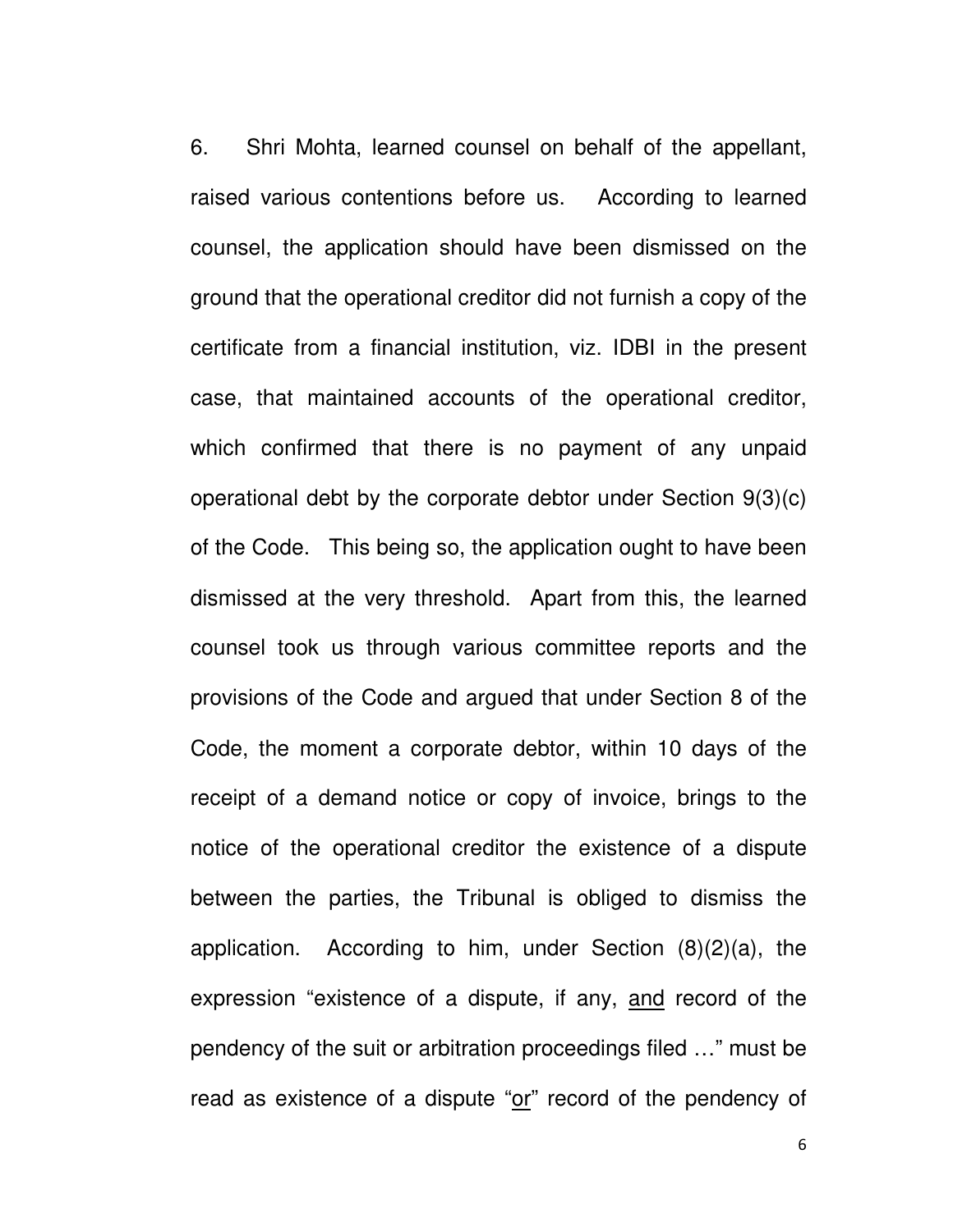6. Shri Mohta, learned counsel on behalf of the appellant, raised various contentions before us. According to learned counsel, the application should have been dismissed on the ground that the operational creditor did not furnish a copy of the certificate from a financial institution, viz. IDBI in the present case, that maintained accounts of the operational creditor, which confirmed that there is no payment of any unpaid operational debt by the corporate debtor under Section 9(3)(c) of the Code. This being so, the application ought to have been dismissed at the very threshold. Apart from this, the learned counsel took us through various committee reports and the provisions of the Code and argued that under Section 8 of the Code, the moment a corporate debtor, within 10 days of the receipt of a demand notice or copy of invoice, brings to the notice of the operational creditor the existence of a dispute between the parties, the Tribunal is obliged to dismiss the application. According to him, under Section (8)(2)(a), the expression "existence of a dispute, if any, <u>and</u> record of the pendency of the suit or arbitration proceedings filed …" must be read as existence of a dispute "<u>or</u>" record of the pendency of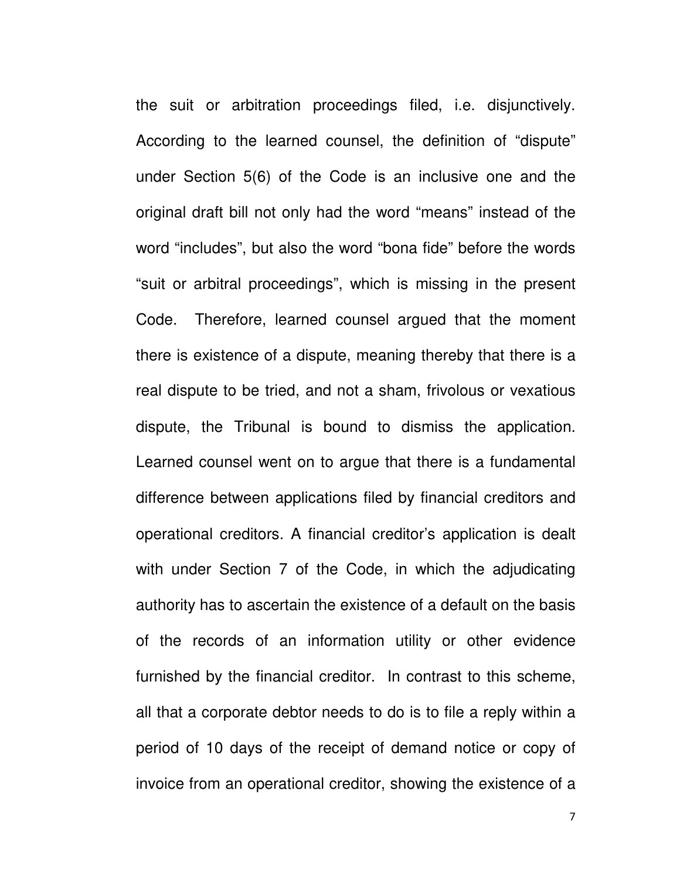the suit or arbitration proceedings filed, i.e. disjunctively. According to the learned counsel, the definition of "dispute" under Section 5(6) of the Code is an inclusive one and the original draft bill not only had the word "means" instead of the word "includes", but also the word "bona fide" before the words "suit or arbitral proceedings", which is missing in the present Code. Therefore, learned counsel argued that the moment there is existence of a dispute, meaning thereby that there is a real dispute to be tried, and not a sham, frivolous or vexatious dispute, the Tribunal is bound to dismiss the application. Learned counsel went on to argue that there is a fundamental difference between applications filed by financial creditors and operational creditors. A financial creditor's application is dealt with under Section 7 of the Code, in which the adjudicating authority has to ascertain the existence of a default on the basis of the records of an information utility or other evidence furnished by the financial creditor. In contrast to this scheme, all that a corporate debtor needs to do is to file a reply within a period of 10 days of the receipt of demand notice or copy of invoice from an operational creditor, showing the existence of a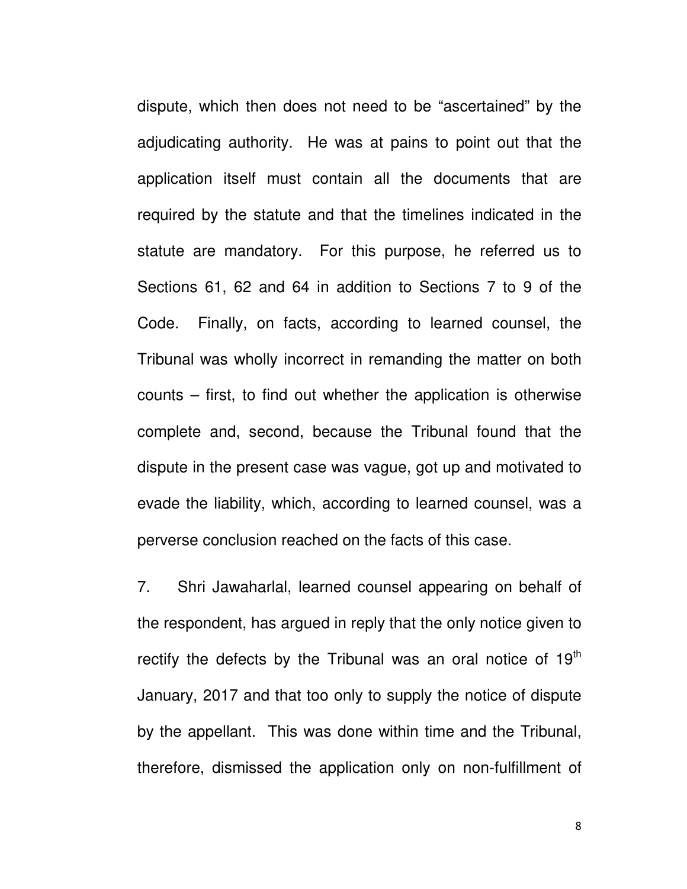dispute, which then does not need to be "ascertained" by the adjudicating authority. He was at pains to point out that the application itself must contain all the documents that are required by the statute and that the timelines indicated in the statute are mandatory. For this purpose, he referred us to Sections 61, 62 and 64 in addition to Sections 7 to 9 of the Code. Finally, on facts, according to learned counsel, the Tribunal was wholly incorrect in remanding the matter on both counts – first, to find out whether the application is otherwise complete and, second, because the Tribunal found that the dispute in the present case was vague, got up and motivated to evade the liability, which, according to learned counsel, was a perverse conclusion reached on the facts of this case.

7. Shri Jawaharlal, learned counsel appearing on behalf of the respondent, has argued in reply that the only notice given to rectify the defects by the Tribunal was an oral notice of 19th January, 2017 and that too only to supply the notice of dispute by the appellant. This was done within time and the Tribunal, therefore, dismissed the application only on non-fulfillment of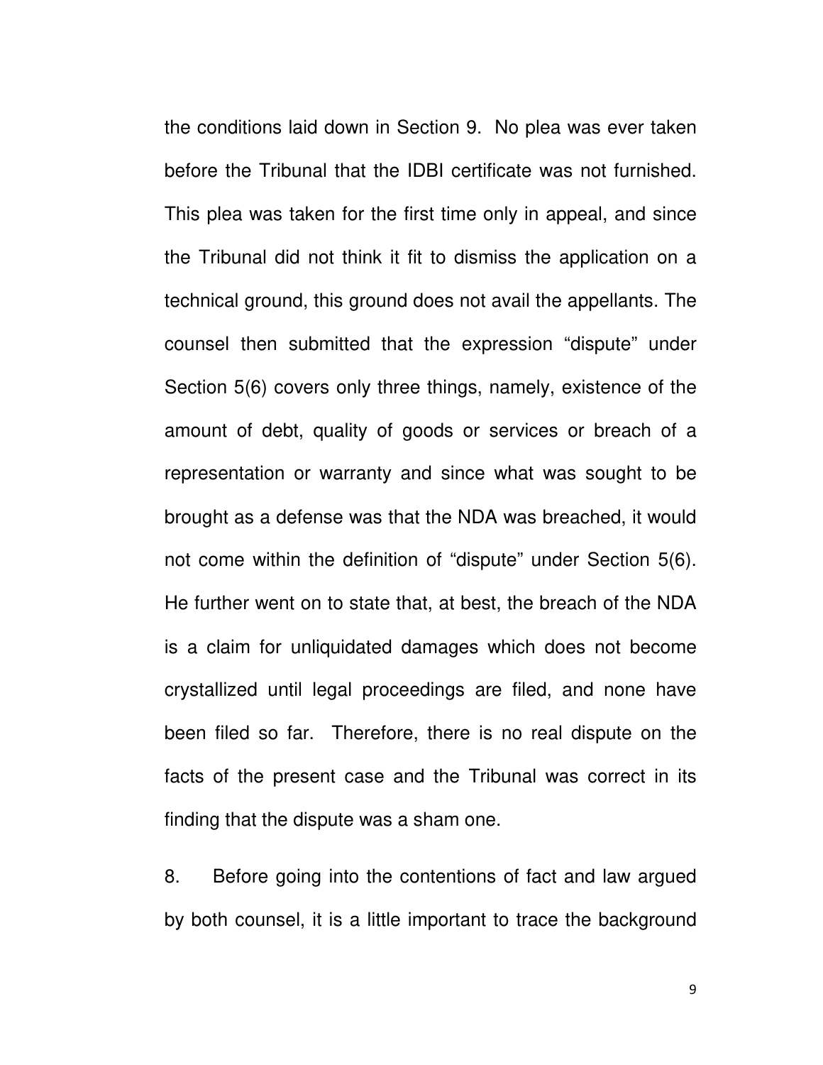the conditions laid down in Section 9. No plea was ever taken before the Tribunal that the IDBI certificate was not furnished. This plea was taken for the first time only in appeal, and since the Tribunal did not think it fit to dismiss the application on a technical ground, this ground does not avail the appellants. The counsel then submitted that the expression "dispute" under Section 5(6) covers only three things, namely, existence of the amount of debt, quality of goods or services or breach of a representation or warranty and since what was sought to be brought as a defense was that the NDA was breached, it would not come within the definition of "dispute" under Section 5(6). He further went on to state that, at best, the breach of the NDA is a claim for unliquidated damages which does not become crystallized until legal proceedings are filed, and none have been filed so far. Therefore, there is no real dispute on the facts of the present case and the Tribunal was correct in its finding that the dispute was a sham one.

8. Before going into the contentions of fact and law argued by both counsel, it is a little important to trace the background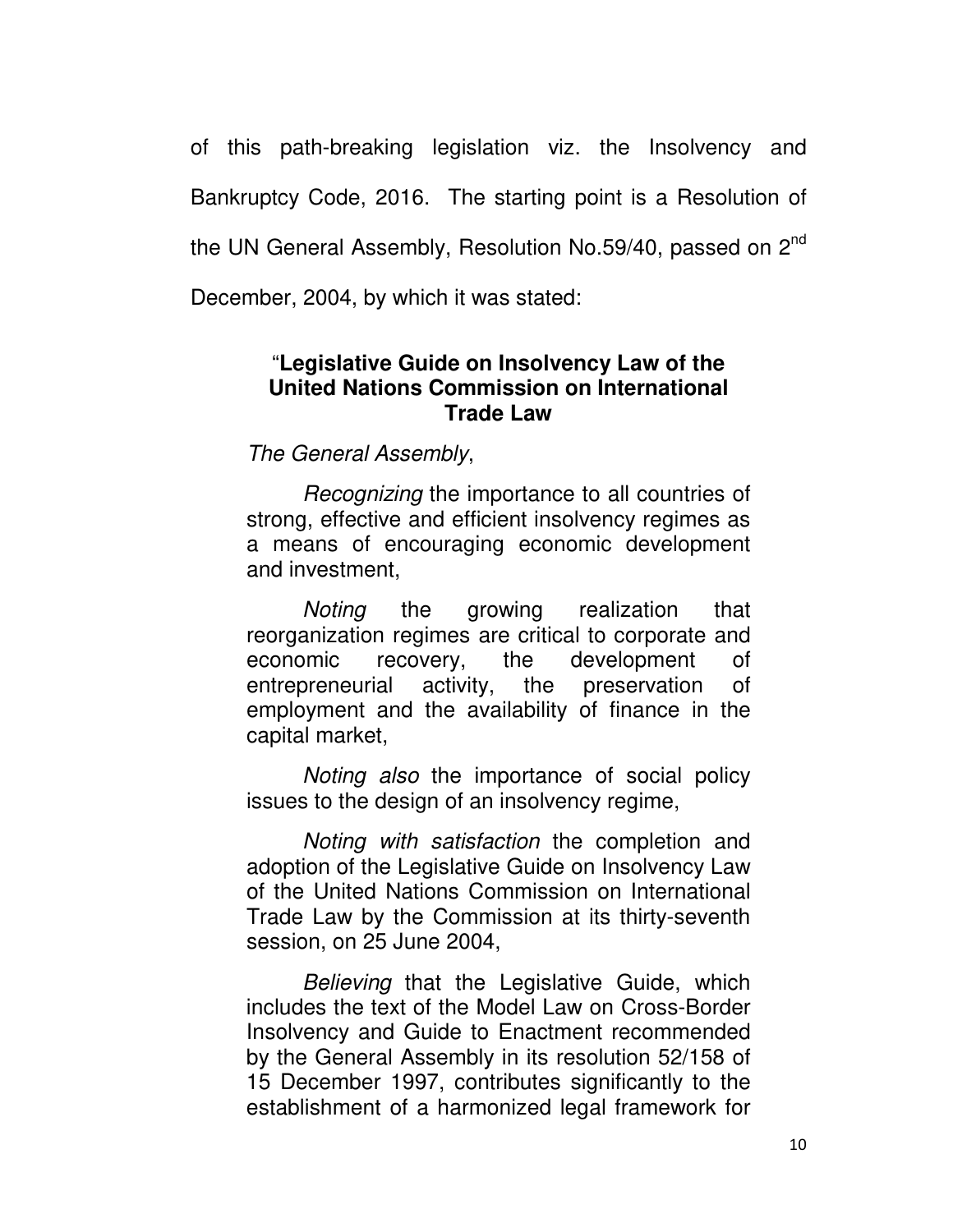of this path-breaking legislation viz. the Insolvency and Bankruptcy Code, 2016. The starting point is a Resolution of the UN General Assembly, Resolution No.59/40, passed on 2nd December, 2004, by which it was stated:

> "**Legislative Guide on Insolvency Law of the United Nations Commission on International Trade Law**
>
> *The General Assembly*,
>
> *Recognizing* the importance to all countries of strong, effective and efficient insolvency regimes as a means of encouraging economic development and investment,
>
> *Noting* the growing realization that reorganization regimes are critical to corporate and economic recovery, the development of entrepreneurial activity, the preservation of employment and the availability of finance in the capital market,
>
> *Noting also* the importance of social policy issues to the design of an insolvency regime,
>
> *Noting with satisfaction* the completion and adoption of the Legislative Guide on Insolvency Law of the United Nations Commission on International Trade Law by the Commission at its thirty-seventh session, on 25 June 2004,
>
> *Believing* that the Legislative Guide, which includes the text of the Model Law on Cross-Border Insolvency and Guide to Enactment recommended by the General Assembly in its resolution 52/158 of 15 December 1997, contributes significantly to the establishment of a harmonized legal framework for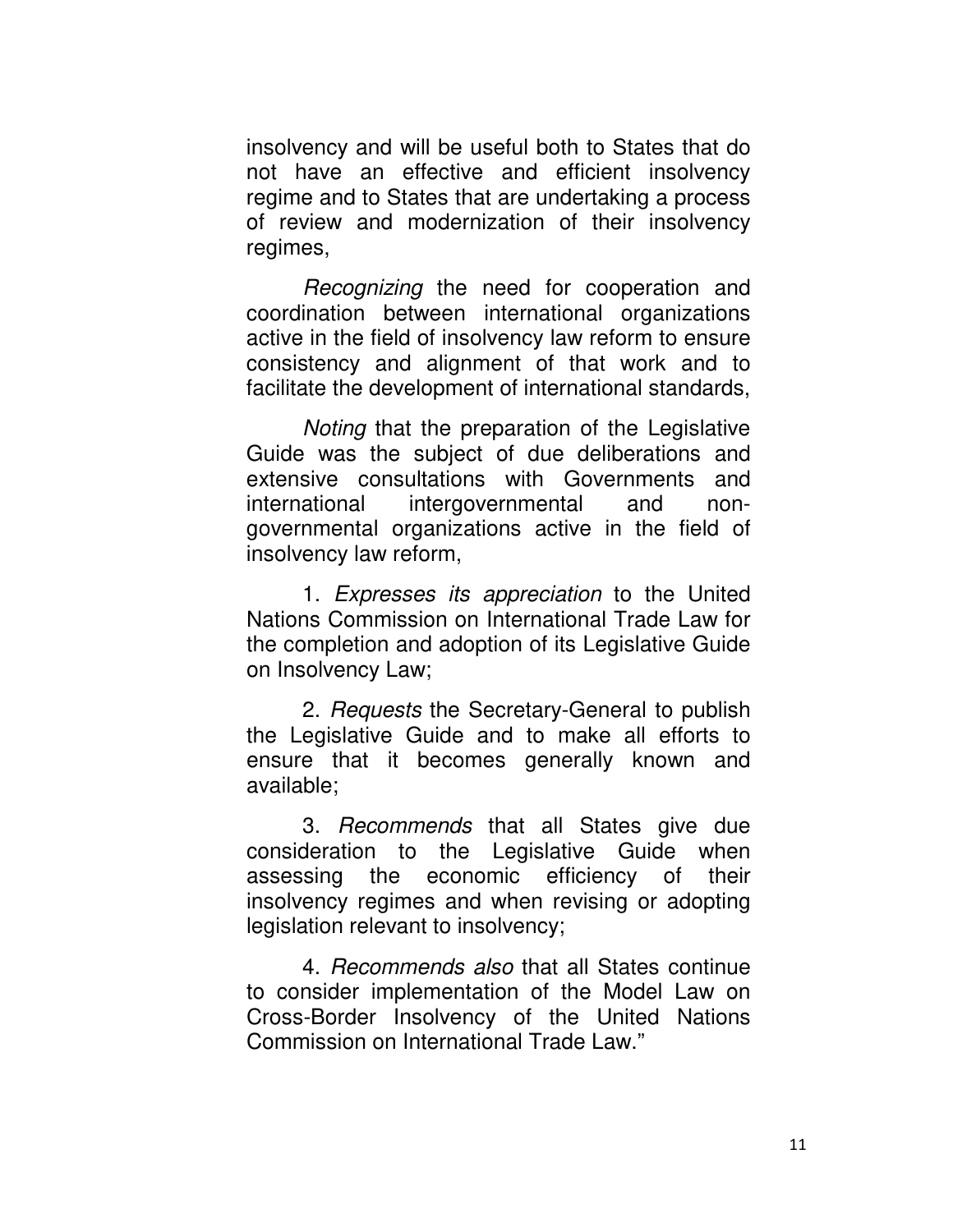insolvency and will be useful both to States that do not have an effective and efficient insolvency regime and to States that are undertaking a process of review and modernization of their insolvency regimes,

*Recognizing* the need for cooperation and coordination between international organizations active in the field of insolvency law reform to ensure consistency and alignment of that work and to facilitate the development of international standards,

*Noting* that the preparation of the Legislative Guide was the subject of due deliberations and extensive consultations with Governments and international intergovernmental and non-governmental organizations active in the field of insolvency law reform,

1. *Expresses its appreciation* to the United Nations Commission on International Trade Law for the completion and adoption of its Legislative Guide on Insolvency Law;

2. *Requests* the Secretary-General to publish the Legislative Guide and to make all efforts to ensure that it becomes generally known and available;

3. *Recommends* that all States give due consideration to the Legislative Guide when assessing the economic efficiency of their insolvency regimes and when revising or adopting legislation relevant to insolvency;

4. *Recommends also* that all States continue to consider implementation of the Model Law on Cross-Border Insolvency of the United Nations Commission on International Trade Law."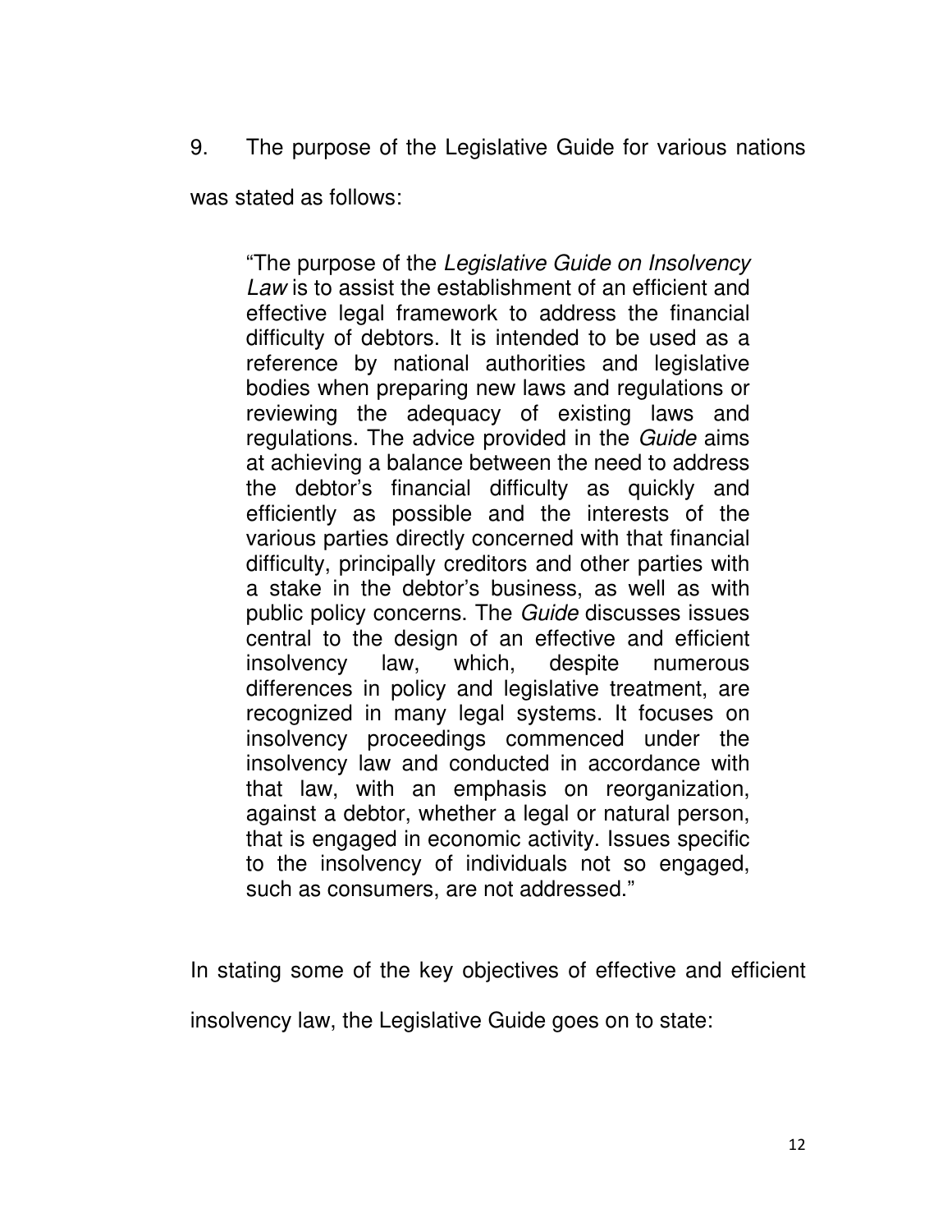9. The purpose of the Legislative Guide for various nations was stated as follows:

> "The purpose of the *Legislative Guide on Insolvency Law* is to assist the establishment of an efficient and effective legal framework to address the financial difficulty of debtors. It is intended to be used as a reference by national authorities and legislative bodies when preparing new laws and regulations or reviewing the adequacy of existing laws and regulations. The advice provided in the *Guide* aims at achieving a balance between the need to address the debtor's financial difficulty as quickly and efficiently as possible and the interests of the various parties directly concerned with that financial difficulty, principally creditors and other parties with a stake in the debtor's business, as well as with public policy concerns. The *Guide* discusses issues central to the design of an effective and efficient insolvency law, which, despite numerous differences in policy and legislative treatment, are recognized in many legal systems. It focuses on insolvency proceedings commenced under the insolvency law and conducted in accordance with that law, with an emphasis on reorganization, against a debtor, whether a legal or natural person, that is engaged in economic activity. Issues specific to the insolvency of individuals not so engaged, such as consumers, are not addressed."

In stating some of the key objectives of effective and efficient insolvency law, the Legislative Guide goes on to state: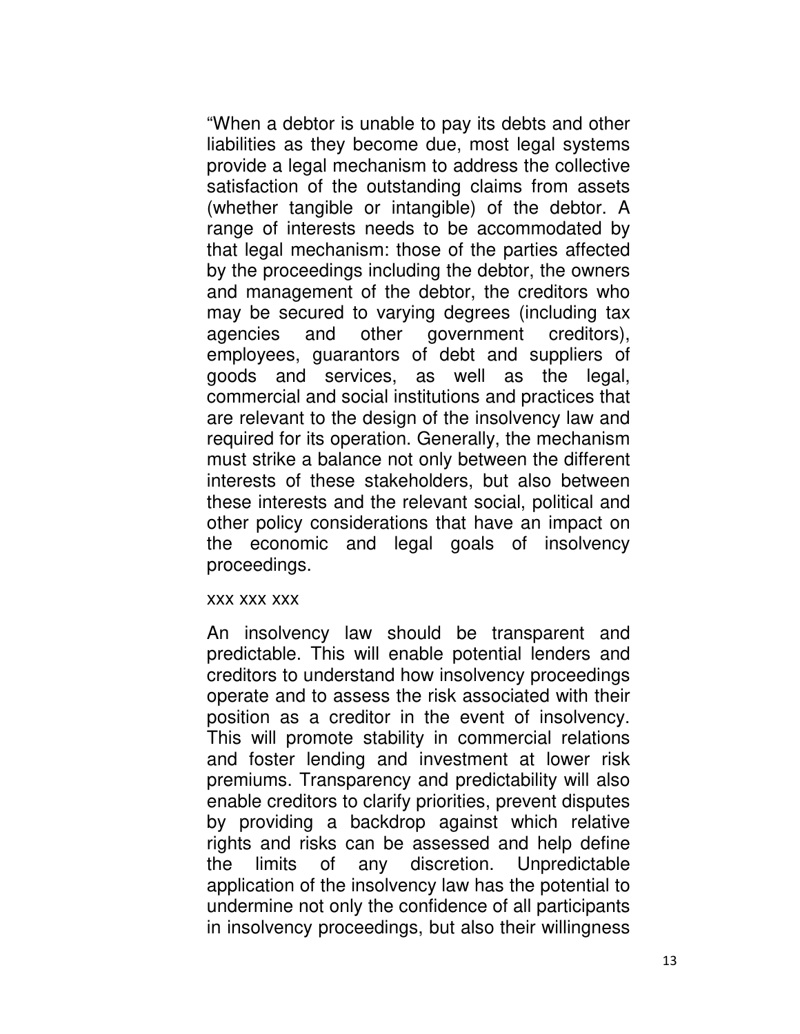"When a debtor is unable to pay its debts and other liabilities as they become due, most legal systems provide a legal mechanism to address the collective satisfaction of the outstanding claims from assets (whether tangible or intangible) of the debtor. A range of interests needs to be accommodated by that legal mechanism: those of the parties affected by the proceedings including the debtor, the owners and management of the debtor, the creditors who may be secured to varying degrees (including tax agencies and other government creditors), employees, guarantors of debt and suppliers of goods and services, as well as the legal, commercial and social institutions and practices that are relevant to the design of the insolvency law and required for its operation. Generally, the mechanism must strike a balance not only between the different interests of these stakeholders, but also between these interests and the relevant social, political and other policy considerations that have an impact on the economic and legal goals of insolvency proceedings.

xxx xxx xxx

An insolvency law should be transparent and predictable. This will enable potential lenders and creditors to understand how insolvency proceedings operate and to assess the risk associated with their position as a creditor in the event of insolvency. This will promote stability in commercial relations and foster lending and investment at lower risk premiums. Transparency and predictability will also enable creditors to clarify priorities, prevent disputes by providing a backdrop against which relative rights and risks can be assessed and help define the limits of any discretion. Unpredictable application of the insolvency law has the potential to undermine not only the confidence of all participants in insolvency proceedings, but also their willingness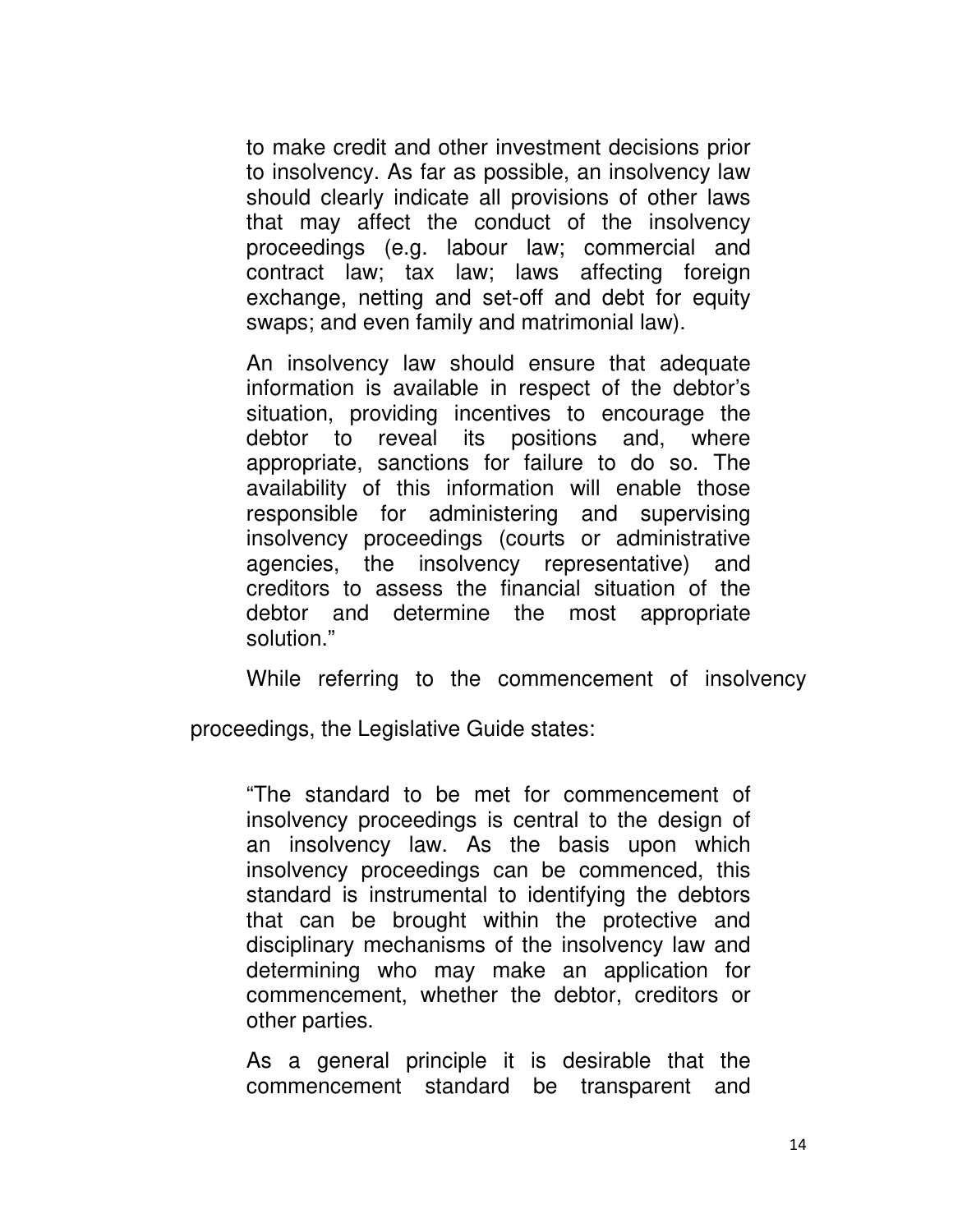> to make credit and other investment decisions prior to insolvency. As far as possible, an insolvency law should clearly indicate all provisions of other laws that may affect the conduct of the insolvency proceedings (e.g. labour law; commercial and contract law; tax law; laws affecting foreign exchange, netting and set-off and debt for equity swaps; and even family and matrimonial law).
>
> An insolvency law should ensure that adequate information is available in respect of the debtor's situation, providing incentives to encourage the debtor to reveal its positions and, where appropriate, sanctions for failure to do so. The availability of this information will enable those responsible for administering and supervising insolvency proceedings (courts or administrative agencies, the insolvency representative) and creditors to assess the financial situation of the debtor and determine the most appropriate solution."

While referring to the commencement of insolvency proceedings, the Legislative Guide states:

> "The standard to be met for commencement of insolvency proceedings is central to the design of an insolvency law. As the basis upon which insolvency proceedings can be commenced, this standard is instrumental to identifying the debtors that can be brought within the protective and disciplinary mechanisms of the insolvency law and determining who may make an application for commencement, whether the debtor, creditors or other parties.
>
> As a general principle it is desirable that the commencement standard be transparent and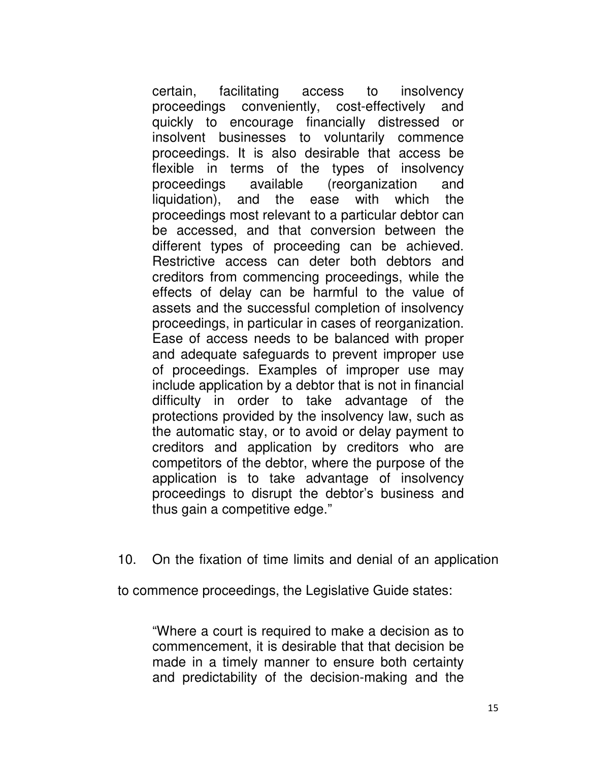> certain, facilitating access to insolvency proceedings conveniently, cost-effectively and quickly to encourage financially distressed or insolvent businesses to voluntarily commence proceedings. It is also desirable that access be flexible in terms of the types of insolvency proceedings available (reorganization and liquidation), and the ease with which the proceedings most relevant to a particular debtor can be accessed, and that conversion between the different types of proceeding can be achieved. Restrictive access can deter both debtors and creditors from commencing proceedings, while the effects of delay can be harmful to the value of assets and the successful completion of insolvency proceedings, in particular in cases of reorganization. Ease of access needs to be balanced with proper and adequate safeguards to prevent improper use of proceedings. Examples of improper use may include application by a debtor that is not in financial difficulty in order to take advantage of the protections provided by the insolvency law, such as the automatic stay, or to avoid or delay payment to creditors and application by creditors who are competitors of the debtor, where the purpose of the application is to take advantage of insolvency proceedings to disrupt the debtor's business and thus gain a competitive edge."

10. On the fixation of time limits and denial of an application to commence proceedings, the Legislative Guide states:

> "Where a court is required to make a decision as to commencement, it is desirable that that decision be made in a timely manner to ensure both certainty and predictability of the decision-making and the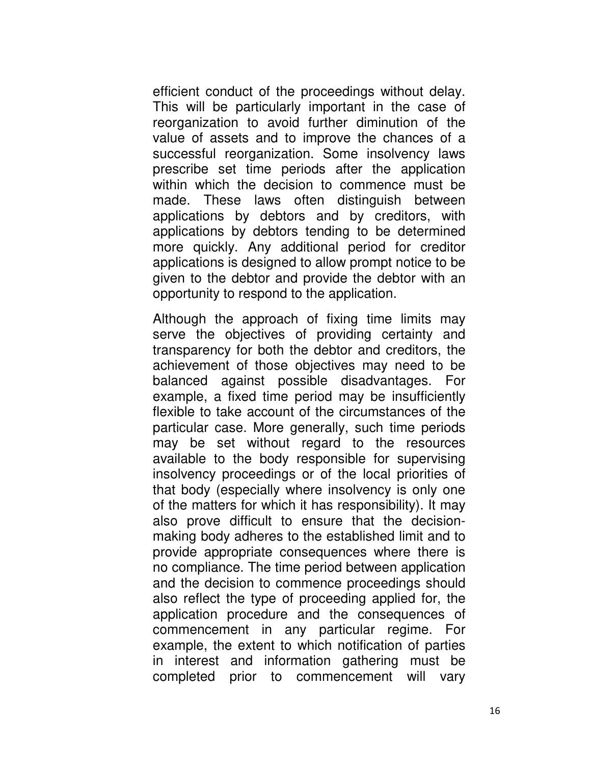efficient conduct of the proceedings without delay. This will be particularly important in the case of reorganization to avoid further diminution of the value of assets and to improve the chances of a successful reorganization. Some insolvency laws prescribe set time periods after the application within which the decision to commence must be made. These laws often distinguish between applications by debtors and by creditors, with applications by debtors tending to be determined more quickly. Any additional period for creditor applications is designed to allow prompt notice to be given to the debtor and provide the debtor with an opportunity to respond to the application.

Although the approach of fixing time limits may serve the objectives of providing certainty and transparency for both the debtor and creditors, the achievement of those objectives may need to be balanced against possible disadvantages. For example, a fixed time period may be insufficiently flexible to take account of the circumstances of the particular case. More generally, such time periods may be set without regard to the resources available to the body responsible for supervising insolvency proceedings or of the local priorities of that body (especially where insolvency is only one of the matters for which it has responsibility). It may also prove difficult to ensure that the decision-making body adheres to the established limit and to provide appropriate consequences where there is no compliance. The time period between application and the decision to commence proceedings should also reflect the type of proceeding applied for, the application procedure and the consequences of commencement in any particular regime. For example, the extent to which notification of parties in interest and information gathering must be completed prior to commencement will vary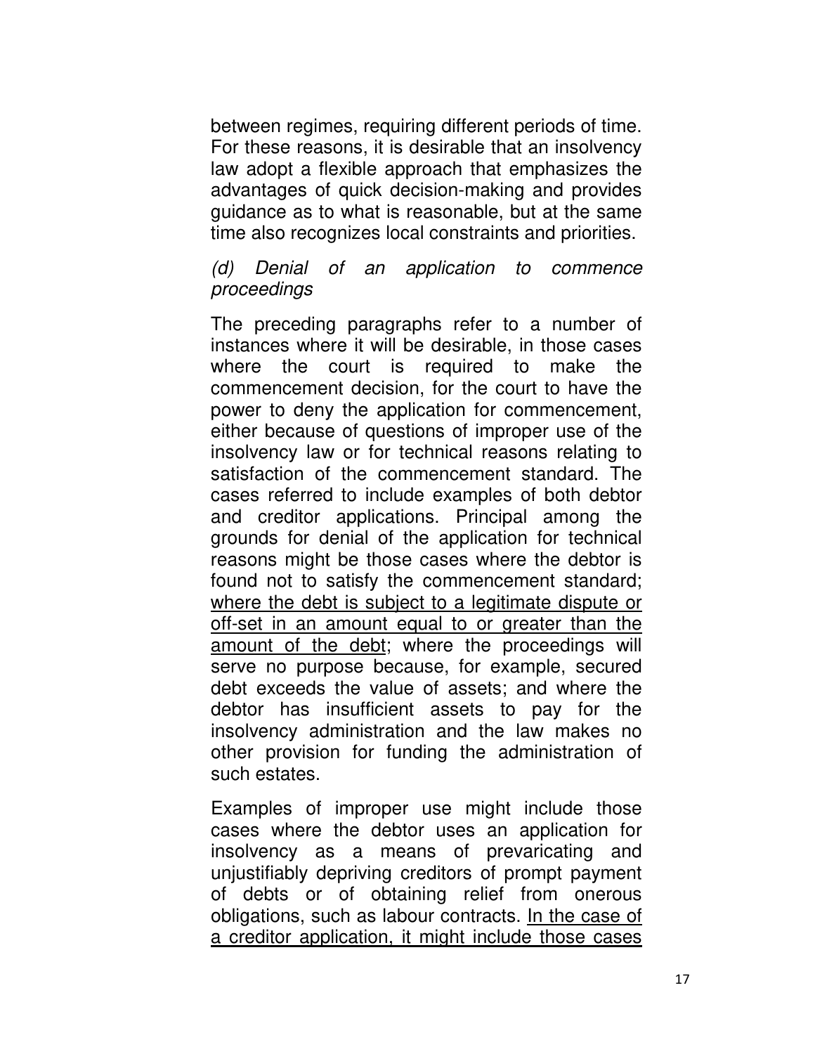between regimes, requiring different periods of time. For these reasons, it is desirable that an insolvency law adopt a flexible approach that emphasizes the advantages of quick decision-making and provides guidance as to what is reasonable, but at the same time also recognizes local constraints and priorities.

*(d) Denial of an application to commence proceedings*

The preceding paragraphs refer to a number of instances where it will be desirable, in those cases where the court is required to make the commencement decision, for the court to have the power to deny the application for commencement, either because of questions of improper use of the insolvency law or for technical reasons relating to satisfaction of the commencement standard. The cases referred to include examples of both debtor and creditor applications. Principal among the grounds for denial of the application for technical reasons might be those cases where the debtor is found not to satisfy the commencement standard; <u>where the debt is subject to a legitimate dispute or off-set in an amount equal to or greater than the amount of the debt</u>; where the proceedings will serve no purpose because, for example, secured debt exceeds the value of assets; and where the debtor has insufficient assets to pay for the insolvency administration and the law makes no other provision for funding the administration of such estates.

Examples of improper use might include those cases where the debtor uses an application for insolvency as a means of prevaricating and unjustifiably depriving creditors of prompt payment of debts or of obtaining relief from onerous obligations, such as labour contracts. <u>In the case of a creditor application, it might include those cases</u>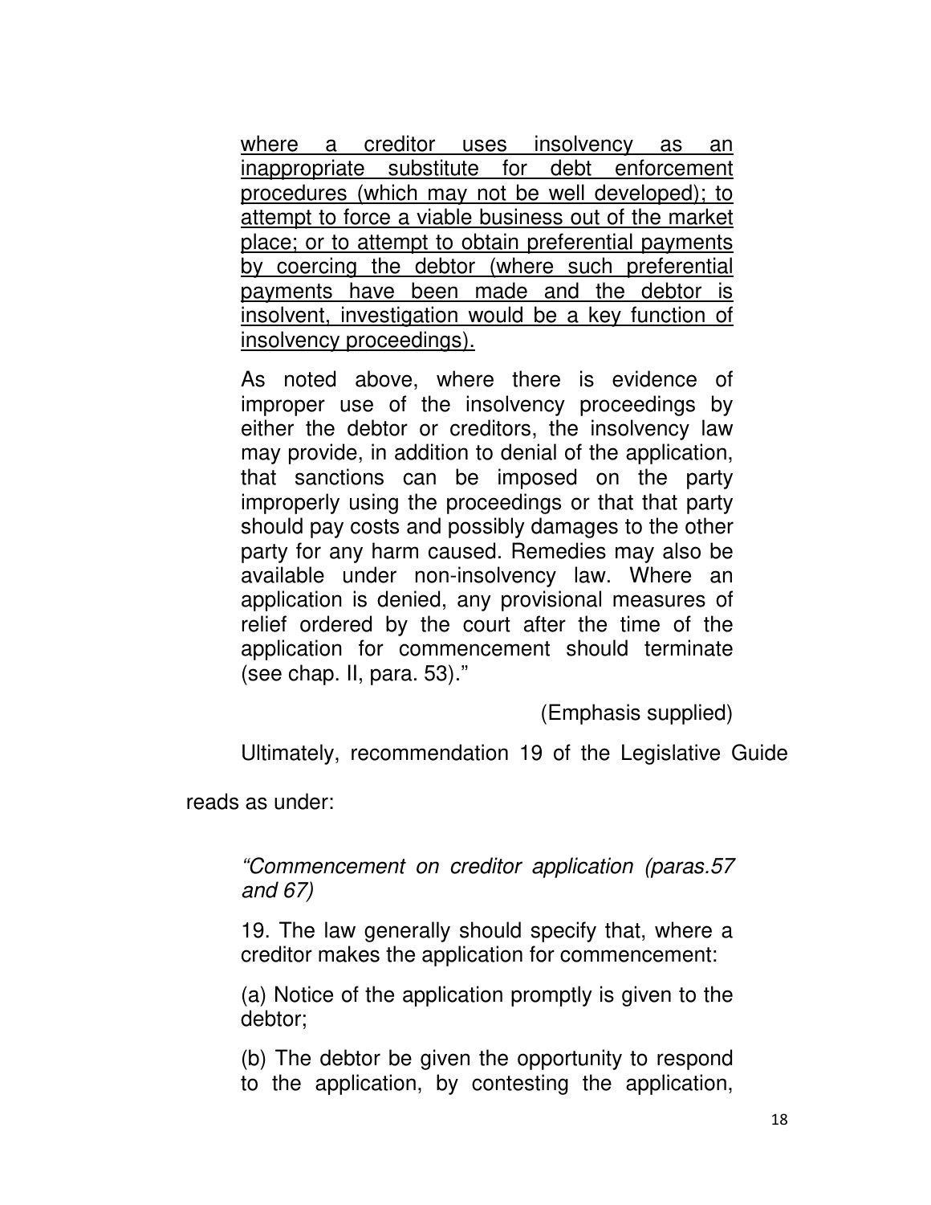> <u>where a creditor uses insolvency as an inappropriate substitute for debt enforcement procedures (which may not be well developed); to attempt to force a viable business out of the market place; or to attempt to obtain preferential payments by coercing the debtor (where such preferential payments have been made and the debtor is insolvent, investigation would be a key function of insolvency proceedings).</u>
>
> As noted above, where there is evidence of improper use of the insolvency proceedings by either the debtor or creditors, the insolvency law may provide, in addition to denial of the application, that sanctions can be imposed on the party improperly using the proceedings or that that party should pay costs and possibly damages to the other party for any harm caused. Remedies may also be available under non-insolvency law. Where an application is denied, any provisional measures of relief ordered by the court after the time of the application for commencement should terminate (see chap. II, para. 53)."
>
> (Emphasis supplied)

Ultimately, recommendation 19 of the Legislative Guide reads as under:

> *"Commencement on creditor application (paras.57 and 67)*
>
> 19. The law generally should specify that, where a creditor makes the application for commencement:
>
> (a) Notice of the application promptly is given to the debtor;
>
> (b) The debtor be given the opportunity to respond to the application, by contesting the application,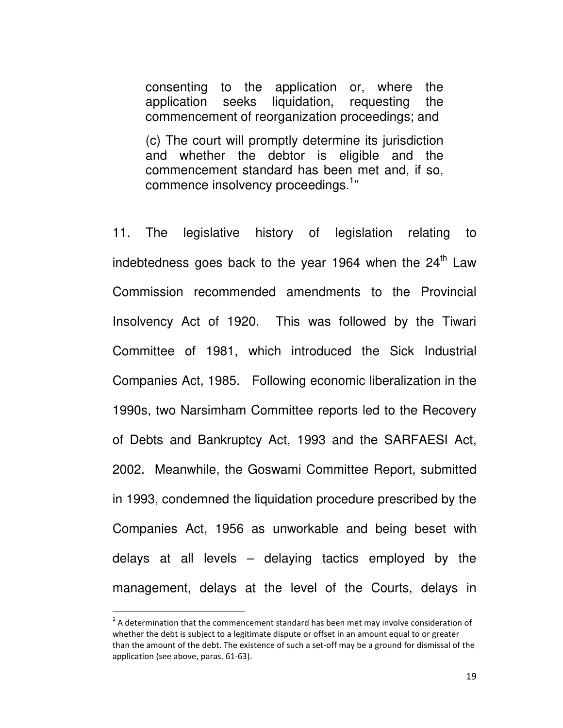consenting to the application or, where the application seeks liquidation, requesting the commencement of reorganization proceedings; and

(c) The court will promptly determine its jurisdiction and whether the debtor is eligible and the commencement standard has been met and, if so, commence insolvency proceedings.[1]"

11. The legislative history of legislation relating to indebtedness goes back to the year 1964 when the 24th Law Commission recommended amendments to the Provincial Insolvency Act of 1920. This was followed by the Tiwari Committee of 1981, which introduced the Sick Industrial Companies Act, 1985. Following economic liberalization in the 1990s, two Narsimham Committee reports led to the Recovery of Debts and Bankruptcy Act, 1993 and the SARFAESI Act, 2002. Meanwhile, the Goswami Committee Report, submitted in 1993, condemned the liquidation procedure prescribed by the Companies Act, 1956 as unworkable and being beset with delays at all levels – delaying tactics employed by the management, delays at the level of the Courts, delays in

---

[1] A determination that the commencement standard has been met may involve consideration of whether the debt is subject to a legitimate dispute or offset in an amount equal to or greater than the amount of the debt. The existence of such a set-off may be a ground for dismissal of the application (see above, paras. 61-63).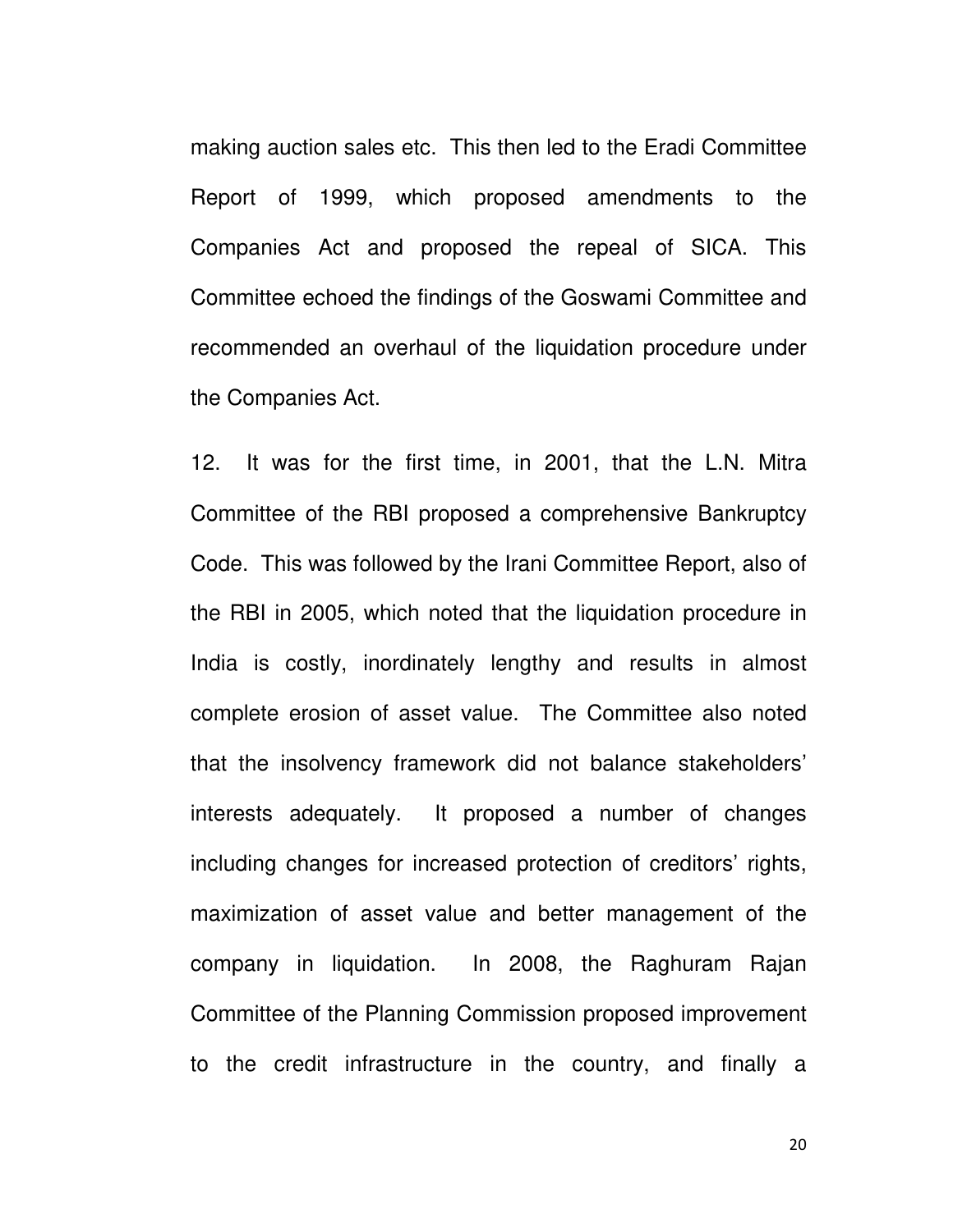making auction sales etc. This then led to the Eradi Committee Report of 1999, which proposed amendments to the Companies Act and proposed the repeal of SICA. This Committee echoed the findings of the Goswami Committee and recommended an overhaul of the liquidation procedure under the Companies Act.

12. It was for the first time, in 2001, that the L.N. Mitra Committee of the RBI proposed a comprehensive Bankruptcy Code. This was followed by the Irani Committee Report, also of the RBI in 2005, which noted that the liquidation procedure in India is costly, inordinately lengthy and results in almost complete erosion of asset value. The Committee also noted that the insolvency framework did not balance stakeholders' interests adequately. It proposed a number of changes including changes for increased protection of creditors' rights, maximization of asset value and better management of the company in liquidation. In 2008, the Raghuram Rajan Committee of the Planning Commission proposed improvement to the credit infrastructure in the country, and finally a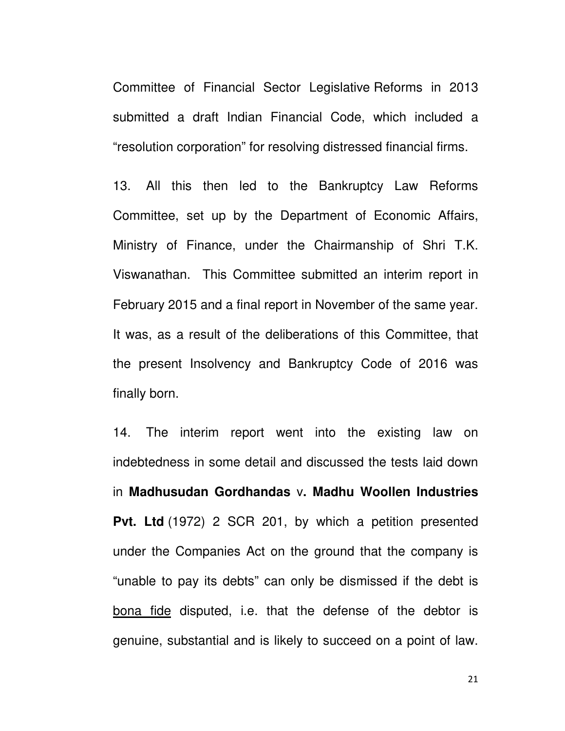Committee of Financial Sector Legislative Reforms in 2013 submitted a draft Indian Financial Code, which included a "resolution corporation" for resolving distressed financial firms.

13. All this then led to the Bankruptcy Law Reforms Committee, set up by the Department of Economic Affairs, Ministry of Finance, under the Chairmanship of Shri T.K. Viswanathan. This Committee submitted an interim report in February 2015 and a final report in November of the same year. It was, as a result of the deliberations of this Committee, that the present Insolvency and Bankruptcy Code of 2016 was finally born.

14. The interim report went into the existing law on indebtedness in some detail and discussed the tests laid down in **Madhusudan Gordhandas** v**. Madhu Woollen Industries Pvt. Ltd** (1972) 2 SCR 201, by which a petition presented under the Companies Act on the ground that the company is "unable to pay its debts" can only be dismissed if the debt is <u>bona fide</u> disputed, i.e. that the defense of the debtor is genuine, substantial and is likely to succeed on a point of law.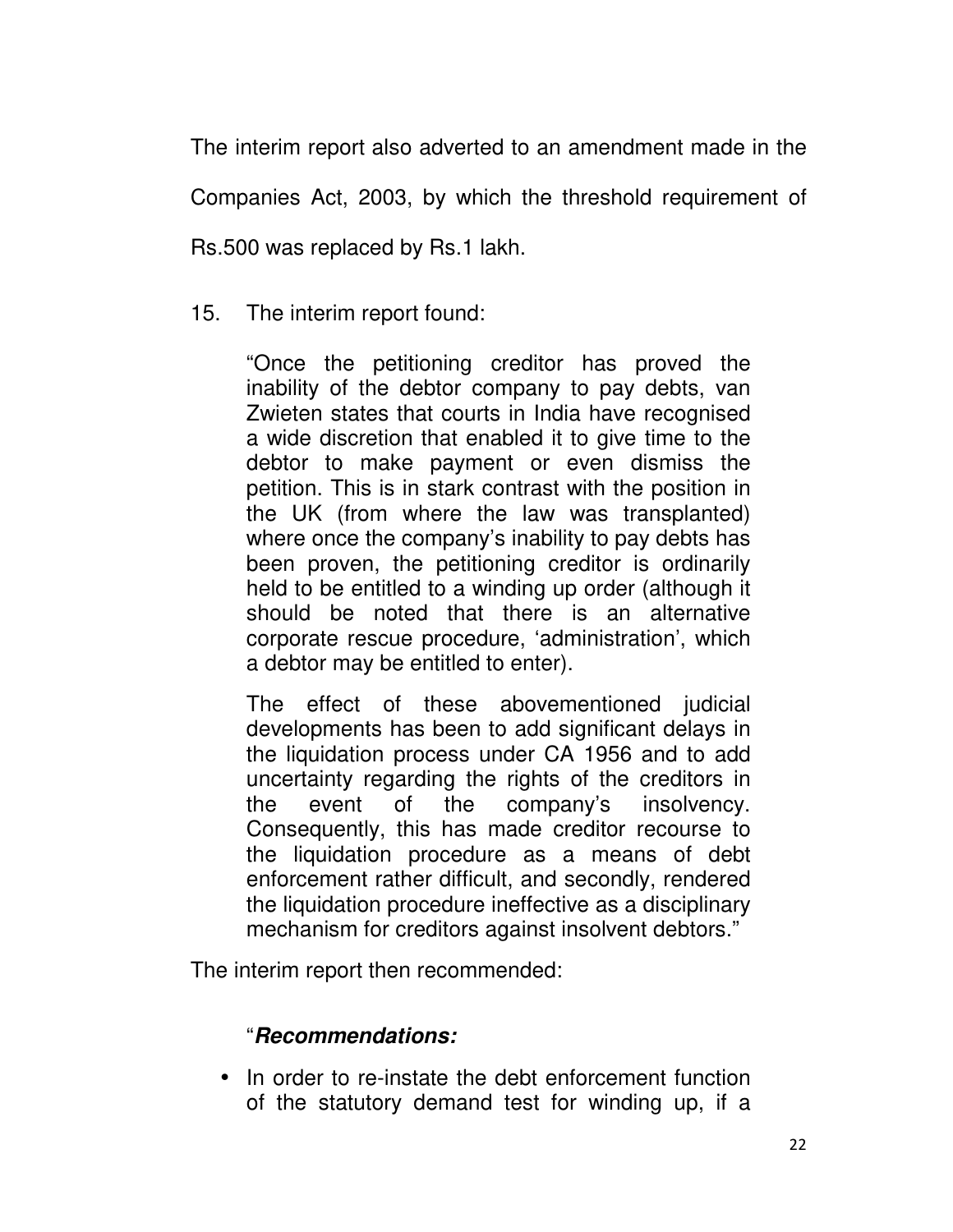The interim report also adverted to an amendment made in the Companies Act, 2003, by which the threshold requirement of Rs.500 was replaced by Rs.1 lakh.

15. The interim report found:

> "Once the petitioning creditor has proved the inability of the debtor company to pay debts, van Zwieten states that courts in India have recognised a wide discretion that enabled it to give time to the debtor to make payment or even dismiss the petition. This is in stark contrast with the position in the UK (from where the law was transplanted) where once the company's inability to pay debts has been proven, the petitioning creditor is ordinarily held to be entitled to a winding up order (although it should be noted that there is an alternative corporate rescue procedure, 'administration', which a debtor may be entitled to enter).
>
> The effect of these abovementioned judicial developments has been to add significant delays in the liquidation process under CA 1956 and to add uncertainty regarding the rights of the creditors in the event of the company's insolvency. Consequently, this has made creditor recourse to the liquidation procedure as a means of debt enforcement rather difficult, and secondly, rendered the liquidation procedure ineffective as a disciplinary mechanism for creditors against insolvent debtors."

The interim report then recommended:

> "***Recommendations:***
>
> - In order to re-instate the debt enforcement function of the statutory demand test for winding up, if a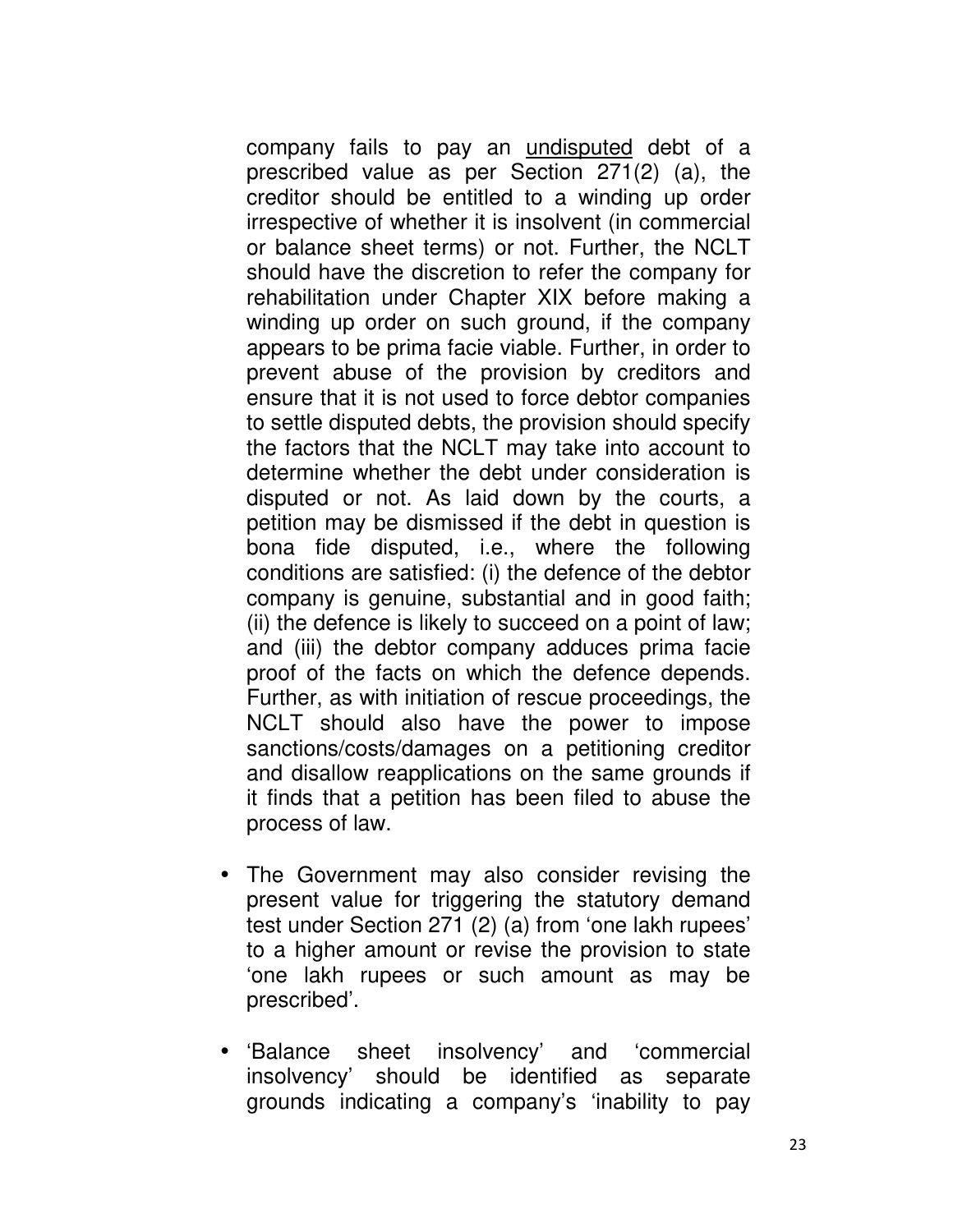company fails to pay an <u>undisputed</u> debt of a prescribed value as per Section 271(2) (a), the creditor should be entitled to a winding up order irrespective of whether it is insolvent (in commercial or balance sheet terms) or not. Further, the NCLT should have the discretion to refer the company for rehabilitation under Chapter XIX before making a winding up order on such ground, if the company appears to be prima facie viable. Further, in order to prevent abuse of the provision by creditors and ensure that it is not used to force debtor companies to settle disputed debts, the provision should specify the factors that the NCLT may take into account to determine whether the debt under consideration is disputed or not. As laid down by the courts, a petition may be dismissed if the debt in question is bona fide disputed, i.e., where the following conditions are satisfied: (i) the defence of the debtor company is genuine, substantial and in good faith; (ii) the defence is likely to succeed on a point of law; and (iii) the debtor company adduces prima facie proof of the facts on which the defence depends. Further, as with initiation of rescue proceedings, the NCLT should also have the power to impose sanctions/costs/damages on a petitioning creditor and disallow reapplications on the same grounds if it finds that a petition has been filed to abuse the process of law.

- The Government may also consider revising the present value for triggering the statutory demand test under Section 271 (2) (a) from 'one lakh rupees' to a higher amount or revise the provision to state 'one lakh rupees or such amount as may be prescribed'.

- 'Balance sheet insolvency' and 'commercial insolvency' should be identified as separate grounds indicating a company's 'inability to pay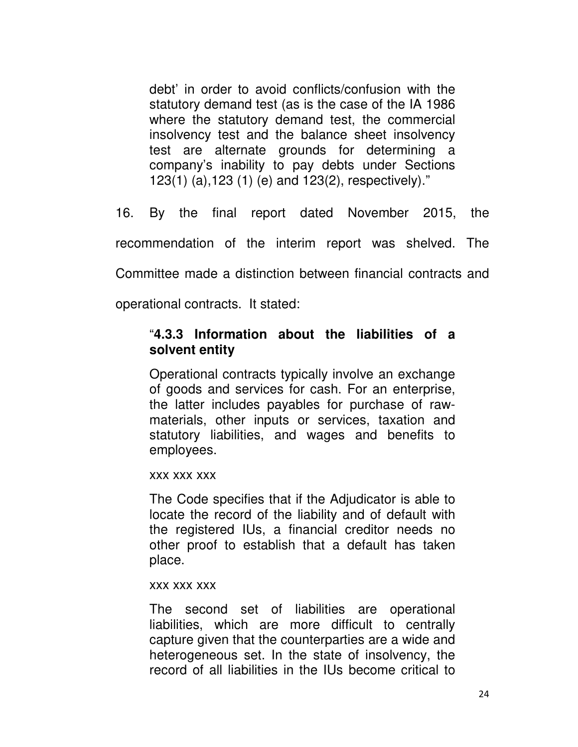debt' in order to avoid conflicts/confusion with the statutory demand test (as is the case of the IA 1986 where the statutory demand test, the commercial insolvency test and the balance sheet insolvency test are alternate grounds for determining a company's inability to pay debts under Sections 123(1) (a),123 (1) (e) and 123(2), respectively)."

16. By the final report dated November 2015, the recommendation of the interim report was shelved. The Committee made a distinction between financial contracts and operational contracts. It stated:

> "**4.3.3 Information about the liabilities of a solvent entity**
>
> Operational contracts typically involve an exchange of goods and services for cash. For an enterprise, the latter includes payables for purchase of raw-materials, other inputs or services, taxation and statutory liabilities, and wages and benefits to employees.
>
> xxx xxx xxx
>
> The Code specifies that if the Adjudicator is able to locate the record of the liability and of default with the registered IUs, a financial creditor needs no other proof to establish that a default has taken place.
>
> xxx xxx xxx
>
> The second set of liabilities are operational liabilities, which are more difficult to centrally capture given that the counterparties are a wide and heterogeneous set. In the state of insolvency, the record of all liabilities in the IUs become critical to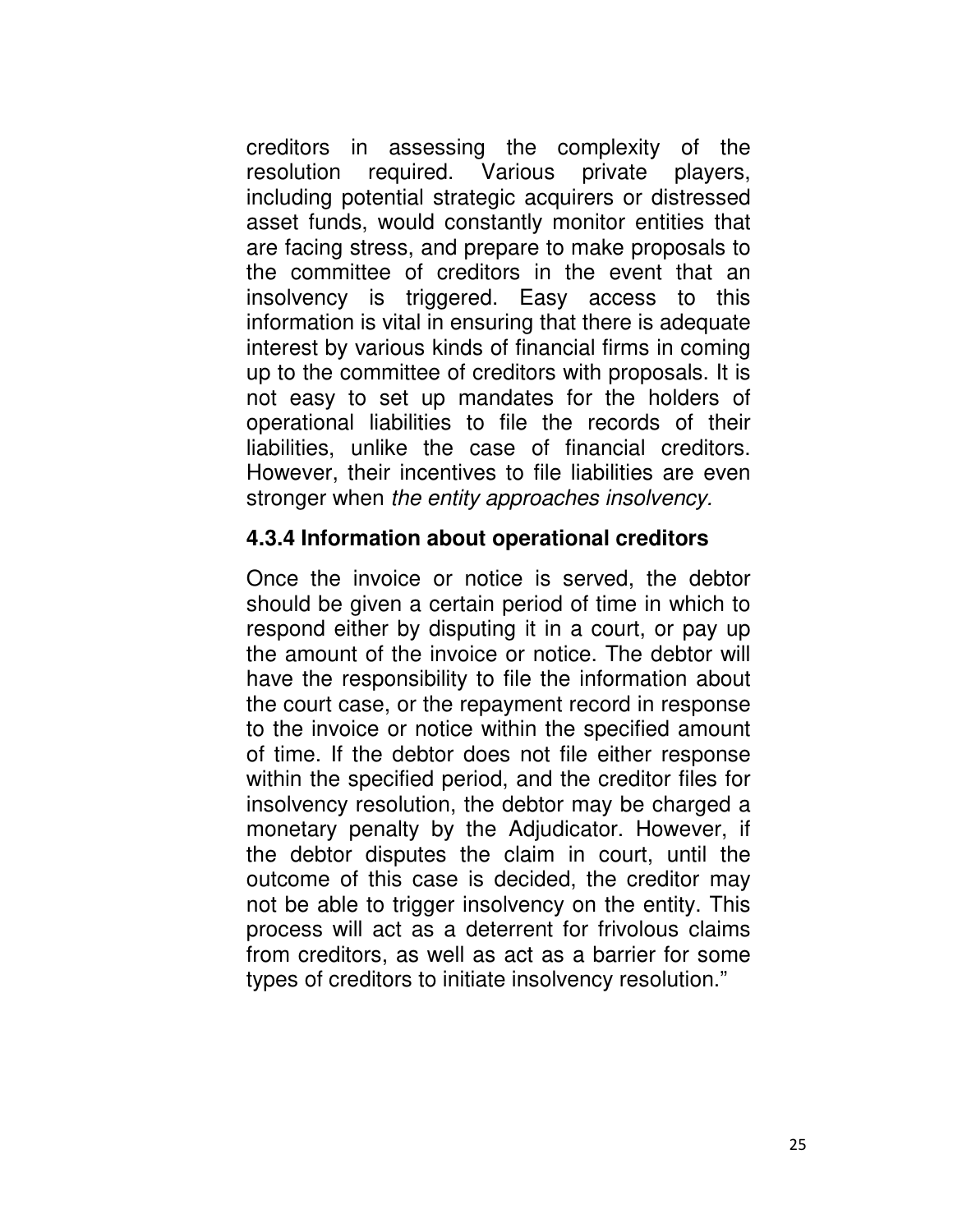creditors in assessing the complexity of the resolution required. Various private players, including potential strategic acquirers or distressed asset funds, would constantly monitor entities that are facing stress, and prepare to make proposals to the committee of creditors in the event that an insolvency is triggered. Easy access to this information is vital in ensuring that there is adequate interest by various kinds of financial firms in coming up to the committee of creditors with proposals. It is not easy to set up mandates for the holders of operational liabilities to file the records of their liabilities, unlike the case of financial creditors. However, their incentives to file liabilities are even stronger when *the entity approaches insolvency.*

### 4.3.4 Information about operational creditors

Once the invoice or notice is served, the debtor should be given a certain period of time in which to respond either by disputing it in a court, or pay up the amount of the invoice or notice. The debtor will have the responsibility to file the information about the court case, or the repayment record in response to the invoice or notice within the specified amount of time. If the debtor does not file either response within the specified period, and the creditor files for insolvency resolution, the debtor may be charged a monetary penalty by the Adjudicator. However, if the debtor disputes the claim in court, until the outcome of this case is decided, the creditor may not be able to trigger insolvency on the entity. This process will act as a deterrent for frivolous claims from creditors, as well as act as a barrier for some types of creditors to initiate insolvency resolution."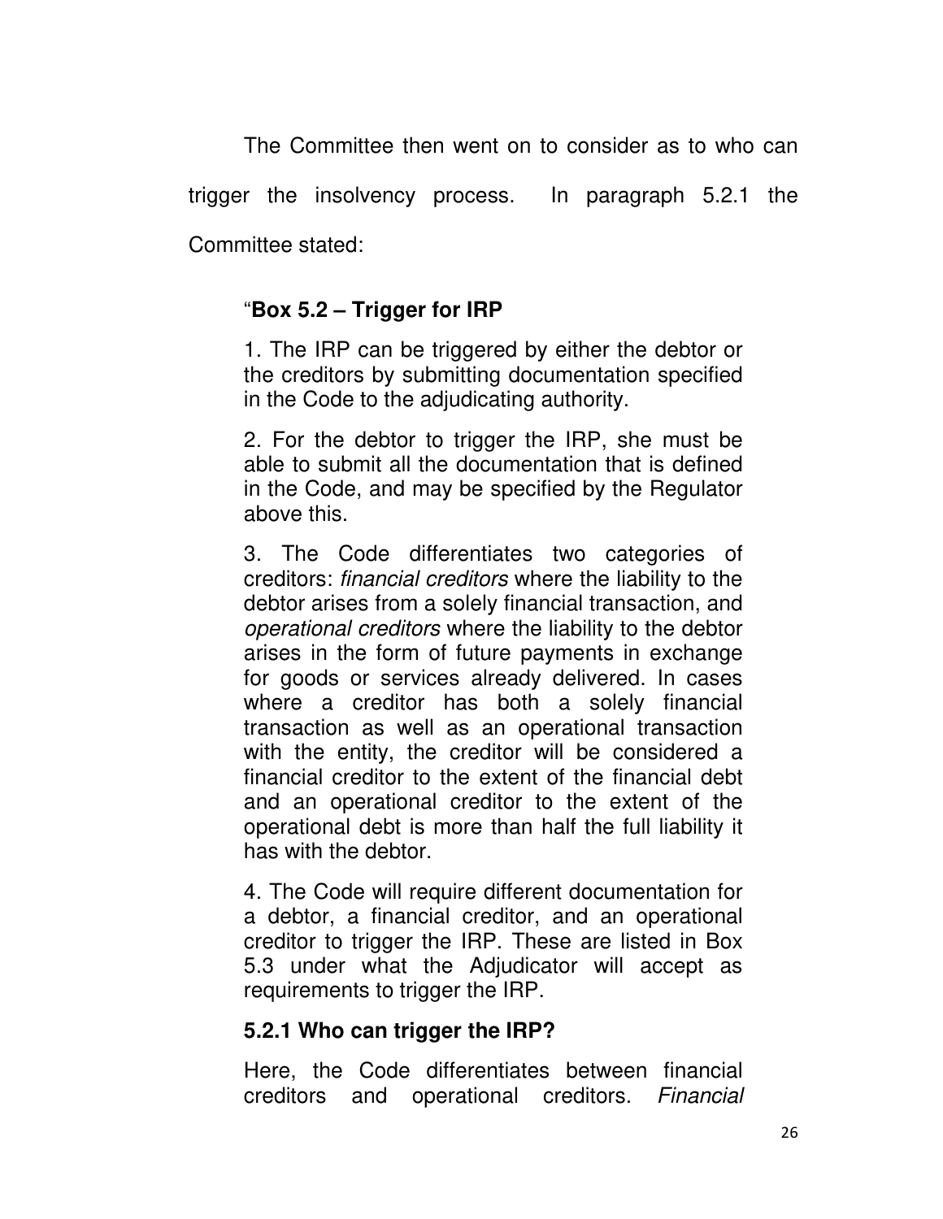The Committee then went on to consider as to who can trigger the insolvency process. In paragraph 5.2.1 the Committee stated:

> "**Box 5.2 – Trigger for IRP**
>
> 1. The IRP can be triggered by either the debtor or the creditors by submitting documentation specified in the Code to the adjudicating authority.
>
> 2. For the debtor to trigger the IRP, she must be able to submit all the documentation that is defined in the Code, and may be specified by the Regulator above this.
>
> 3. The Code differentiates two categories of creditors: *financial creditors* where the liability to the debtor arises from a solely financial transaction, and *operational creditors* where the liability to the debtor arises in the form of future payments in exchange for goods or services already delivered. In cases where a creditor has both a solely financial transaction as well as an operational transaction with the entity, the creditor will be considered a financial creditor to the extent of the financial debt and an operational creditor to the extent of the operational debt is more than half the full liability it has with the debtor.
>
> 4. The Code will require different documentation for a debtor, a financial creditor, and an operational creditor to trigger the IRP. These are listed in Box 5.3 under what the Adjudicator will accept as requirements to trigger the IRP.
>
> **5.2.1 Who can trigger the IRP?**
>
> Here, the Code differentiates between financial creditors and operational creditors. *Financial*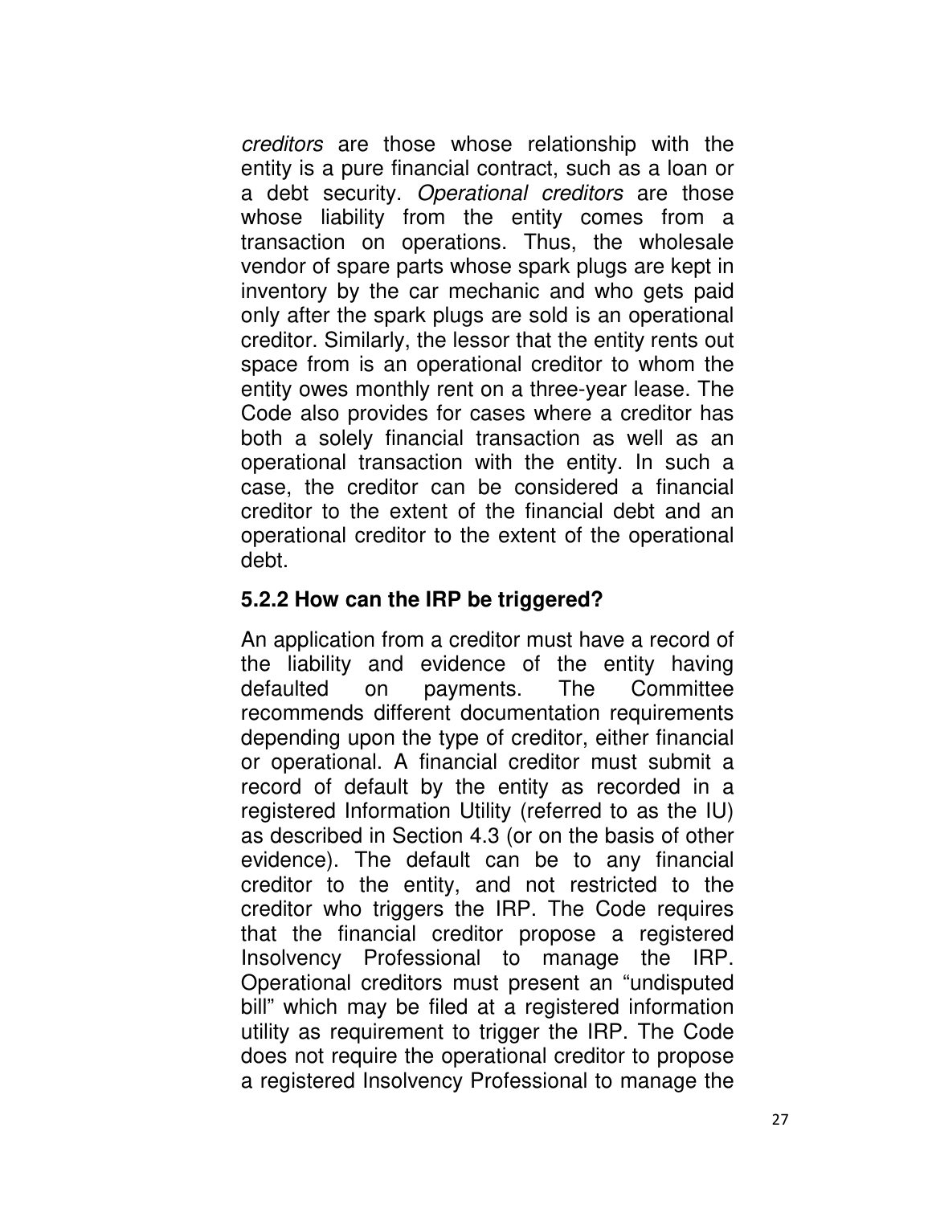*creditors* are those whose relationship with the entity is a pure financial contract, such as a loan or a debt security. *Operational creditors* are those whose liability from the entity comes from a transaction on operations. Thus, the wholesale vendor of spare parts whose spark plugs are kept in inventory by the car mechanic and who gets paid only after the spark plugs are sold is an operational creditor. Similarly, the lessor that the entity rents out space from is an operational creditor to whom the entity owes monthly rent on a three-year lease. The Code also provides for cases where a creditor has both a solely financial transaction as well as an operational transaction with the entity. In such a case, the creditor can be considered a financial creditor to the extent of the financial debt and an operational creditor to the extent of the operational debt.

### 5.2.2 How can the IRP be triggered?

An application from a creditor must have a record of the liability and evidence of the entity having defaulted on payments. The Committee recommends different documentation requirements depending upon the type of creditor, either financial or operational. A financial creditor must submit a record of default by the entity as recorded in a registered Information Utility (referred to as the IU) as described in Section 4.3 (or on the basis of other evidence). The default can be to any financial creditor to the entity, and not restricted to the creditor who triggers the IRP. The Code requires that the financial creditor propose a registered Insolvency Professional to manage the IRP. Operational creditors must present an "undisputed bill" which may be filed at a registered information utility as requirement to trigger the IRP. The Code does not require the operational creditor to propose a registered Insolvency Professional to manage the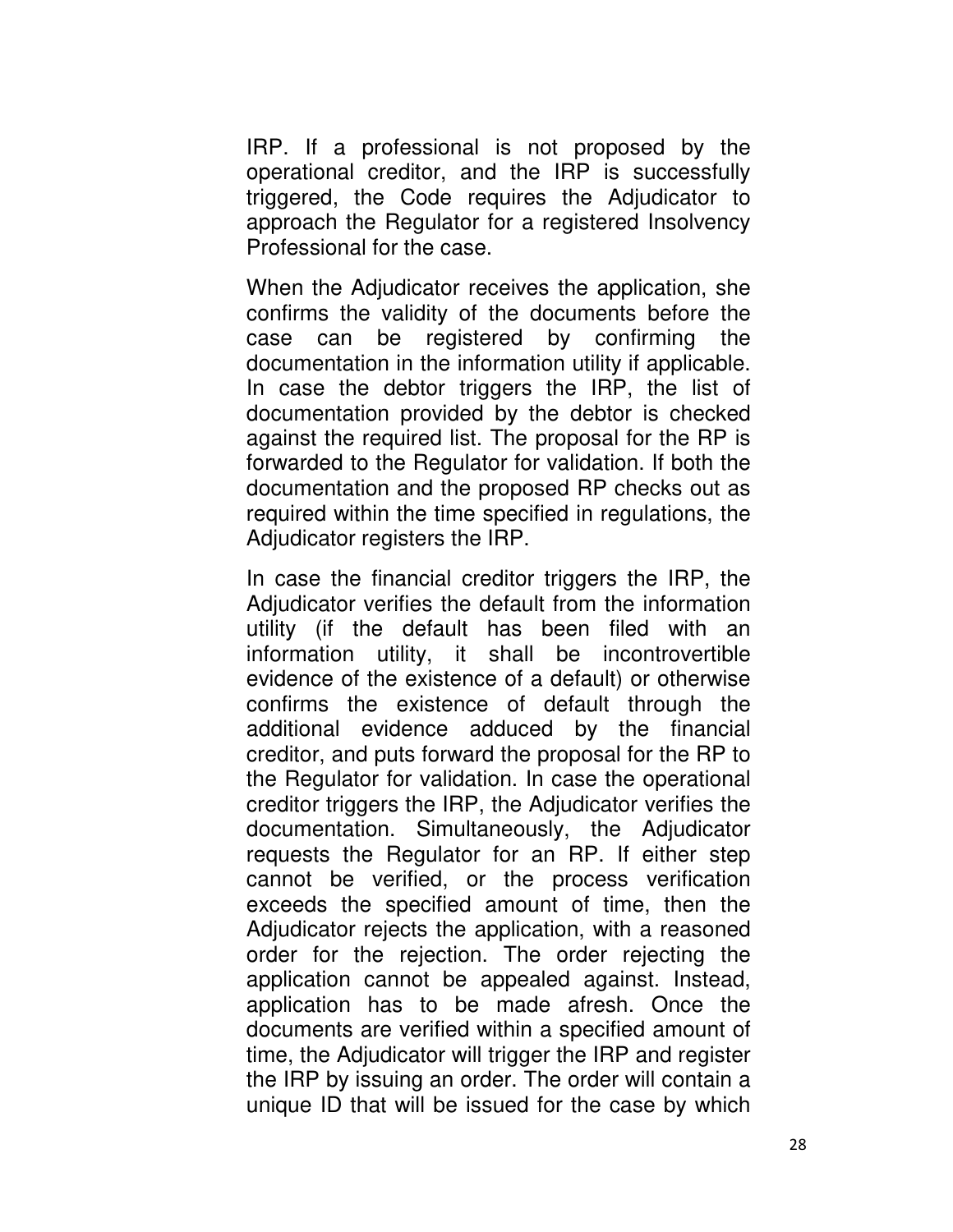IRP. If a professional is not proposed by the operational creditor, and the IRP is successfully triggered, the Code requires the Adjudicator to approach the Regulator for a registered Insolvency Professional for the case.

When the Adjudicator receives the application, she confirms the validity of the documents before the case can be registered by confirming the documentation in the information utility if applicable. In case the debtor triggers the IRP, the list of documentation provided by the debtor is checked against the required list. The proposal for the RP is forwarded to the Regulator for validation. If both the documentation and the proposed RP checks out as required within the time specified in regulations, the Adjudicator registers the IRP.

In case the financial creditor triggers the IRP, the Adjudicator verifies the default from the information utility (if the default has been filed with an information utility, it shall be incontrovertible evidence of the existence of a default) or otherwise confirms the existence of default through the additional evidence adduced by the financial creditor, and puts forward the proposal for the RP to the Regulator for validation. In case the operational creditor triggers the IRP, the Adjudicator verifies the documentation. Simultaneously, the Adjudicator requests the Regulator for an RP. If either step cannot be verified, or the process verification exceeds the specified amount of time, then the Adjudicator rejects the application, with a reasoned order for the rejection. The order rejecting the application cannot be appealed against. Instead, application has to be made afresh. Once the documents are verified within a specified amount of time, the Adjudicator will trigger the IRP and register the IRP by issuing an order. The order will contain a unique ID that will be issued for the case by which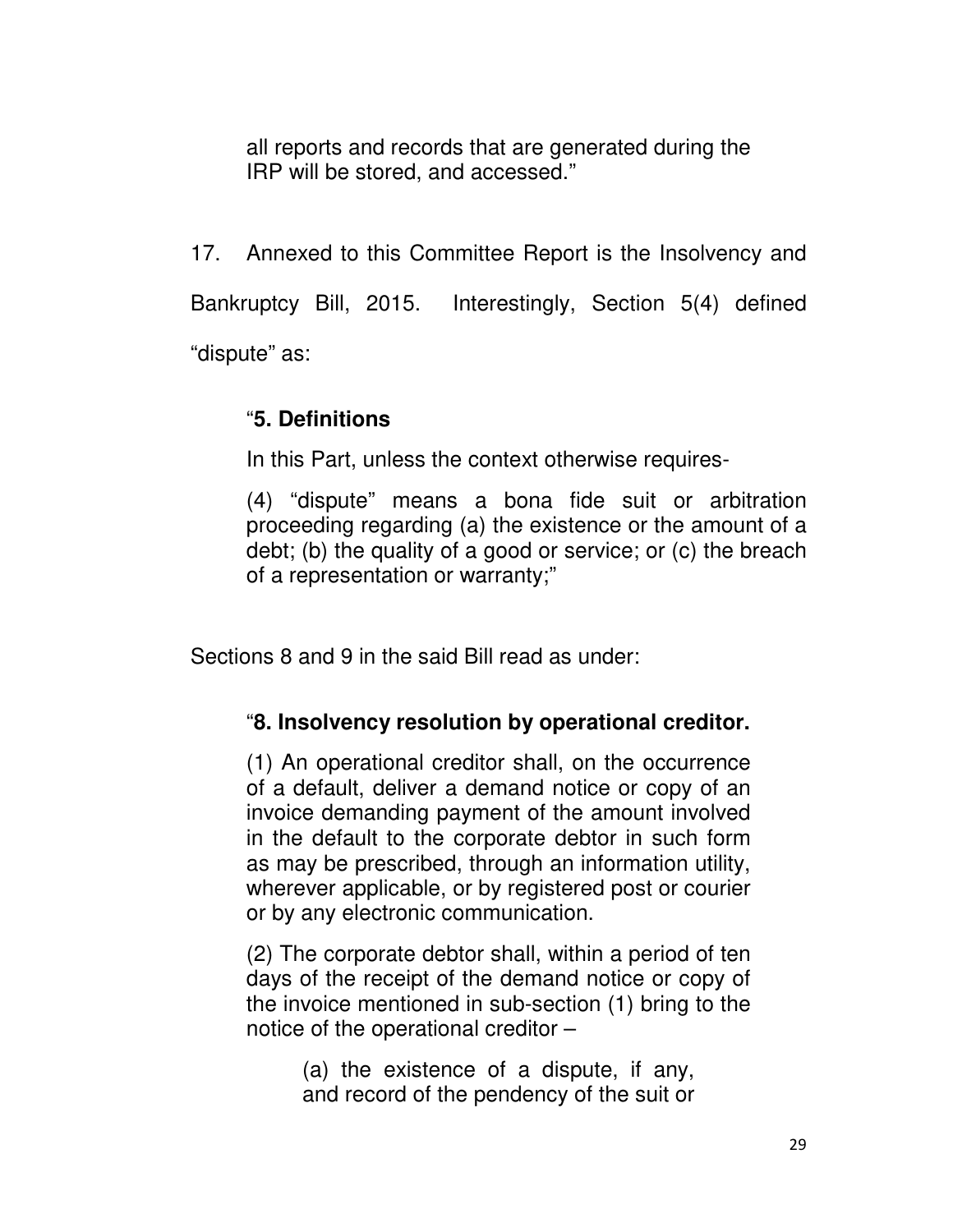all reports and records that are generated during the IRP will be stored, and accessed."

17. Annexed to this Committee Report is the Insolvency and Bankruptcy Bill, 2015. Interestingly, Section 5(4) defined "dispute" as:

> "**5. Definitions**
>
> In this Part, unless the context otherwise requires-
>
> (4) "dispute" means a bona fide suit or arbitration proceeding regarding (a) the existence or the amount of a debt; (b) the quality of a good or service; or (c) the breach of a representation or warranty;"

Sections 8 and 9 in the said Bill read as under:

> "**8. Insolvency resolution by operational creditor.**
>
> (1) An operational creditor shall, on the occurrence of a default, deliver a demand notice or copy of an invoice demanding payment of the amount involved in the default to the corporate debtor in such form as may be prescribed, through an information utility, wherever applicable, or by registered post or courier or by any electronic communication.
>
> (2) The corporate debtor shall, within a period of ten days of the receipt of the demand notice or copy of the invoice mentioned in sub-section (1) bring to the notice of the operational creditor –
>
> > (a) the existence of a dispute, if any, and record of the pendency of the suit or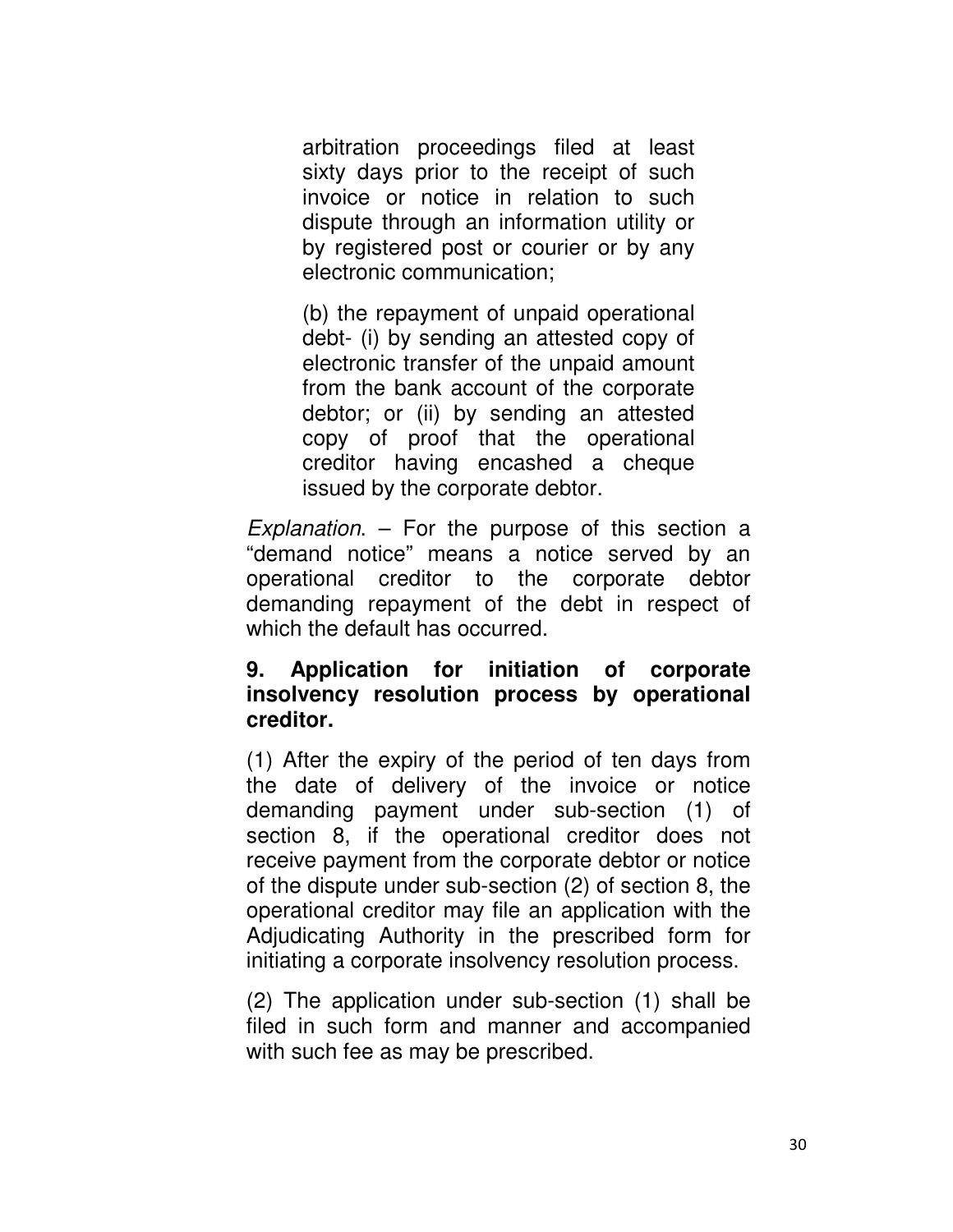arbitration proceedings filed at least sixty days prior to the receipt of such invoice or notice in relation to such dispute through an information utility or by registered post or courier or by any electronic communication;

(b) the repayment of unpaid operational debt- (i) by sending an attested copy of electronic transfer of the unpaid amount from the bank account of the corporate debtor; or (ii) by sending an attested copy of proof that the operational creditor having encashed a cheque issued by the corporate debtor.

*Explanation*. – For the purpose of this section a “demand notice” means a notice served by an operational creditor to the corporate debtor demanding repayment of the debt in respect of which the default has occurred.

**9. Application for initiation of corporate insolvency resolution process by operational creditor.**

(1) After the expiry of the period of ten days from the date of delivery of the invoice or notice demanding payment under sub-section (1) of section 8, if the operational creditor does not receive payment from the corporate debtor or notice of the dispute under sub-section (2) of section 8, the operational creditor may file an application with the Adjudicating Authority in the prescribed form for initiating a corporate insolvency resolution process.

(2) The application under sub-section (1) shall be filed in such form and manner and accompanied with such fee as may be prescribed.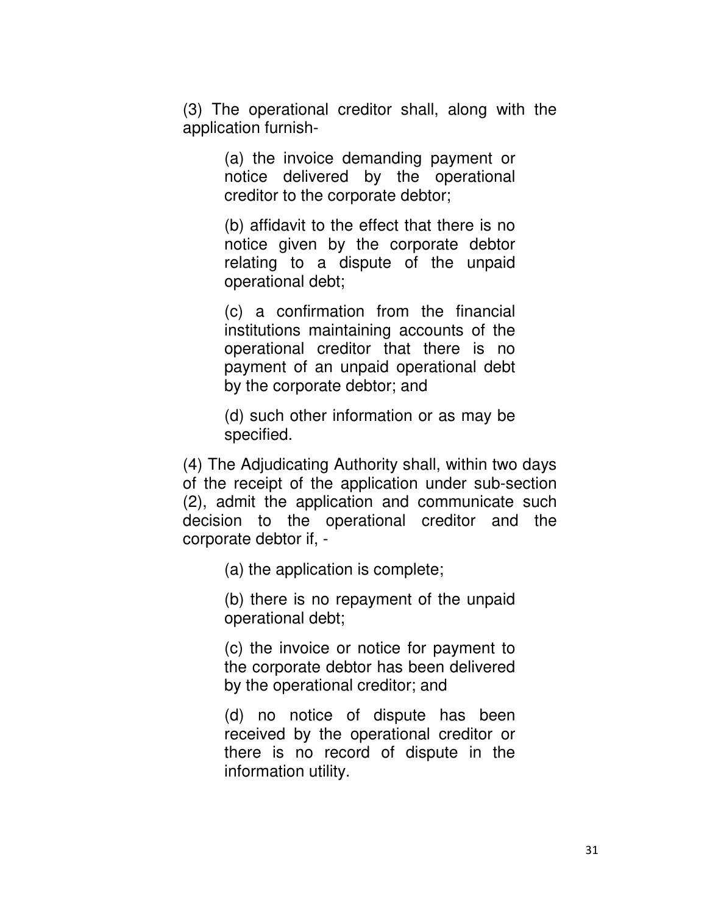(3) The operational creditor shall, along with the application furnish-

(a) the invoice demanding payment or notice delivered by the operational creditor to the corporate debtor;

(b) affidavit to the effect that there is no notice given by the corporate debtor relating to a dispute of the unpaid operational debt;

(c) a confirmation from the financial institutions maintaining accounts of the operational creditor that there is no payment of an unpaid operational debt by the corporate debtor; and

(d) such other information or as may be specified.

(4) The Adjudicating Authority shall, within two days of the receipt of the application under sub-section (2), admit the application and communicate such decision to the operational creditor and the corporate debtor if, -

(a) the application is complete;

(b) there is no repayment of the unpaid operational debt;

(c) the invoice or notice for payment to the corporate debtor has been delivered by the operational creditor; and

(d) no notice of dispute has been received by the operational creditor or there is no record of dispute in the information utility.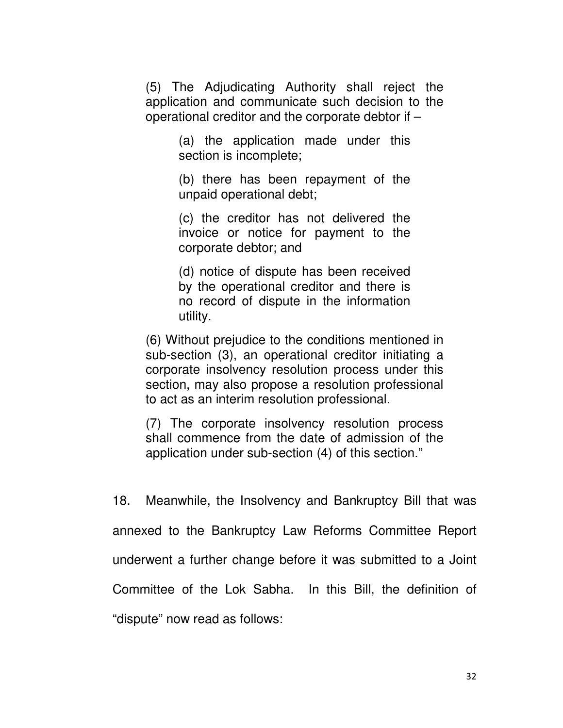> (5) The Adjudicating Authority shall reject the application and communicate such decision to the operational creditor and the corporate debtor if –
>
> > (a) the application made under this section is incomplete;
> >
> > (b) there has been repayment of the unpaid operational debt;
> >
> > (c) the creditor has not delivered the invoice or notice for payment to the corporate debtor; and
> >
> > (d) notice of dispute has been received by the operational creditor and there is no record of dispute in the information utility.
>
> (6) Without prejudice to the conditions mentioned in sub-section (3), an operational creditor initiating a corporate insolvency resolution process under this section, may also propose a resolution professional to act as an interim resolution professional.
>
> (7) The corporate insolvency resolution process shall commence from the date of admission of the application under sub-section (4) of this section."

18. Meanwhile, the Insolvency and Bankruptcy Bill that was annexed to the Bankruptcy Law Reforms Committee Report underwent a further change before it was submitted to a Joint Committee of the Lok Sabha. In this Bill, the definition of "dispute" now read as follows: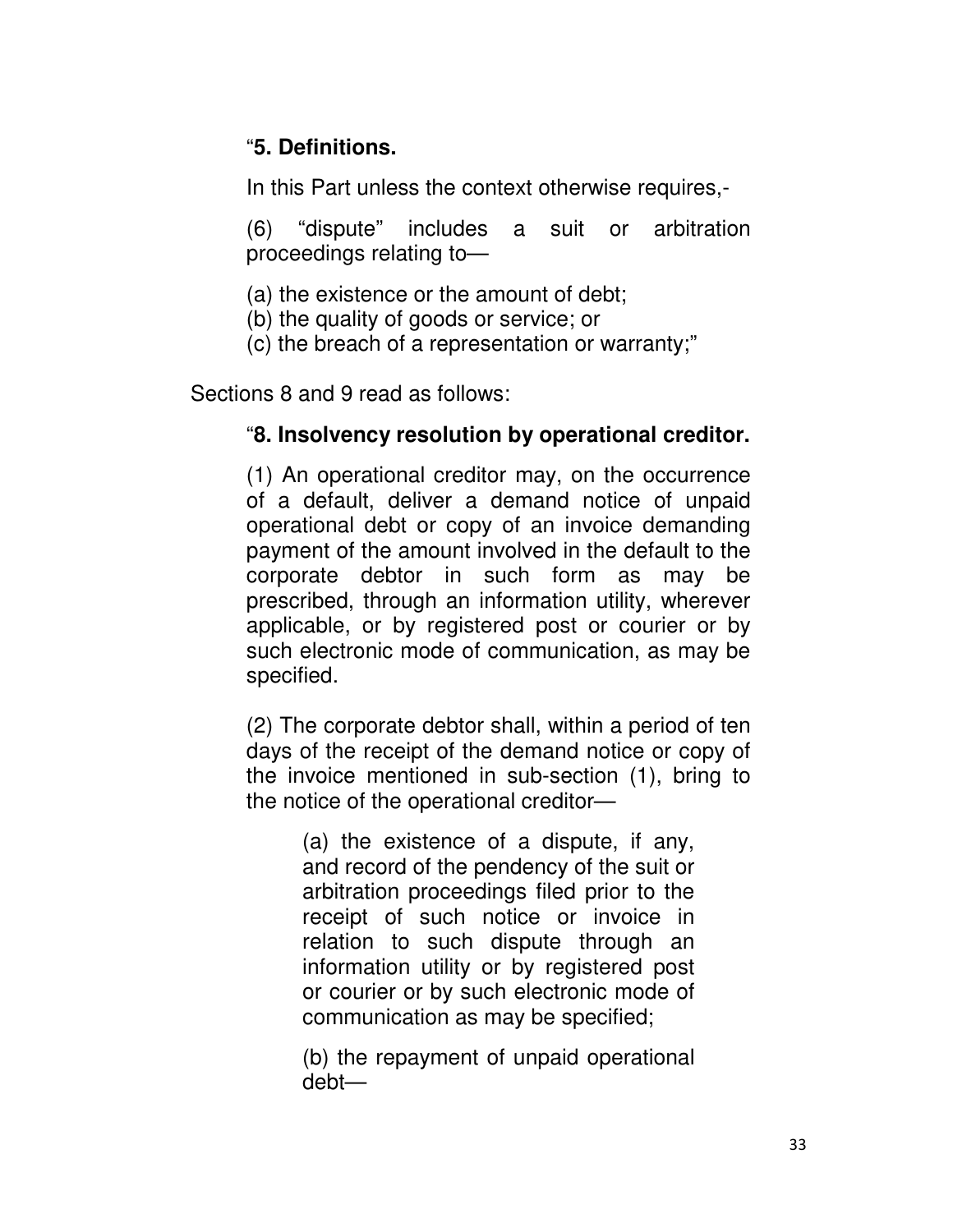"**5. Definitions.**

In this Part unless the context otherwise requires,-

(6) "dispute" includes a suit or arbitration proceedings relating to—

(a) the existence or the amount of debt;
(b) the quality of goods or service; or
(c) the breach of a representation or warranty;"

Sections 8 and 9 read as follows:

"**8. Insolvency resolution by operational creditor.**

(1) An operational creditor may, on the occurrence of a default, deliver a demand notice of unpaid operational debt or copy of an invoice demanding payment of the amount involved in the default to the corporate debtor in such form as may be prescribed, through an information utility, wherever applicable, or by registered post or courier or by such electronic mode of communication, as may be specified.

(2) The corporate debtor shall, within a period of ten days of the receipt of the demand notice or copy of the invoice mentioned in sub-section (1), bring to the notice of the operational creditor—

> (a) the existence of a dispute, if any, and record of the pendency of the suit or arbitration proceedings filed prior to the receipt of such notice or invoice in relation to such dispute through an information utility or by registered post or courier or by such electronic mode of communication as may be specified;
>
> (b) the repayment of unpaid operational debt—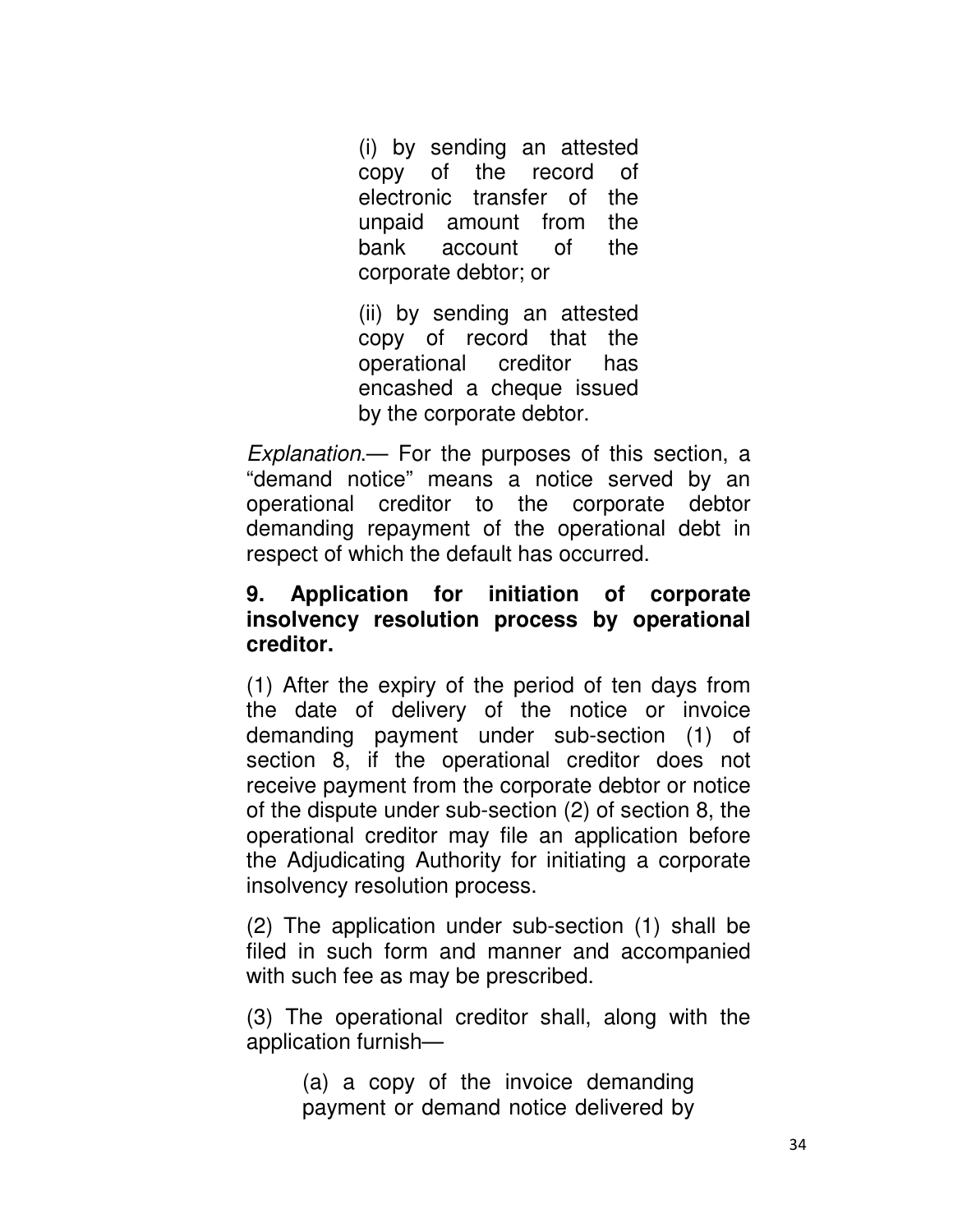(i) by sending an attested copy of the record of electronic transfer of the unpaid amount from the bank account of the corporate debtor; or

(ii) by sending an attested copy of record that the operational creditor has encashed a cheque issued by the corporate debtor.

*Explanation*.— For the purposes of this section, a "demand notice" means a notice served by an operational creditor to the corporate debtor demanding repayment of the operational debt in respect of which the default has occurred.

**9. Application for initiation of corporate insolvency resolution process by operational creditor.**

(1) After the expiry of the period of ten days from the date of delivery of the notice or invoice demanding payment under sub-section (1) of section 8, if the operational creditor does not receive payment from the corporate debtor or notice of the dispute under sub-section (2) of section 8, the operational creditor may file an application before the Adjudicating Authority for initiating a corporate insolvency resolution process.

(2) The application under sub-section (1) shall be filed in such form and manner and accompanied with such fee as may be prescribed.

(3) The operational creditor shall, along with the application furnish—

(a) a copy of the invoice demanding payment or demand notice delivered by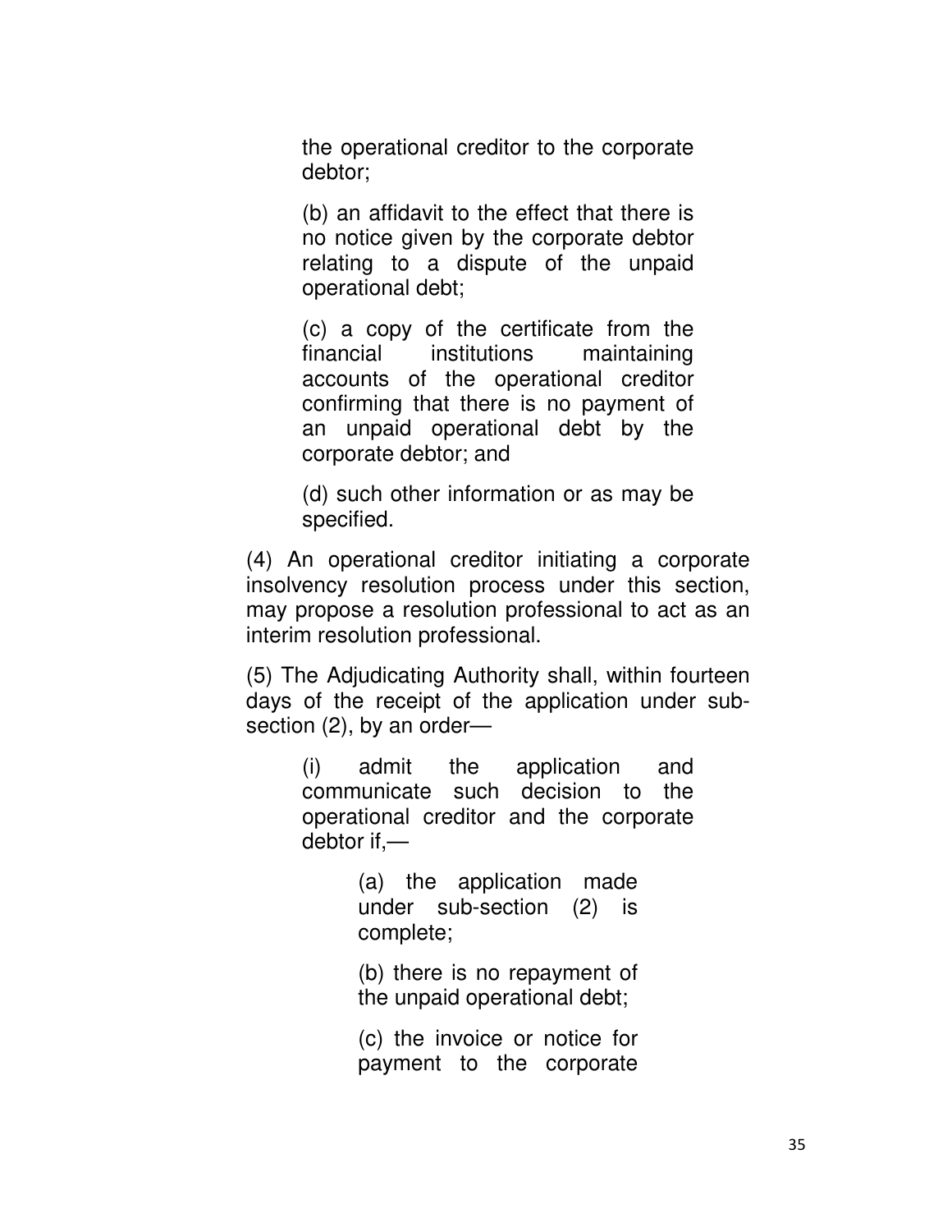the operational creditor to the corporate debtor;

(b) an affidavit to the effect that there is no notice given by the corporate debtor relating to a dispute of the unpaid operational debt;

(c) a copy of the certificate from the financial institutions maintaining accounts of the operational creditor confirming that there is no payment of an unpaid operational debt by the corporate debtor; and

(d) such other information or as may be specified.

(4) An operational creditor initiating a corporate insolvency resolution process under this section, may propose a resolution professional to act as an interim resolution professional.

(5) The Adjudicating Authority shall, within fourteen days of the receipt of the application under sub-section (2), by an order—

(i) admit the application and communicate such decision to the operational creditor and the corporate debtor if,—

(a) the application made under sub-section (2) is complete;

(b) there is no repayment of the unpaid operational debt;

(c) the invoice or notice for payment to the corporate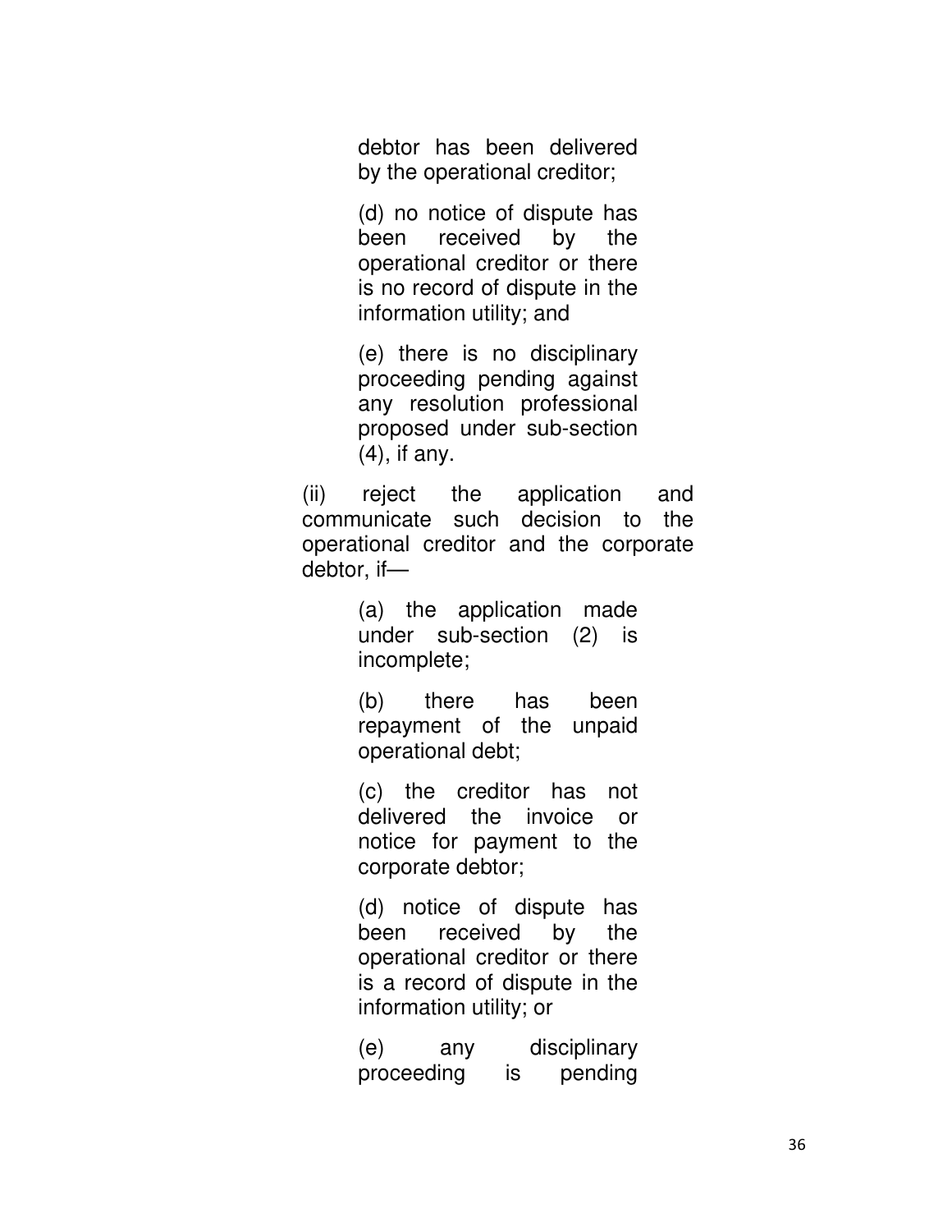debtor has been delivered by the operational creditor;

(d) no notice of dispute has been received by the operational creditor or there is no record of dispute in the information utility; and

(e) there is no disciplinary proceeding pending against any resolution professional proposed under sub-section (4), if any.

(ii) reject the application and communicate such decision to the operational creditor and the corporate debtor, if—

(a) the application made under sub-section (2) is incomplete;

(b) there has been repayment of the unpaid operational debt;

(c) the creditor has not delivered the invoice or notice for payment to the corporate debtor;

(d) notice of dispute has been received by the operational creditor or there is a record of dispute in the information utility; or

(e) any disciplinary proceeding is pending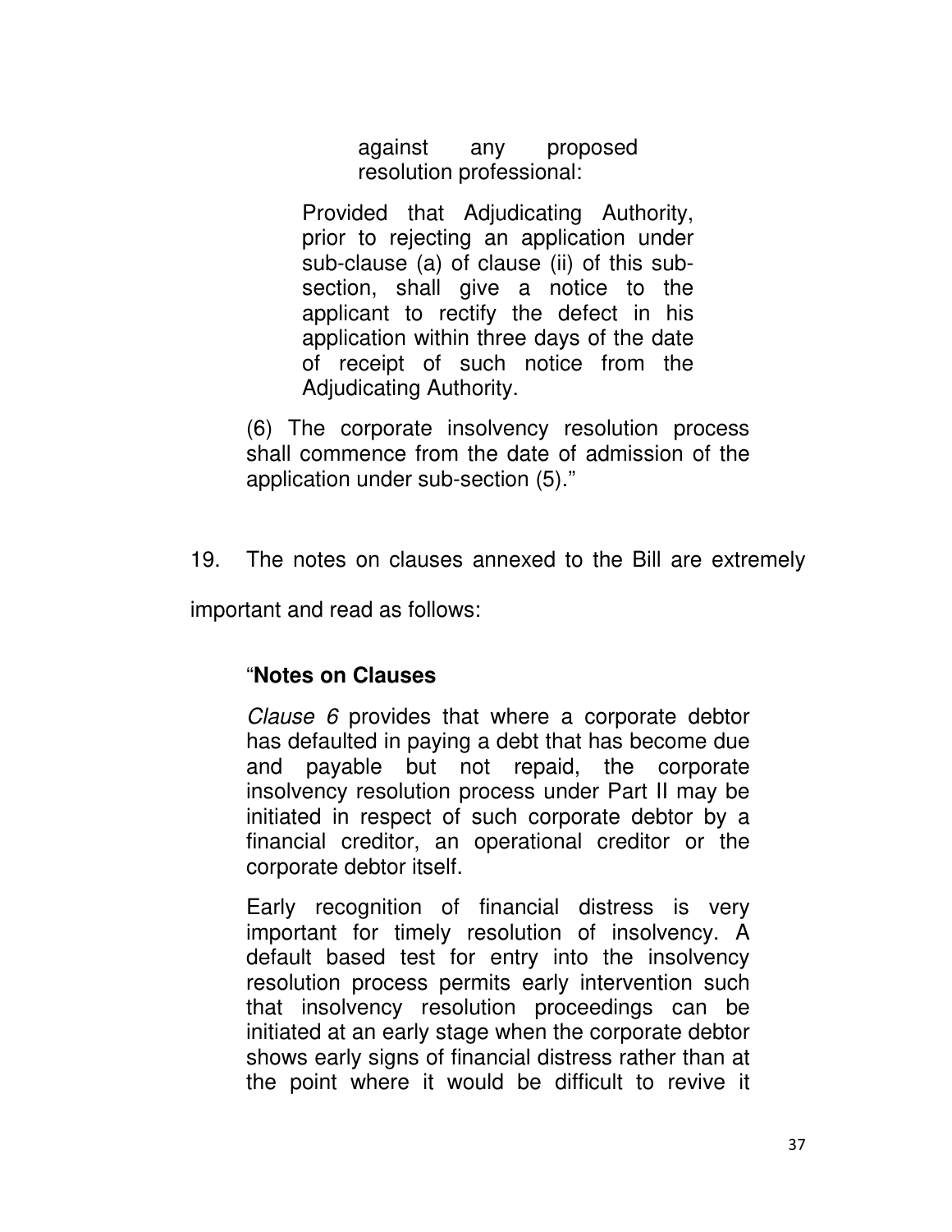> against any proposed resolution professional:
>
> Provided that Adjudicating Authority, prior to rejecting an application under sub-clause (a) of clause (ii) of this sub-section, shall give a notice to the applicant to rectify the defect in his application within three days of the date of receipt of such notice from the Adjudicating Authority.
>
> (6) The corporate insolvency resolution process shall commence from the date of admission of the application under sub-section (5)."

19. The notes on clauses annexed to the Bill are extremely important and read as follows:

> "**Notes on Clauses**
>
> *Clause 6* provides that where a corporate debtor has defaulted in paying a debt that has become due and payable but not repaid, the corporate insolvency resolution process under Part II may be initiated in respect of such corporate debtor by a financial creditor, an operational creditor or the corporate debtor itself.
>
> Early recognition of financial distress is very important for timely resolution of insolvency. A default based test for entry into the insolvency resolution process permits early intervention such that insolvency resolution proceedings can be initiated at an early stage when the corporate debtor shows early signs of financial distress rather than at the point where it would be difficult to revive it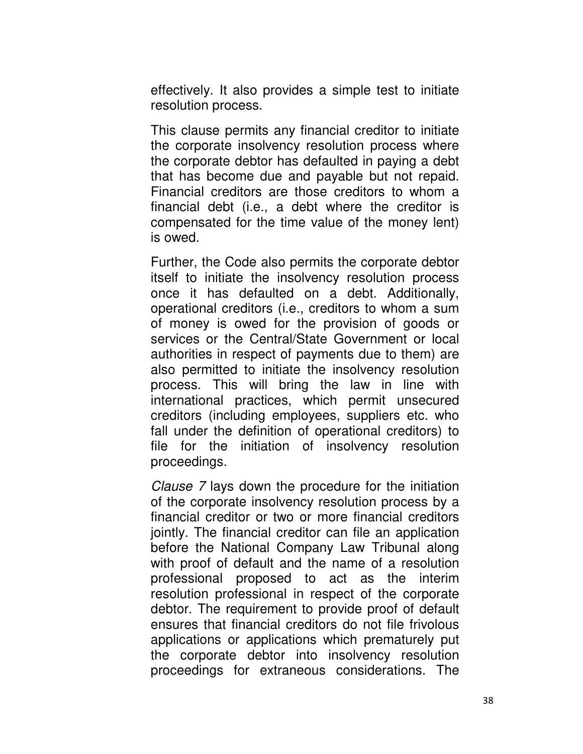effectively. It also provides a simple test to initiate resolution process.

This clause permits any financial creditor to initiate the corporate insolvency resolution process where the corporate debtor has defaulted in paying a debt that has become due and payable but not repaid. Financial creditors are those creditors to whom a financial debt (i.e., a debt where the creditor is compensated for the time value of the money lent) is owed.

Further, the Code also permits the corporate debtor itself to initiate the insolvency resolution process once it has defaulted on a debt. Additionally, operational creditors (i.e., creditors to whom a sum of money is owed for the provision of goods or services or the Central/State Government or local authorities in respect of payments due to them) are also permitted to initiate the insolvency resolution process. This will bring the law in line with international practices, which permit unsecured creditors (including employees, suppliers etc. who fall under the definition of operational creditors) to file for the initiation of insolvency resolution proceedings.

*Clause 7* lays down the procedure for the initiation of the corporate insolvency resolution process by a financial creditor or two or more financial creditors jointly. The financial creditor can file an application before the National Company Law Tribunal along with proof of default and the name of a resolution professional proposed to act as the interim resolution professional in respect of the corporate debtor. The requirement to provide proof of default ensures that financial creditors do not file frivolous applications or applications which prematurely put the corporate debtor into insolvency resolution proceedings for extraneous considerations. The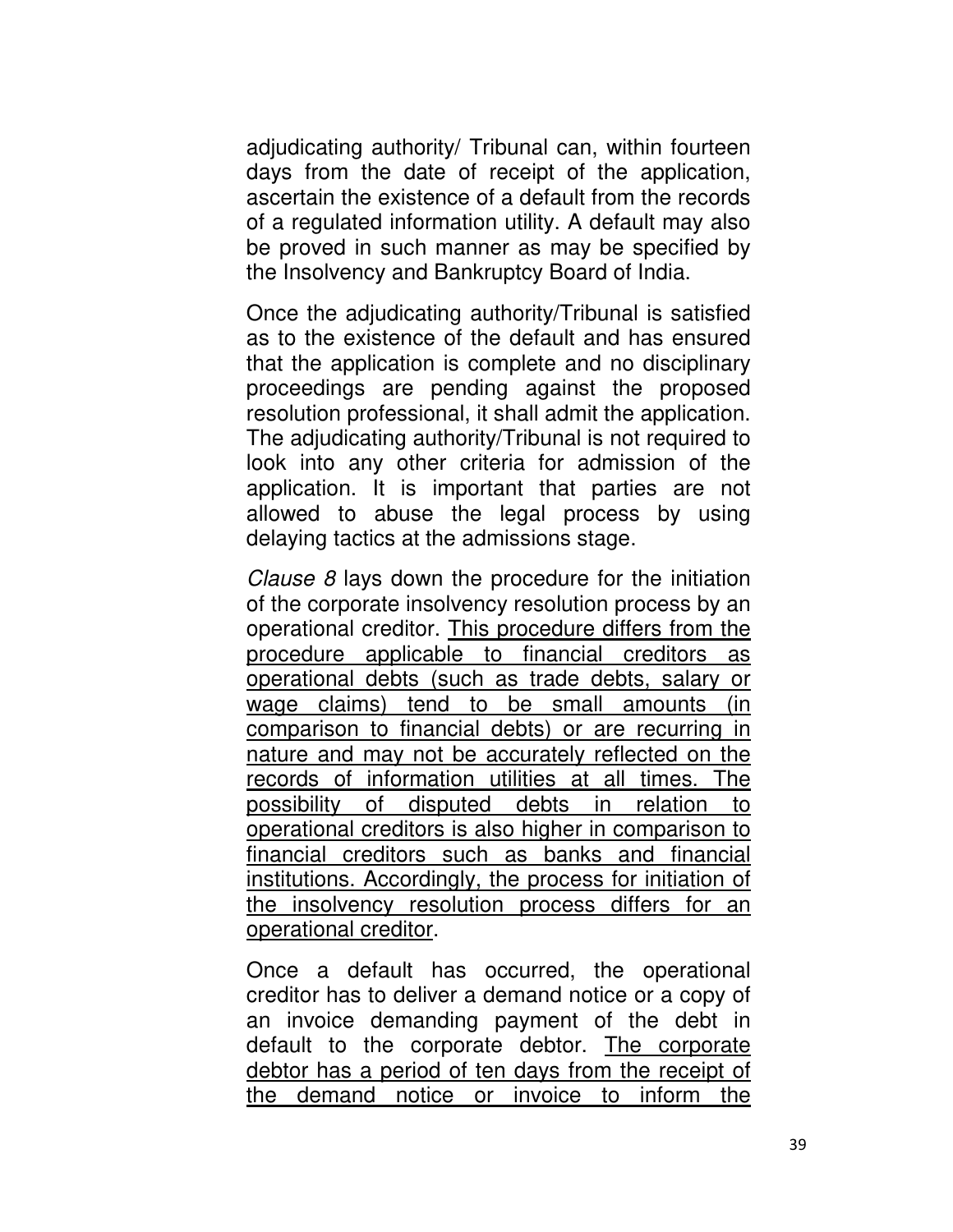adjudicating authority/ Tribunal can, within fourteen days from the date of receipt of the application, ascertain the existence of a default from the records of a regulated information utility. A default may also be proved in such manner as may be specified by the Insolvency and Bankruptcy Board of India.

Once the adjudicating authority/Tribunal is satisfied as to the existence of the default and has ensured that the application is complete and no disciplinary proceedings are pending against the proposed resolution professional, it shall admit the application. The adjudicating authority/Tribunal is not required to look into any other criteria for admission of the application. It is important that parties are not allowed to abuse the legal process by using delaying tactics at the admissions stage.

*Clause 8* lays down the procedure for the initiation of the corporate insolvency resolution process by an operational creditor. <u>This procedure differs from the procedure applicable to financial creditors as operational debts (such as trade debts, salary or wage claims) tend to be small amounts (in comparison to financial debts) or are recurring in nature and may not be accurately reflected on the records of information utilities at all times. The possibility of disputed debts in relation to operational creditors is also higher in comparison to financial creditors such as banks and financial institutions. Accordingly, the process for initiation of the insolvency resolution process differs for an operational creditor</u>.

Once a default has occurred, the operational creditor has to deliver a demand notice or a copy of an invoice demanding payment of the debt in default to the corporate debtor. <u>The corporate debtor has a period of ten days from the receipt of the demand notice or invoice to inform the</u>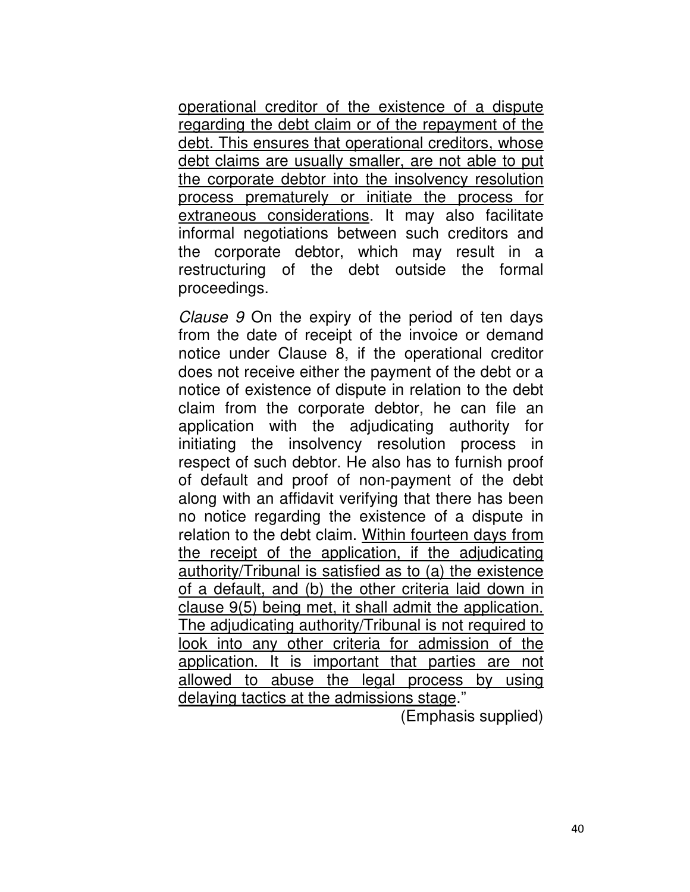operational creditor of the existence of a dispute regarding the debt claim or of the repayment of the debt. This ensures that operational creditors, whose debt claims are usually smaller, are not able to put the corporate debtor into the insolvency resolution process prematurely or initiate the process for extraneous considerations. It may also facilitate informal negotiations between such creditors and the corporate debtor, which may result in a restructuring of the debt outside the formal proceedings.

*Clause 9* On the expiry of the period of ten days from the date of receipt of the invoice or demand notice under Clause 8, if the operational creditor does not receive either the payment of the debt or a notice of existence of dispute in relation to the debt claim from the corporate debtor, he can file an application with the adjudicating authority for initiating the insolvency resolution process in respect of such debtor. He also has to furnish proof of default and proof of non-payment of the debt along with an affidavit verifying that there has been no notice regarding the existence of a dispute in relation to the debt claim. Within fourteen days from the receipt of the application, if the adjudicating authority/Tribunal is satisfied as to (a) the existence of a default, and (b) the other criteria laid down in clause 9(5) being met, it shall admit the application. The adjudicating authority/Tribunal is not required to look into any other criteria for admission of the application. It is important that parties are not allowed to abuse the legal process by using delaying tactics at the admissions stage."

(Emphasis supplied)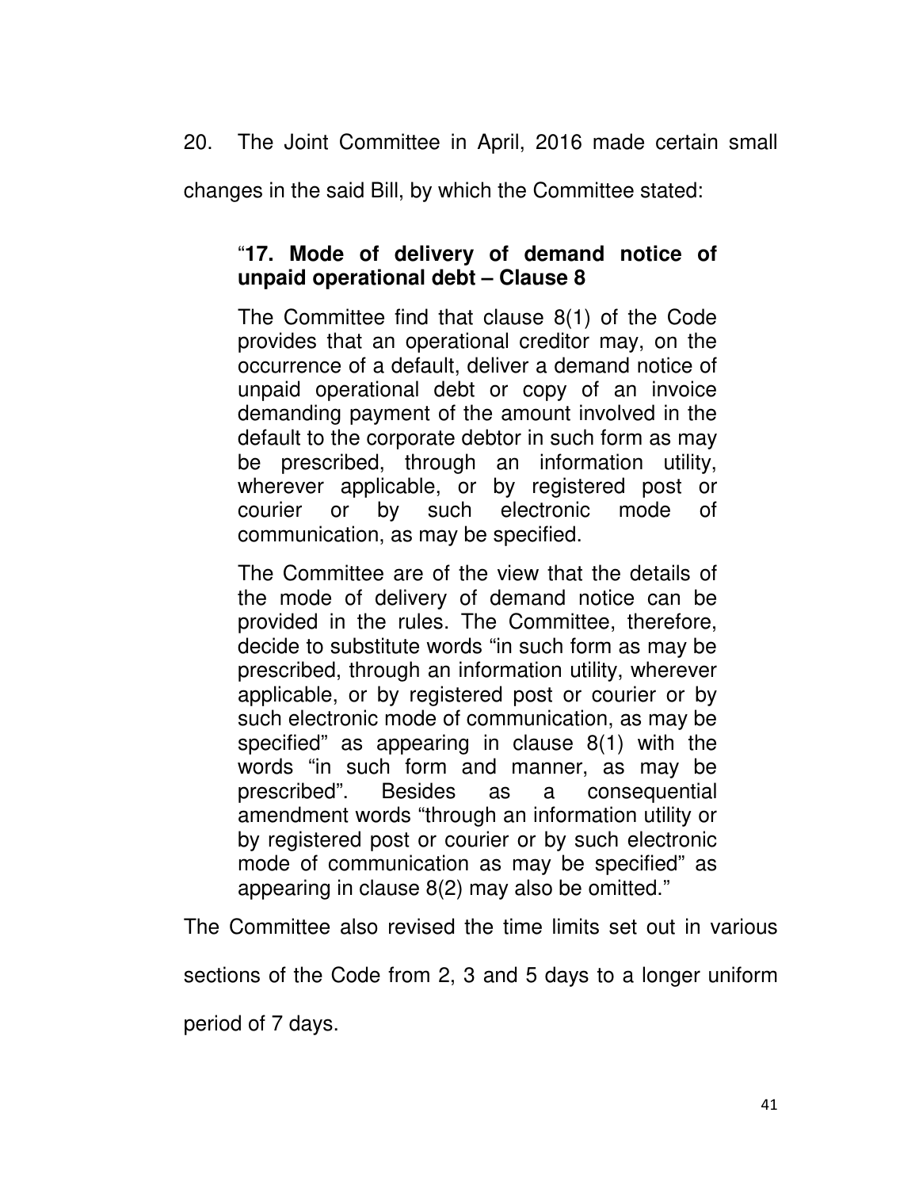20. The Joint Committee in April, 2016 made certain small changes in the said Bill, by which the Committee stated:

> "**17. Mode of delivery of demand notice of unpaid operational debt – Clause 8**
>
> The Committee find that clause 8(1) of the Code provides that an operational creditor may, on the occurrence of a default, deliver a demand notice of unpaid operational debt or copy of an invoice demanding payment of the amount involved in the default to the corporate debtor in such form as may be prescribed, through an information utility, wherever applicable, or by registered post or courier or by such electronic mode of communication, as may be specified.
>
> The Committee are of the view that the details of the mode of delivery of demand notice can be provided in the rules. The Committee, therefore, decide to substitute words "in such form as may be prescribed, through an information utility, wherever applicable, or by registered post or courier or by such electronic mode of communication, as may be specified" as appearing in clause 8(1) with the words "in such form and manner, as may be prescribed". Besides as a consequential amendment words "through an information utility or by registered post or courier or by such electronic mode of communication as may be specified" as appearing in clause 8(2) may also be omitted."

The Committee also revised the time limits set out in various sections of the Code from 2, 3 and 5 days to a longer uniform period of 7 days.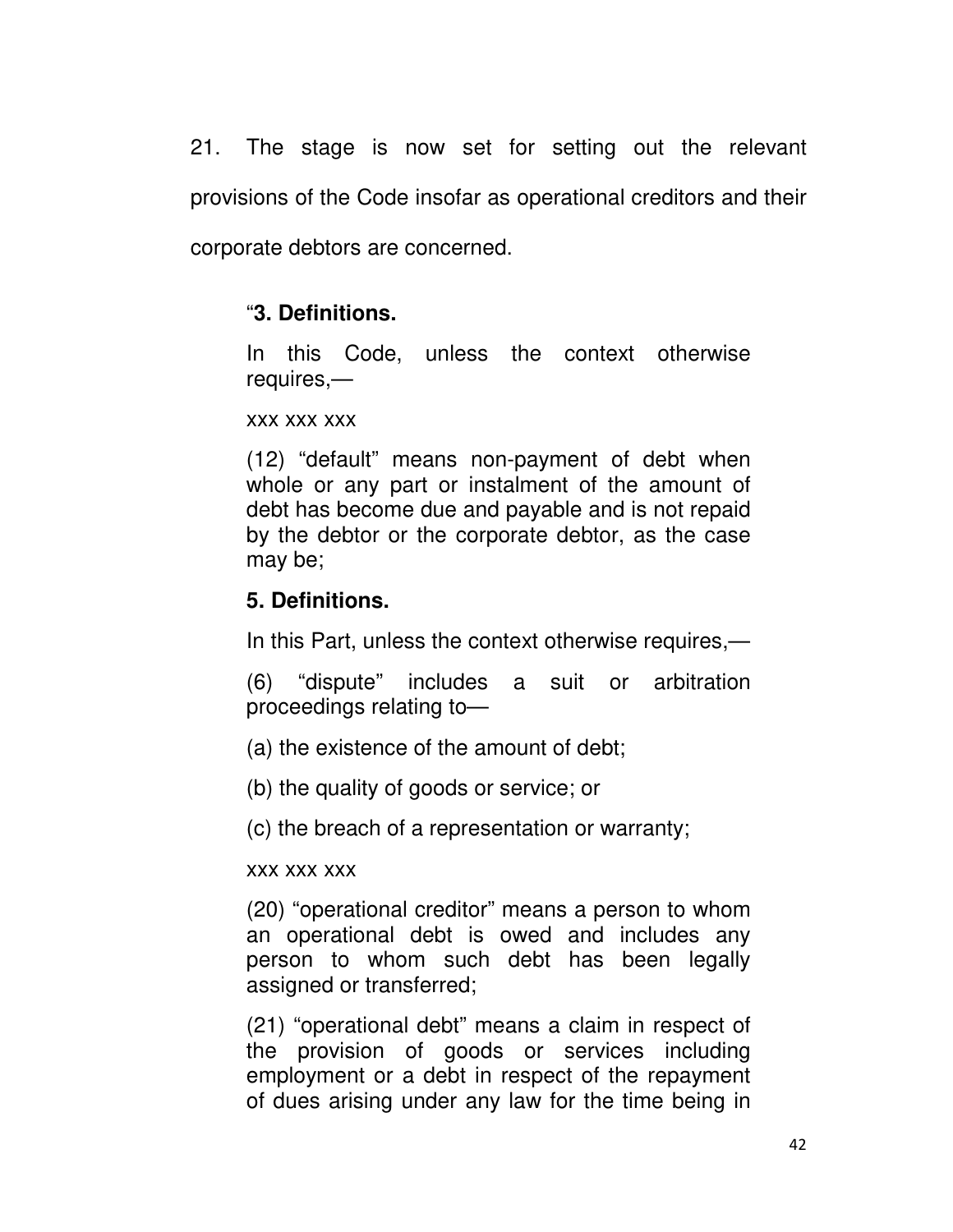21. The stage is now set for setting out the relevant provisions of the Code insofar as operational creditors and their corporate debtors are concerned.

> "**3. Definitions.**
>
> In this Code, unless the context otherwise requires,—
>
> xxx xxx xxx
>
> (12) "default" means non-payment of debt when whole or any part or instalment of the amount of debt has become due and payable and is not repaid by the debtor or the corporate debtor, as the case may be;
>
> **5. Definitions.**
>
> In this Part, unless the context otherwise requires,—
>
> (6) "dispute" includes a suit or arbitration proceedings relating to—
>
> (a) the existence of the amount of debt;
>
> (b) the quality of goods or service; or
>
> (c) the breach of a representation or warranty;
>
> xxx xxx xxx
>
> (20) "operational creditor" means a person to whom an operational debt is owed and includes any person to whom such debt has been legally assigned or transferred;
>
> (21) "operational debt" means a claim in respect of the provision of goods or services including employment or a debt in respect of the repayment of dues arising under any law for the time being in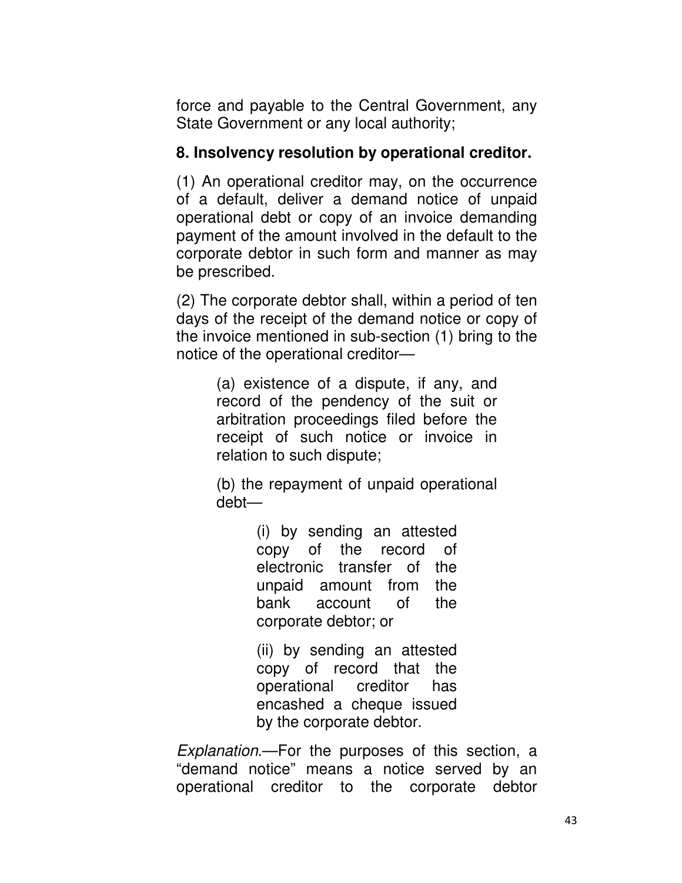force and payable to the Central Government, any State Government or any local authority;

**8. Insolvency resolution by operational creditor.**

(1) An operational creditor may, on the occurrence of a default, deliver a demand notice of unpaid operational debt or copy of an invoice demanding payment of the amount involved in the default to the corporate debtor in such form and manner as may be prescribed.

(2) The corporate debtor shall, within a period of ten days of the receipt of the demand notice or copy of the invoice mentioned in sub-section (1) bring to the notice of the operational creditor—

> (a) existence of a dispute, if any, and record of the pendency of the suit or arbitration proceedings filed before the receipt of such notice or invoice in relation to such dispute;
>
> (b) the repayment of unpaid operational debt—
>
> > (i) by sending an attested copy of the record of electronic transfer of the unpaid amount from the bank account of the corporate debtor; or
> >
> > (ii) by sending an attested copy of record that the operational creditor has encashed a cheque issued by the corporate debtor.

*Explanation*.—For the purposes of this section, a "demand notice" means a notice served by an operational creditor to the corporate debtor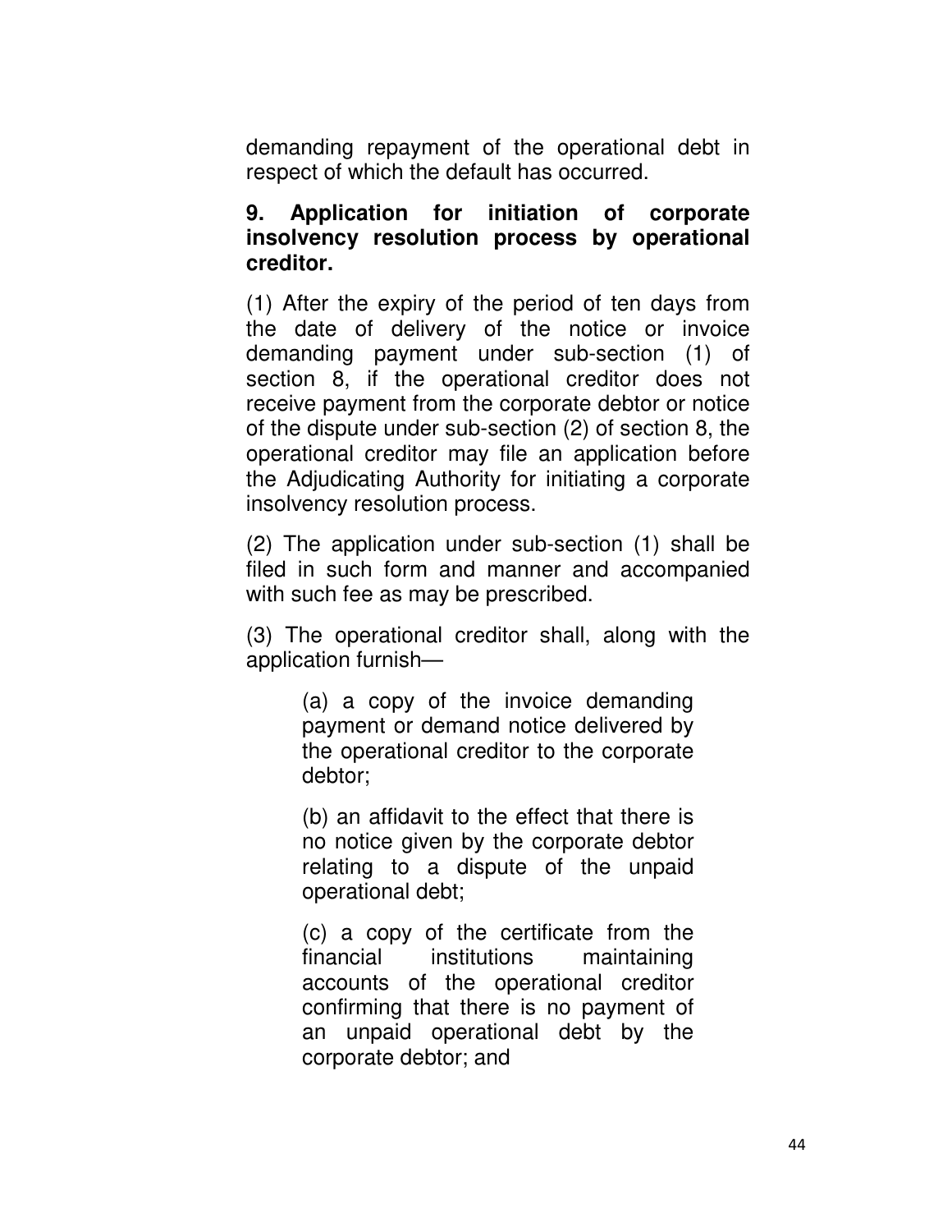demanding repayment of the operational debt in respect of which the default has occurred.

**9. Application for initiation of corporate insolvency resolution process by operational creditor.**

(1) After the expiry of the period of ten days from the date of delivery of the notice or invoice demanding payment under sub-section (1) of section 8, if the operational creditor does not receive payment from the corporate debtor or notice of the dispute under sub-section (2) of section 8, the operational creditor may file an application before the Adjudicating Authority for initiating a corporate insolvency resolution process.

(2) The application under sub-section (1) shall be filed in such form and manner and accompanied with such fee as may be prescribed.

(3) The operational creditor shall, along with the application furnish—

> (a) a copy of the invoice demanding payment or demand notice delivered by the operational creditor to the corporate debtor;
>
> (b) an affidavit to the effect that there is no notice given by the corporate debtor relating to a dispute of the unpaid operational debt;
>
> (c) a copy of the certificate from the financial institutions maintaining accounts of the operational creditor confirming that there is no payment of an unpaid operational debt by the corporate debtor; and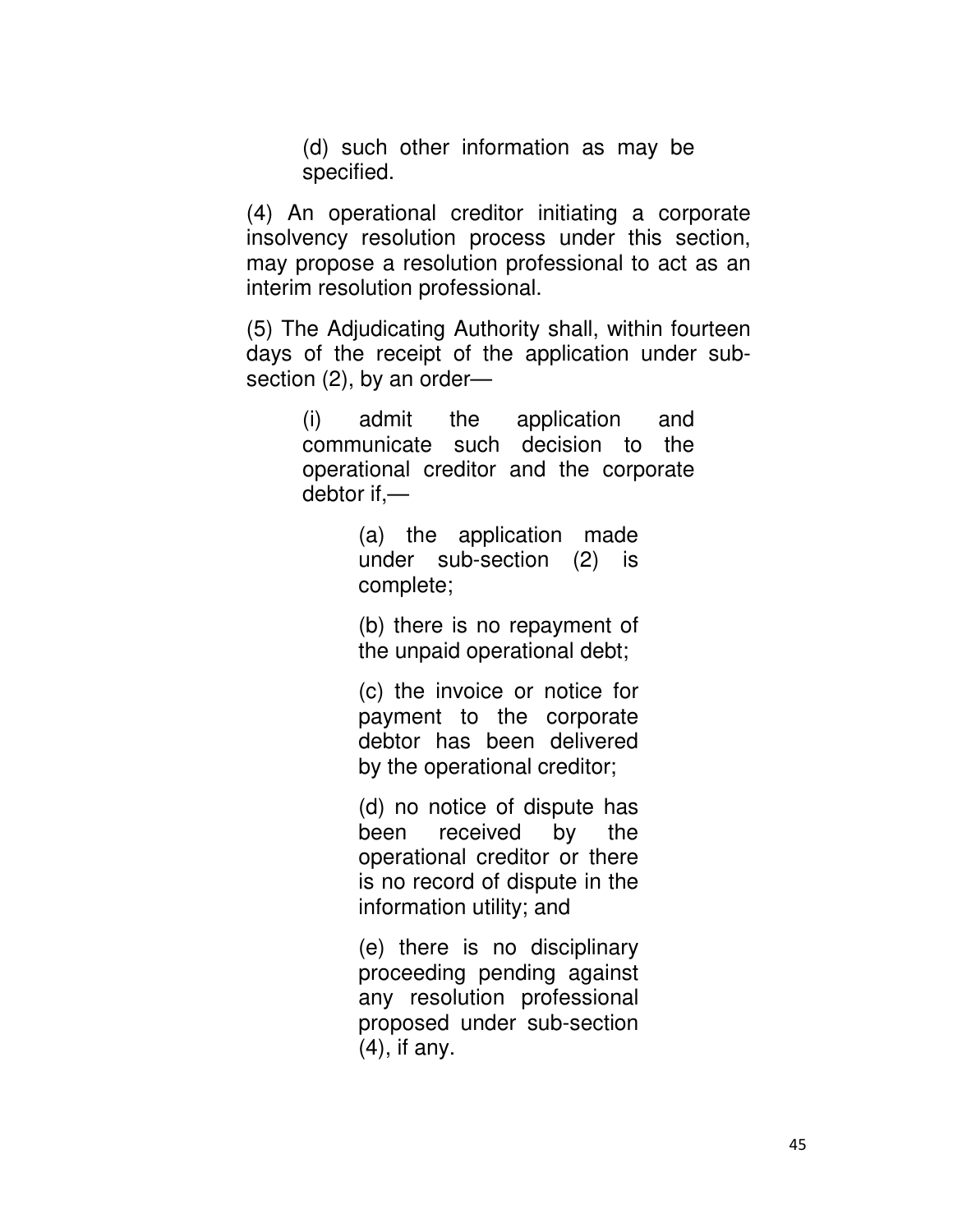(d) such other information as may be specified.

(4) An operational creditor initiating a corporate insolvency resolution process under this section, may propose a resolution professional to act as an interim resolution professional.

(5) The Adjudicating Authority shall, within fourteen days of the receipt of the application under sub-section (2), by an order—

(i) admit the application and communicate such decision to the operational creditor and the corporate debtor if,—

(a) the application made under sub-section (2) is complete;

(b) there is no repayment of the unpaid operational debt;

(c) the invoice or notice for payment to the corporate debtor has been delivered by the operational creditor;

(d) no notice of dispute has been received by the operational creditor or there is no record of dispute in the information utility; and

(e) there is no disciplinary proceeding pending against any resolution professional proposed under sub-section (4), if any.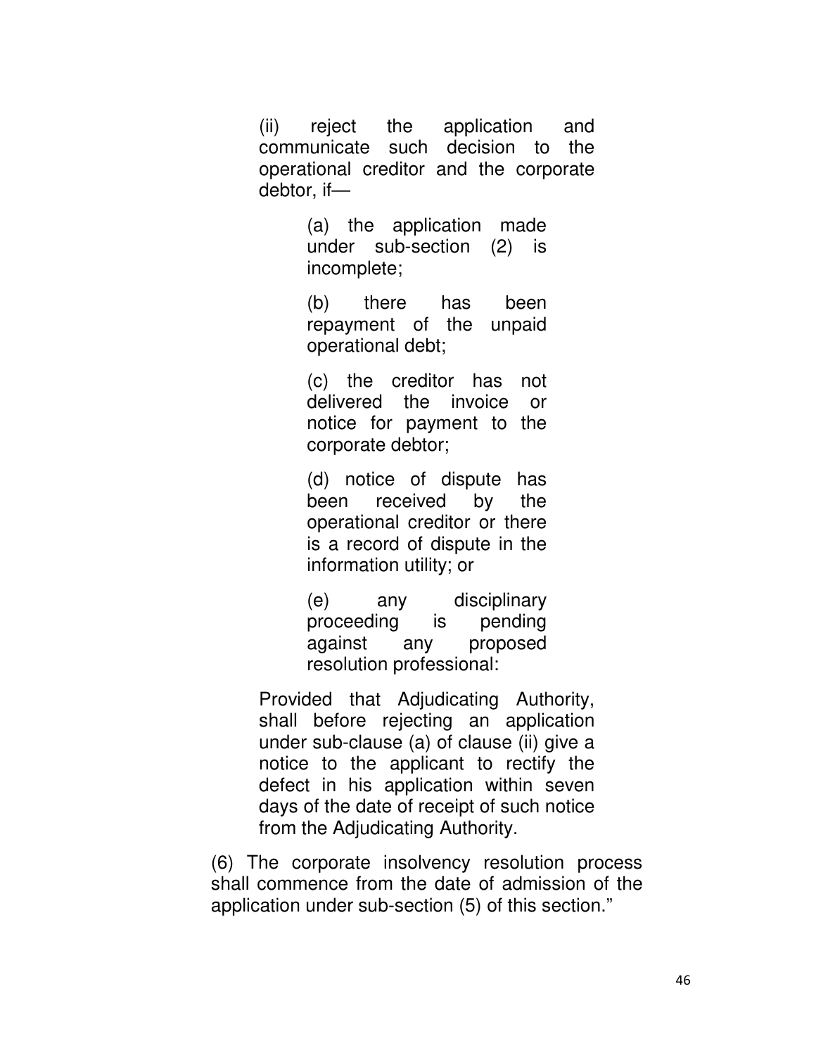(ii) reject the application and communicate such decision to the operational creditor and the corporate debtor, if—

> (a) the application made under sub-section (2) is incomplete;
>
> (b) there has been repayment of the unpaid operational debt;
>
> (c) the creditor has not delivered the invoice or notice for payment to the corporate debtor;
>
> (d) notice of dispute has been received by the operational creditor or there is a record of dispute in the information utility; or
>
> (e) any disciplinary proceeding is pending against any proposed resolution professional:

Provided that Adjudicating Authority, shall before rejecting an application under sub-clause (a) of clause (ii) give a notice to the applicant to rectify the defect in his application within seven days of the date of receipt of such notice from the Adjudicating Authority.

(6) The corporate insolvency resolution process shall commence from the date of admission of the application under sub-section (5) of this section."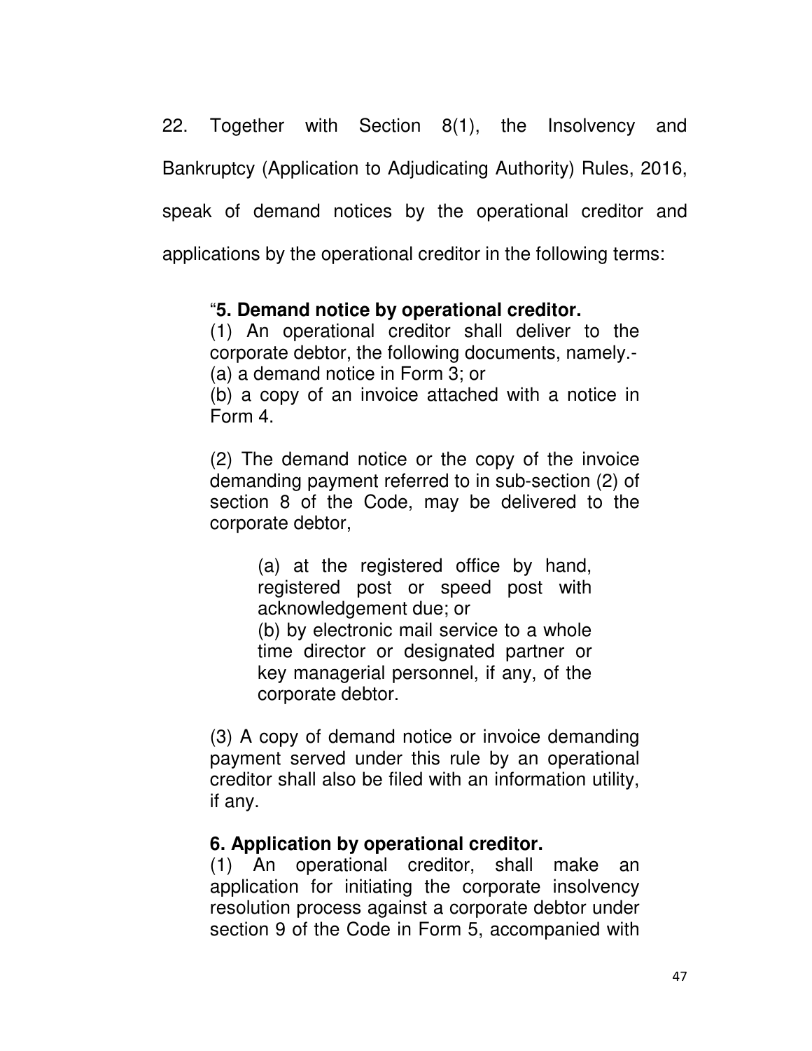22. Together with Section 8(1), the Insolvency and Bankruptcy (Application to Adjudicating Authority) Rules, 2016, speak of demand notices by the operational creditor and applications by the operational creditor in the following terms:

> "**5. Demand notice by operational creditor.**
> (1) An operational creditor shall deliver to the corporate debtor, the following documents, namely.-
> (a) a demand notice in Form 3; or
> (b) a copy of an invoice attached with a notice in Form 4.
>
> (2) The demand notice or the copy of the invoice demanding payment referred to in sub-section (2) of section 8 of the Code, may be delivered to the corporate debtor,
>
> > (a) at the registered office by hand, registered post or speed post with acknowledgement due; or
> > (b) by electronic mail service to a whole time director or designated partner or key managerial personnel, if any, of the corporate debtor.
>
> (3) A copy of demand notice or invoice demanding payment served under this rule by an operational creditor shall also be filed with an information utility, if any.
>
> **6. Application by operational creditor.**
> (1) An operational creditor, shall make an application for initiating the corporate insolvency resolution process against a corporate debtor under section 9 of the Code in Form 5, accompanied with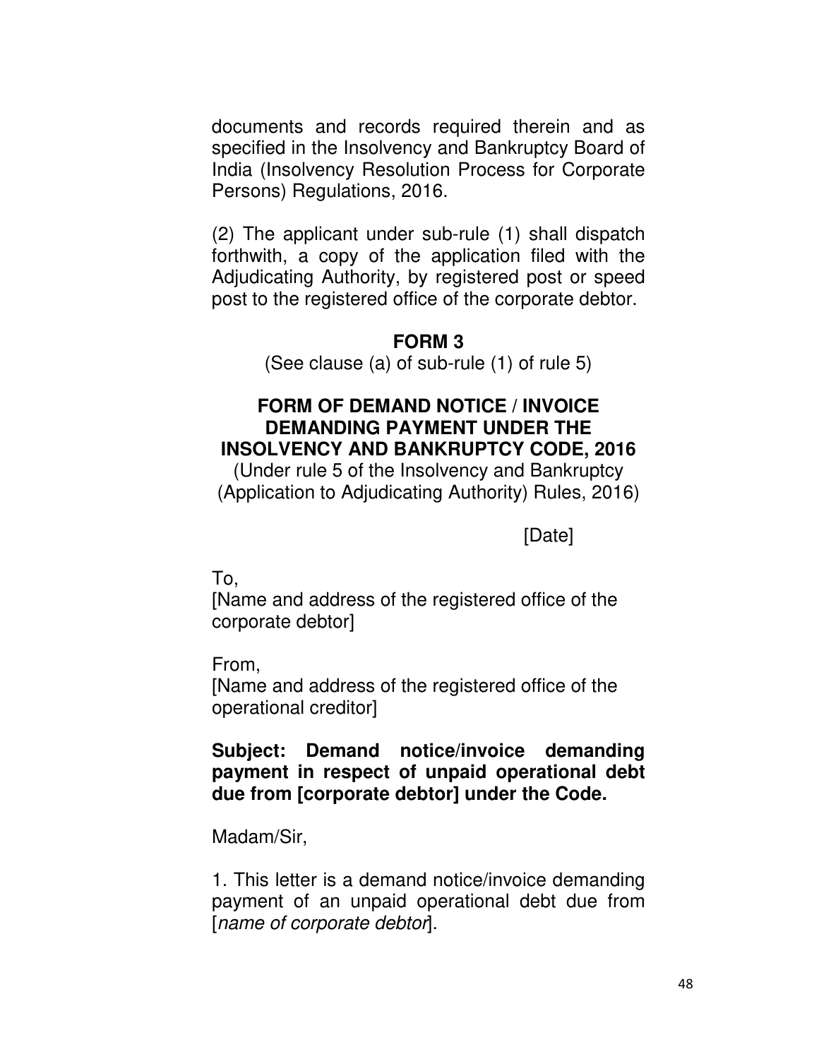documents and records required therein and as specified in the Insolvency and Bankruptcy Board of India (Insolvency Resolution Process for Corporate Persons) Regulations, 2016.

(2) The applicant under sub-rule (1) shall dispatch forthwith, a copy of the application filed with the Adjudicating Authority, by registered post or speed post to the registered office of the corporate debtor.

**FORM 3**

(See clause (a) of sub-rule (1) of rule 5)

**FORM OF DEMAND NOTICE / INVOICE DEMANDING PAYMENT UNDER THE INSOLVENCY AND BANKRUPTCY CODE, 2016**

(Under rule 5 of the Insolvency and Bankruptcy (Application to Adjudicating Authority) Rules, 2016)

[Date]

To,
[Name and address of the registered office of the corporate debtor]

From,
[Name and address of the registered office of the operational creditor]

**Subject: Demand notice/invoice demanding payment in respect of unpaid operational debt due from [corporate debtor] under the Code.**

Madam/Sir,

1. This letter is a demand notice/invoice demanding payment of an unpaid operational debt due from [*name of corporate debtor*].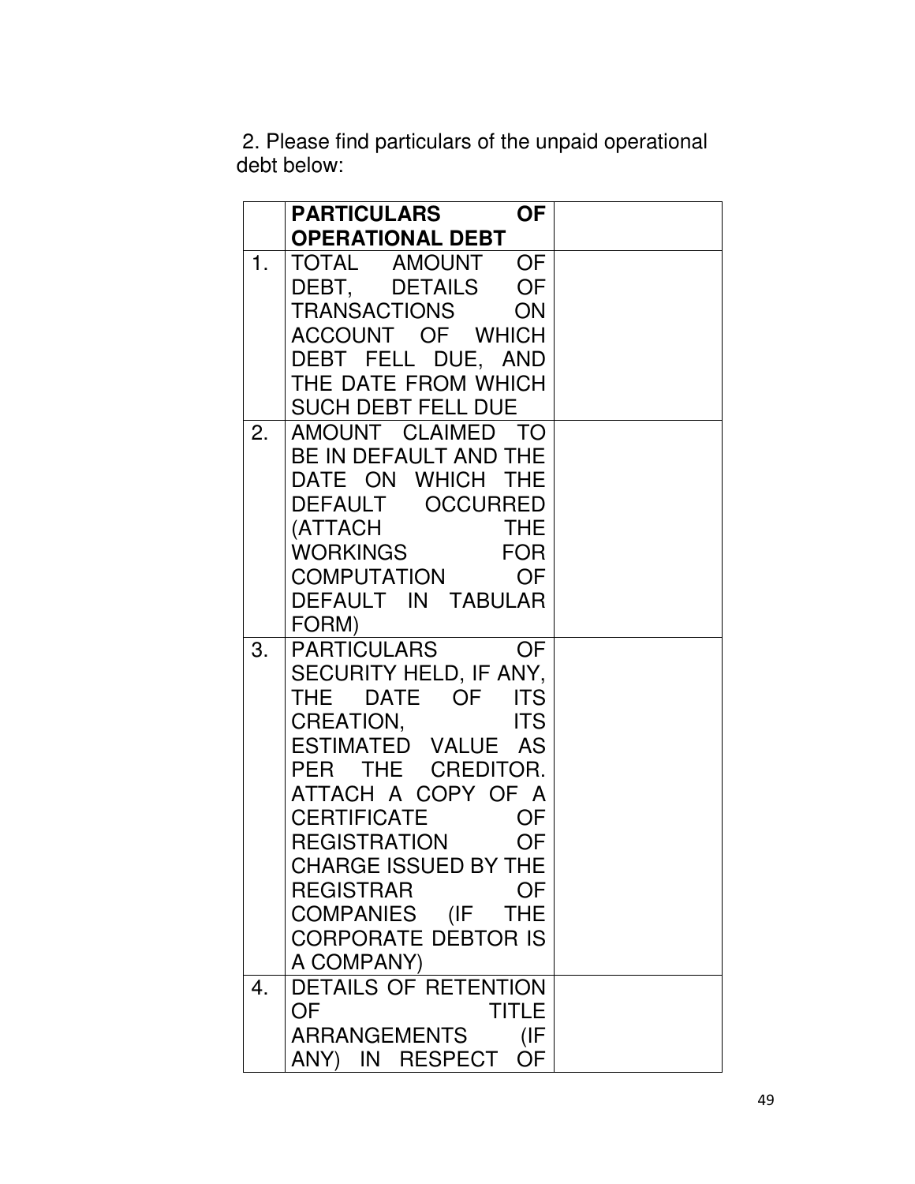2. Please find particulars of the unpaid operational debt below:

| | PARTICULARS OF OPERATIONAL DEBT | |
|---|---|---|
| 1. | TOTAL AMOUNT OF DEBT, DETAILS OF TRANSACTIONS ON ACCOUNT OF WHICH DEBT FELL DUE, AND THE DATE FROM WHICH SUCH DEBT FELL DUE | |
| 2. | AMOUNT CLAIMED TO BE IN DEFAULT AND THE DATE ON WHICH THE DEFAULT OCCURRED (ATTACH THE WORKINGS FOR COMPUTATION OF DEFAULT IN TABULAR FORM) | |
| 3. | PARTICULARS OF SECURITY HELD, IF ANY, THE DATE OF ITS CREATION, ITS ESTIMATED VALUE AS PER THE CREDITOR. ATTACH A COPY OF A CERTIFICATE OF REGISTRATION OF CHARGE ISSUED BY THE REGISTRAR OF COMPANIES (IF THE CORPORATE DEBTOR IS A COMPANY) | |
| 4. | DETAILS OF RETENTION OF TITLE ARRANGEMENTS (IF ANY) IN RESPECT OF | |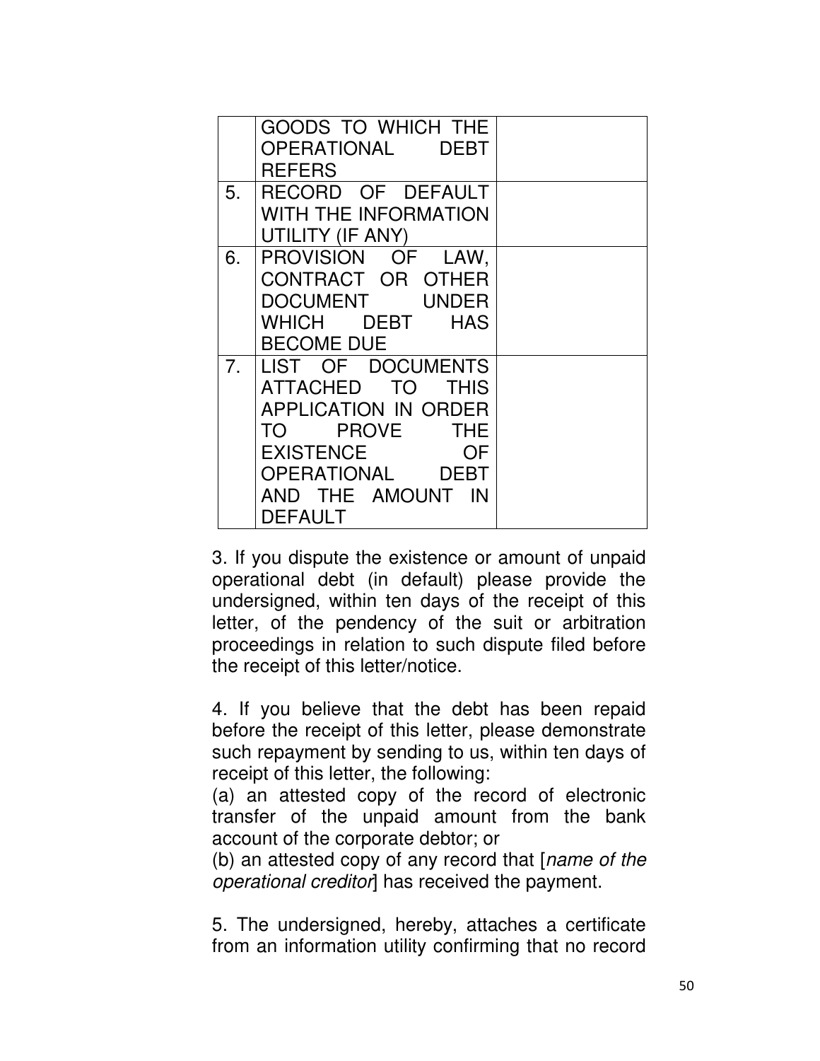|  |  |  |
|---|---|---|
|  | GOODS TO WHICH THE OPERATIONAL DEBT REFERS |  |
| 5. | RECORD OF DEFAULT WITH THE INFORMATION UTILITY (IF ANY) |  |
| 6. | PROVISION OF LAW, CONTRACT OR OTHER DOCUMENT UNDER WHICH DEBT HAS BECOME DUE |  |
| 7. | LIST OF DOCUMENTS ATTACHED TO THIS APPLICATION IN ORDER TO PROVE THE EXISTENCE OF OPERATIONAL DEBT AND THE AMOUNT IN DEFAULT |  |

3. If you dispute the existence or amount of unpaid operational debt (in default) please provide the undersigned, within ten days of the receipt of this letter, of the pendency of the suit or arbitration proceedings in relation to such dispute filed before the receipt of this letter/notice.

4. If you believe that the debt has been repaid before the receipt of this letter, please demonstrate such repayment by sending to us, within ten days of receipt of this letter, the following:
(a) an attested copy of the record of electronic transfer of the unpaid amount from the bank account of the corporate debtor; or
(b) an attested copy of any record that [*name of the operational creditor*] has received the payment.

5. The undersigned, hereby, attaches a certificate from an information utility confirming that no record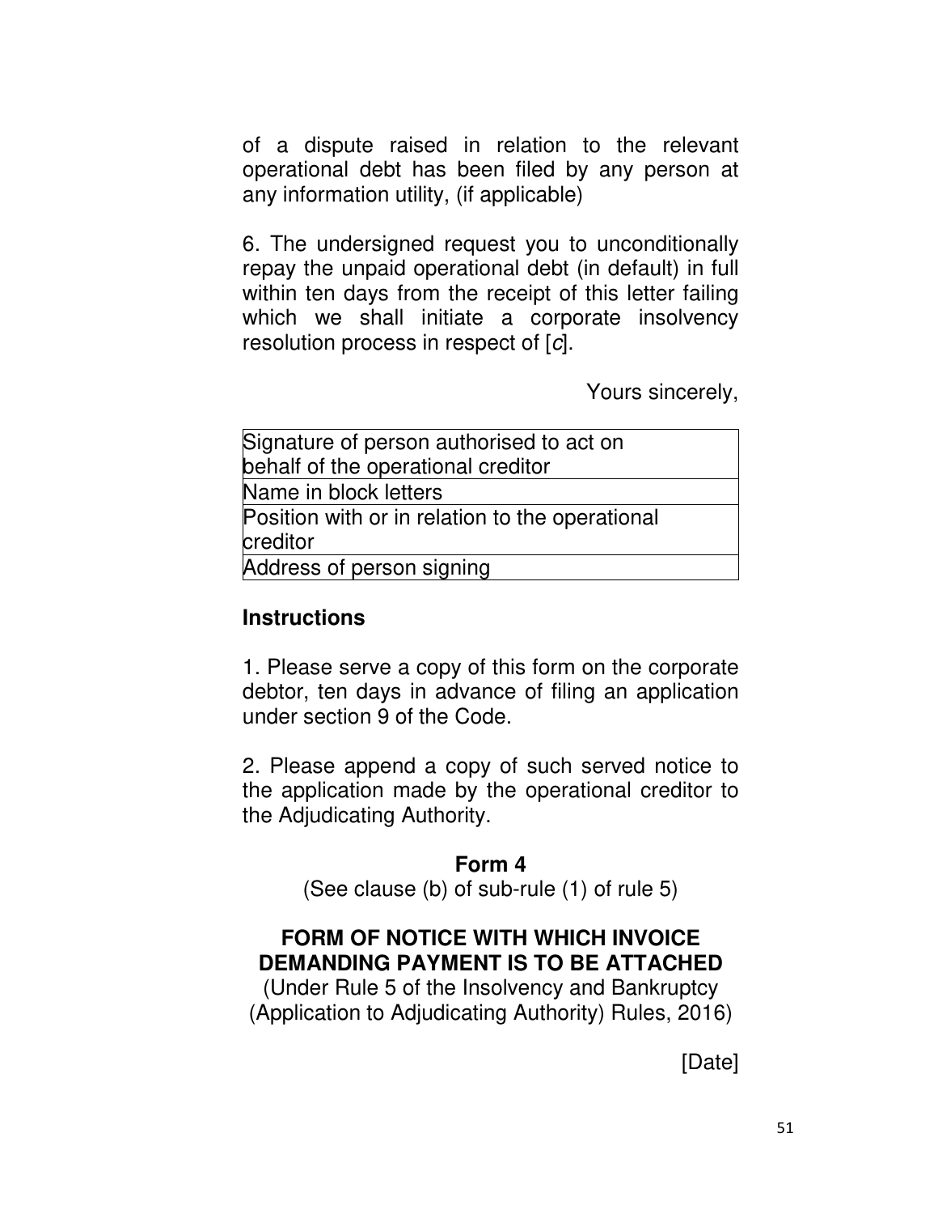of a dispute raised in relation to the relevant operational debt has been filed by any person at any information utility, (if applicable)

6. The undersigned request you to unconditionally repay the unpaid operational debt (in default) in full within ten days from the receipt of this letter failing which we shall initiate a corporate insolvency resolution process in respect of [*c*].

Yours sincerely,

| Signature of person authorised to act on behalf of the operational creditor |
|---|
| Name in block letters |
| Position with or in relation to the operational creditor |
| Address of person signing |

**Instructions**

1. Please serve a copy of this form on the corporate debtor, ten days in advance of filing an application under section 9 of the Code.

2. Please append a copy of such served notice to the application made by the operational creditor to the Adjudicating Authority.

**Form 4**

(See clause (b) of sub-rule (1) of rule 5)

**FORM OF NOTICE WITH WHICH INVOICE DEMANDING PAYMENT IS TO BE ATTACHED**

(Under Rule 5 of the Insolvency and Bankruptcy (Application to Adjudicating Authority) Rules, 2016)

[Date]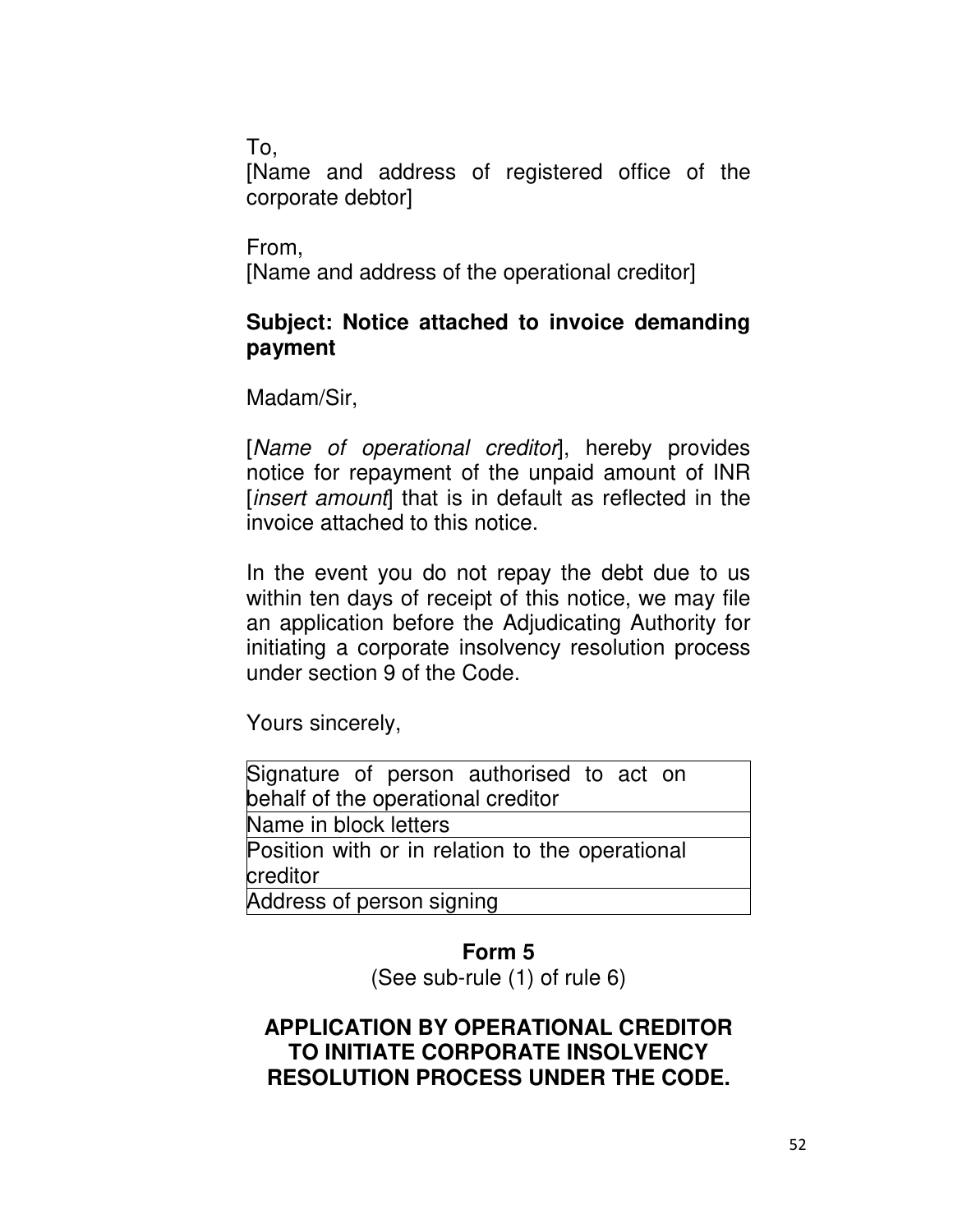To,
[Name and address of registered office of the corporate debtor]

From,
[Name and address of the operational creditor]

**Subject: Notice attached to invoice demanding payment**

Madam/Sir,

[*Name of operational creditor*], hereby provides notice for repayment of the unpaid amount of INR [*insert amount*] that is in default as reflected in the invoice attached to this notice.

In the event you do not repay the debt due to us within ten days of receipt of this notice, we may file an application before the Adjudicating Authority for initiating a corporate insolvency resolution process under section 9 of the Code.

Yours sincerely,

| Signature of person authorised to act on behalf of the operational creditor |
|---|
| Name in block letters |
| Position with or in relation to the operational creditor |
| Address of person signing |

## Form 5

(See sub-rule (1) of rule 6)

## APPLICATION BY OPERATIONAL CREDITOR TO INITIATE CORPORATE INSOLVENCY RESOLUTION PROCESS UNDER THE CODE.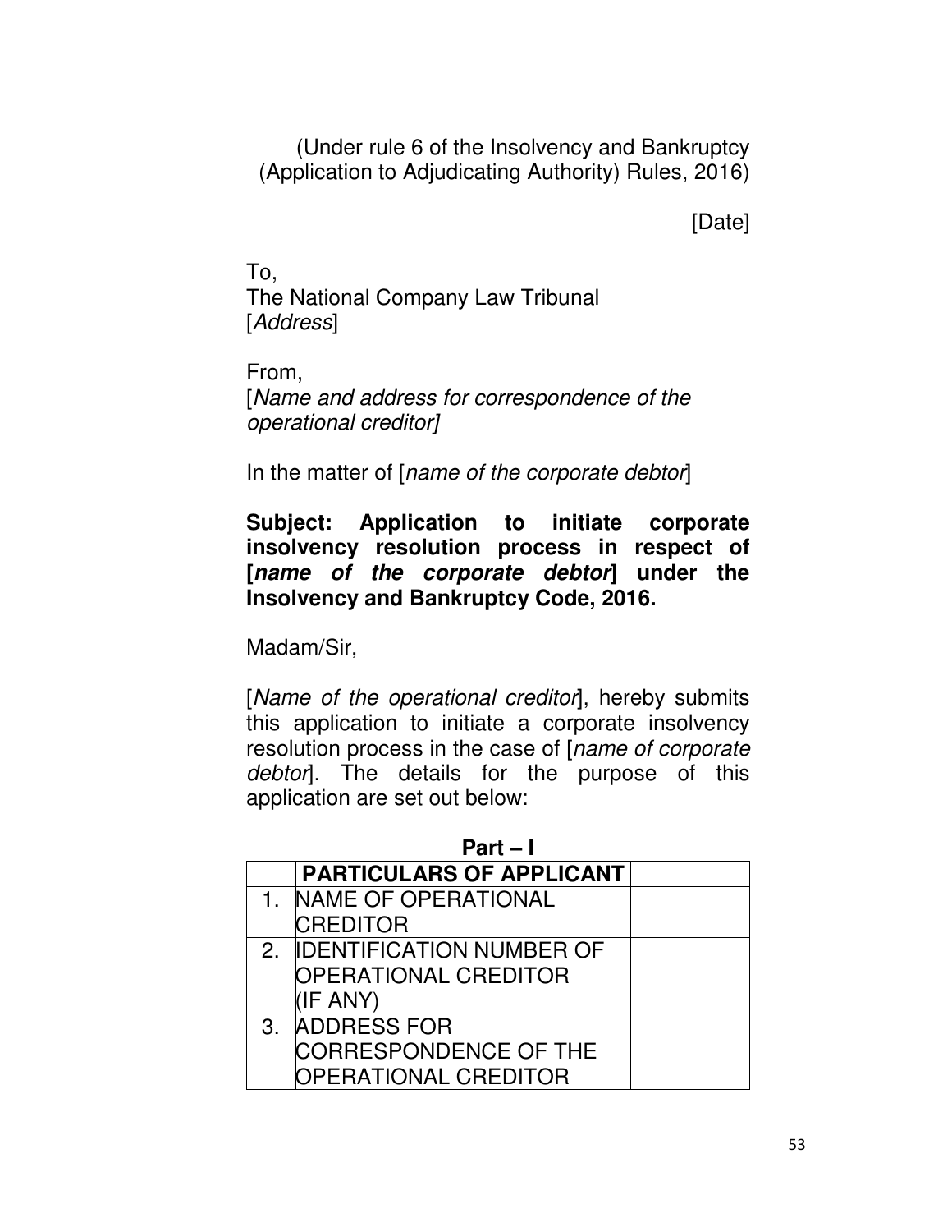(Under rule 6 of the Insolvency and Bankruptcy (Application to Adjudicating Authority) Rules, 2016)

[Date]

To,
The National Company Law Tribunal
[*Address*]

From,
[*Name and address for correspondence of the operational creditor]*

In the matter of [*name of the corporate debtor*]

**Subject: Application to initiate corporate insolvency resolution process in respect of [*name of the corporate debtor*] under the Insolvency and Bankruptcy Code, 2016.**

Madam/Sir,

[*Name of the operational creditor*], hereby submits this application to initiate a corporate insolvency resolution process in the case of [*name of corporate debtor*]. The details for the purpose of this application are set out below:

**Part – I**

| | **PARTICULARS OF APPLICANT** | |
|---|---|---|
| 1. | NAME OF OPERATIONAL CREDITOR | |
| 2. | IDENTIFICATION NUMBER OF OPERATIONAL CREDITOR (IF ANY) | |
| 3. | ADDRESS FOR CORRESPONDENCE OF THE OPERATIONAL CREDITOR | |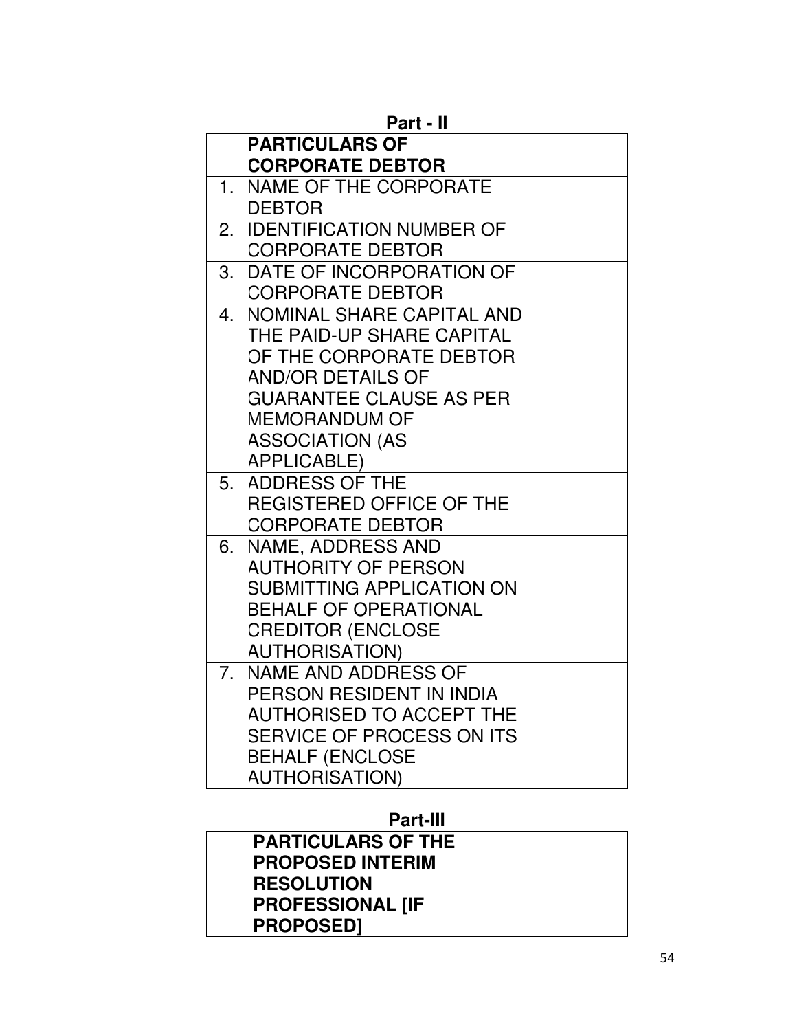## Part - II

| | **PARTICULARS OF CORPORATE DEBTOR** | |
|---|---|---|
| 1. | NAME OF THE CORPORATE DEBTOR | |
| 2. | IDENTIFICATION NUMBER OF CORPORATE DEBTOR | |
| 3. | DATE OF INCORPORATION OF CORPORATE DEBTOR | |
| 4. | NOMINAL SHARE CAPITAL AND THE PAID-UP SHARE CAPITAL OF THE CORPORATE DEBTOR AND/OR DETAILS OF GUARANTEE CLAUSE AS PER MEMORANDUM OF ASSOCIATION (AS APPLICABLE) | |
| 5. | ADDRESS OF THE REGISTERED OFFICE OF THE CORPORATE DEBTOR | |
| 6. | NAME, ADDRESS AND AUTHORITY OF PERSON SUBMITTING APPLICATION ON BEHALF OF OPERATIONAL CREDITOR (ENCLOSE AUTHORISATION) | |
| 7. | NAME AND ADDRESS OF PERSON RESIDENT IN INDIA AUTHORISED TO ACCEPT THE SERVICE OF PROCESS ON ITS BEHALF (ENCLOSE AUTHORISATION) | |

## Part-III

| | **PARTICULARS OF THE PROPOSED INTERIM RESOLUTION PROFESSIONAL [IF PROPOSED]** | |
|---|---|---|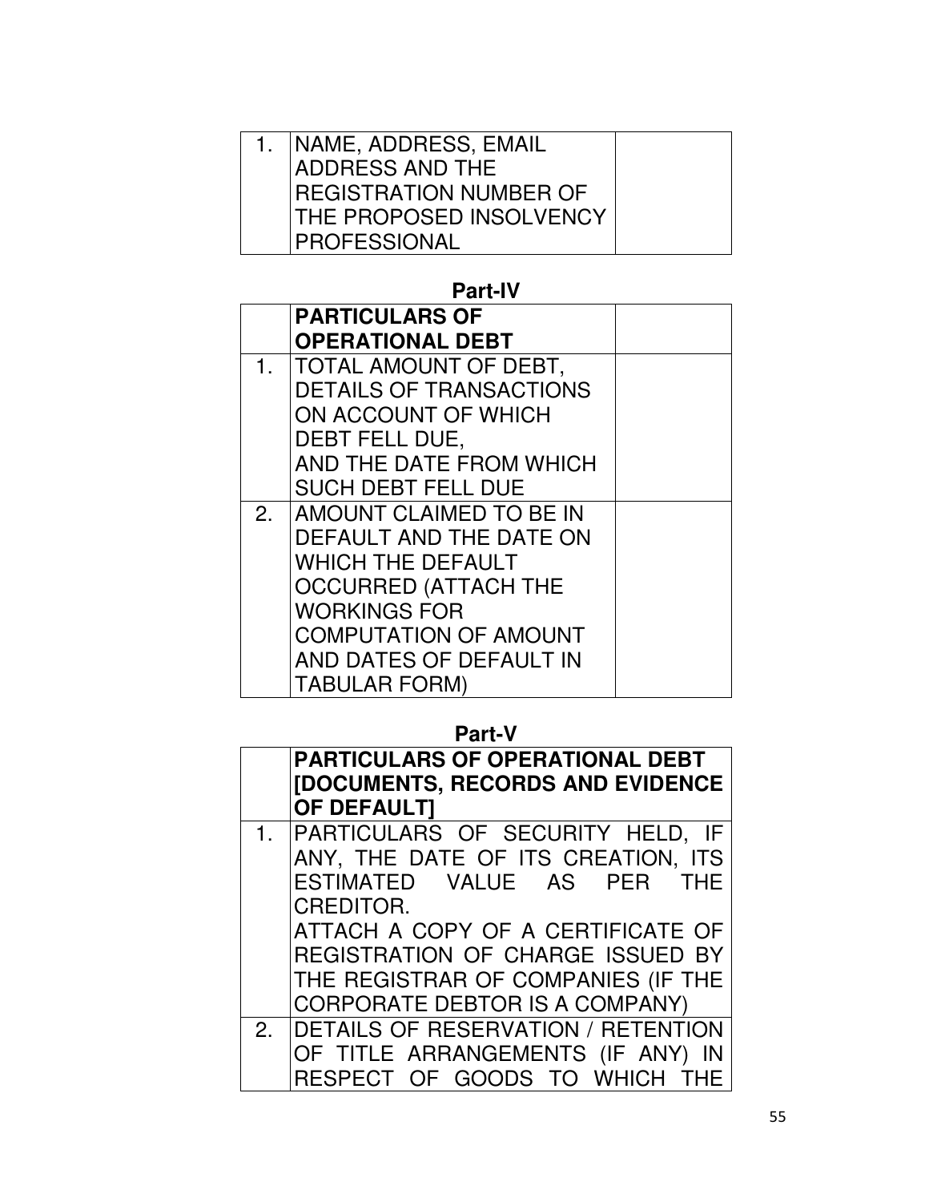| 1. | NAME, ADDRESS, EMAIL ADDRESS AND THE REGISTRATION NUMBER OF THE PROPOSED INSOLVENCY PROFESSIONAL | |
|---|---|---|

**Part-IV**

| | **PARTICULARS OF OPERATIONAL DEBT** | |
|---|---|---|
| 1. | TOTAL AMOUNT OF DEBT, DETAILS OF TRANSACTIONS ON ACCOUNT OF WHICH DEBT FELL DUE, AND THE DATE FROM WHICH SUCH DEBT FELL DUE | |
| 2. | AMOUNT CLAIMED TO BE IN DEFAULT AND THE DATE ON WHICH THE DEFAULT OCCURRED (ATTACH THE WORKINGS FOR COMPUTATION OF AMOUNT AND DATES OF DEFAULT IN TABULAR FORM) | |

**Part-V**

| | **PARTICULARS OF OPERATIONAL DEBT [DOCUMENTS, RECORDS AND EVIDENCE OF DEFAULT]** |
|---|---|
| 1. | PARTICULARS OF SECURITY HELD, IF ANY, THE DATE OF ITS CREATION, ITS ESTIMATED VALUE AS PER THE CREDITOR. ATTACH A COPY OF A CERTIFICATE OF REGISTRATION OF CHARGE ISSUED BY THE REGISTRAR OF COMPANIES (IF THE CORPORATE DEBTOR IS A COMPANY) |
| 2. | DETAILS OF RESERVATION / RETENTION OF TITLE ARRANGEMENTS (IF ANY) IN RESPECT OF GOODS TO WHICH THE |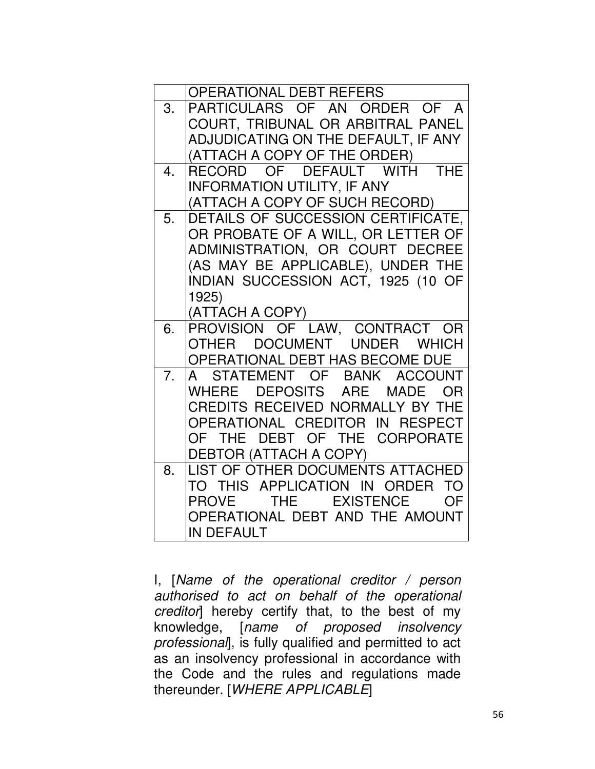| | |
|---|---|
| | OPERATIONAL DEBT REFERS |
| 3. | PARTICULARS OF AN ORDER OF A COURT, TRIBUNAL OR ARBITRAL PANEL ADJUDICATING ON THE DEFAULT, IF ANY (ATTACH A COPY OF THE ORDER) |
| 4. | RECORD OF DEFAULT WITH THE INFORMATION UTILITY, IF ANY (ATTACH A COPY OF SUCH RECORD) |
| 5. | DETAILS OF SUCCESSION CERTIFICATE, OR PROBATE OF A WILL, OR LETTER OF ADMINISTRATION, OR COURT DECREE (AS MAY BE APPLICABLE), UNDER THE INDIAN SUCCESSION ACT, 1925 (10 OF 1925) (ATTACH A COPY) |
| 6. | PROVISION OF LAW, CONTRACT OR OTHER DOCUMENT UNDER WHICH OPERATIONAL DEBT HAS BECOME DUE |
| 7. | A STATEMENT OF BANK ACCOUNT WHERE DEPOSITS ARE MADE OR CREDITS RECEIVED NORMALLY BY THE OPERATIONAL CREDITOR IN RESPECT OF THE DEBT OF THE CORPORATE DEBTOR (ATTACH A COPY) |
| 8. | LIST OF OTHER DOCUMENTS ATTACHED TO THIS APPLICATION IN ORDER TO PROVE THE EXISTENCE OF OPERATIONAL DEBT AND THE AMOUNT IN DEFAULT |

I, [*Name of the operational creditor / person authorised to act on behalf of the operational creditor*] hereby certify that, to the best of my knowledge, [*name of proposed insolvency professional*], is fully qualified and permitted to act as an insolvency professional in accordance with the Code and the rules and regulations made thereunder. [*WHERE APPLICABLE*]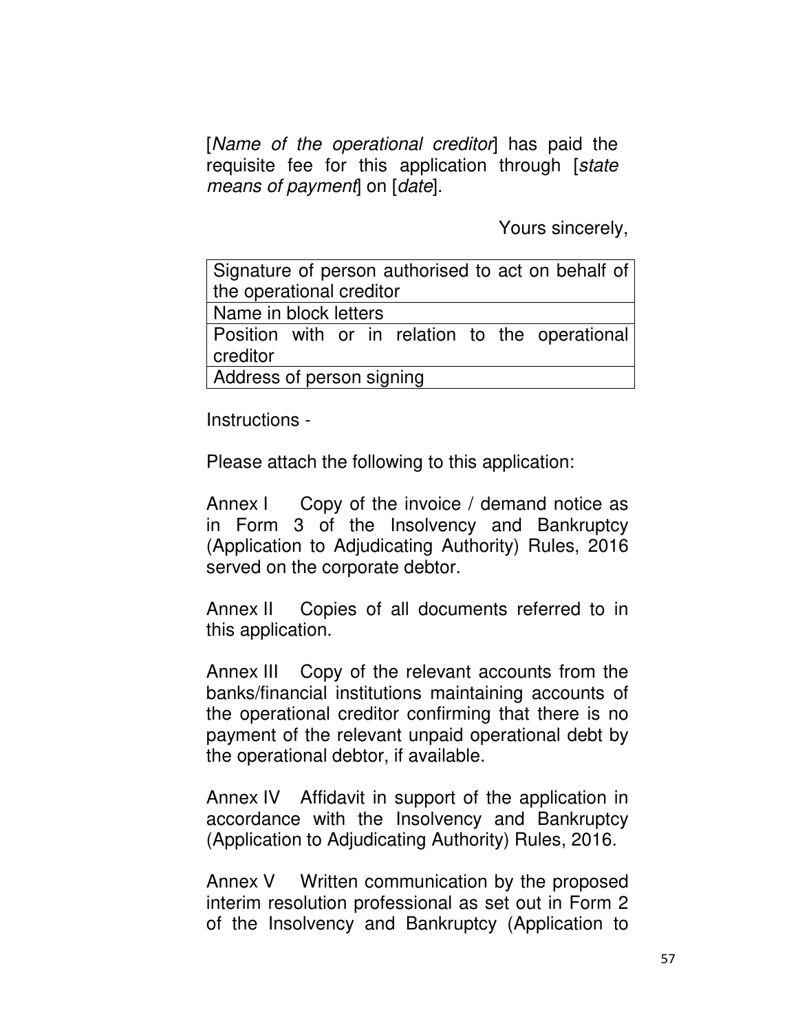[*Name of the operational creditor*] has paid the requisite fee for this application through [*state means of payment*] on [*date*].

Yours sincerely,

| Signature of person authorised to act on behalf of the operational creditor |
|---|
| Name in block letters |
| Position with or in relation to the operational creditor |
| Address of person signing |

Instructions -

Please attach the following to this application:

Annex I Copy of the invoice / demand notice as in Form 3 of the Insolvency and Bankruptcy (Application to Adjudicating Authority) Rules, 2016 served on the corporate debtor.

Annex II Copies of all documents referred to in this application.

Annex III Copy of the relevant accounts from the banks/financial institutions maintaining accounts of the operational creditor confirming that there is no payment of the relevant unpaid operational debt by the operational debtor, if available.

Annex IV Affidavit in support of the application in accordance with the Insolvency and Bankruptcy (Application to Adjudicating Authority) Rules, 2016.

Annex V Written communication by the proposed interim resolution professional as set out in Form 2 of the Insolvency and Bankruptcy (Application to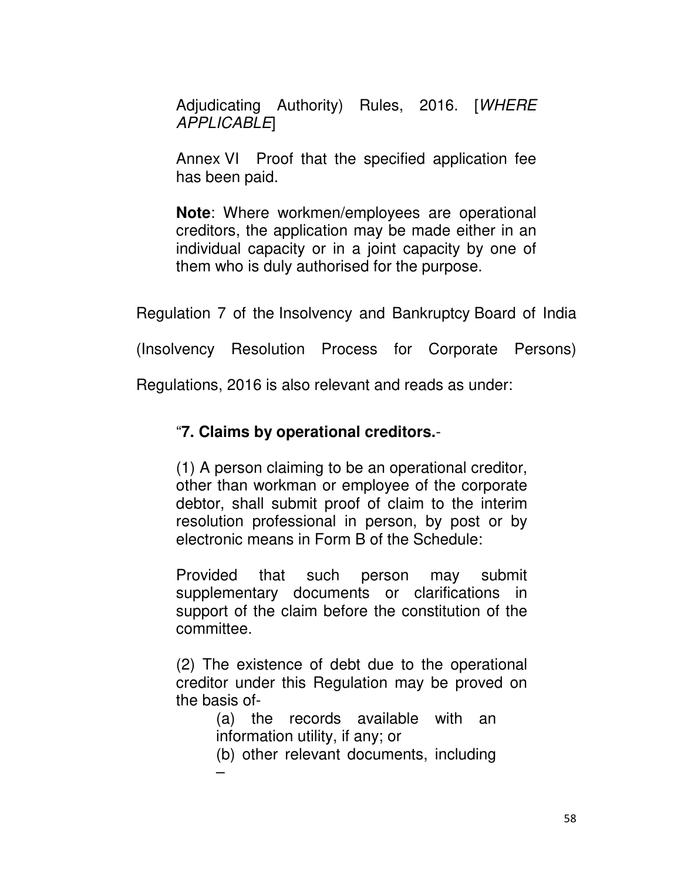Adjudicating Authority) Rules, 2016. [*WHERE APPLICABLE*]

Annex VI Proof that the specified application fee has been paid.

**Note**: Where workmen/employees are operational creditors, the application may be made either in an individual capacity or in a joint capacity by one of them who is duly authorised for the purpose.

Regulation 7 of the Insolvency and Bankruptcy Board of India (Insolvency Resolution Process for Corporate Persons) Regulations, 2016 is also relevant and reads as under:

> "**7. Claims by operational creditors.**-
>
> (1) A person claiming to be an operational creditor, other than workman or employee of the corporate debtor, shall submit proof of claim to the interim resolution professional in person, by post or by electronic means in Form B of the Schedule:
>
> Provided that such person may submit supplementary documents or clarifications in support of the claim before the constitution of the committee.
>
> (2) The existence of debt due to the operational creditor under this Regulation may be proved on the basis of-
>
> (a) the records available with an information utility, if any; or
>
> (b) other relevant documents, including –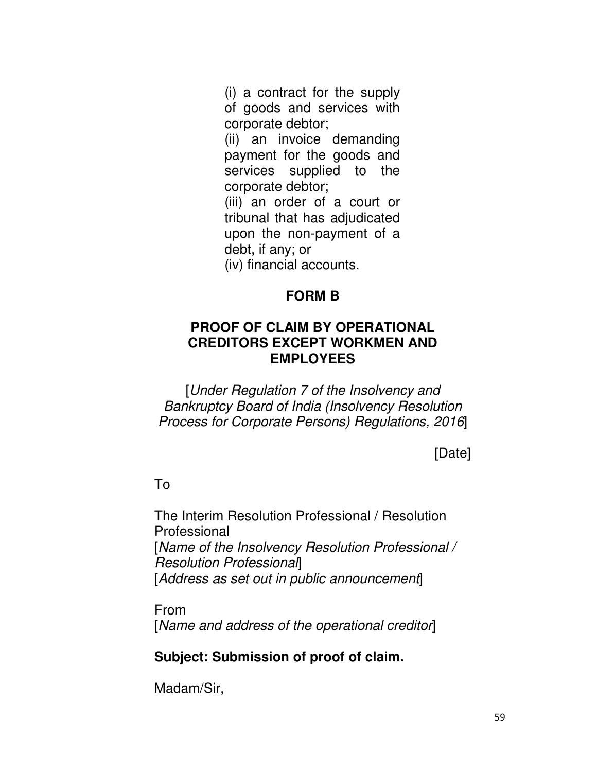(i) a contract for the supply of goods and services with corporate debtor;
(ii) an invoice demanding payment for the goods and services supplied to the corporate debtor;
(iii) an order of a court or tribunal that has adjudicated upon the non-payment of a debt, if any; or
(iv) financial accounts.

## FORM B

### PROOF OF CLAIM BY OPERATIONAL CREDITORS EXCEPT WORKMEN AND EMPLOYEES

[*Under Regulation 7 of the Insolvency and Bankruptcy Board of India (Insolvency Resolution Process for Corporate Persons) Regulations, 2016*]

[Date]

To

The Interim Resolution Professional / Resolution Professional
[*Name of the Insolvency Resolution Professional / Resolution Professional*]
[*Address as set out in public announcement*]

From
[*Name and address of the operational creditor*]

**Subject: Submission of proof of claim.**

Madam/Sir,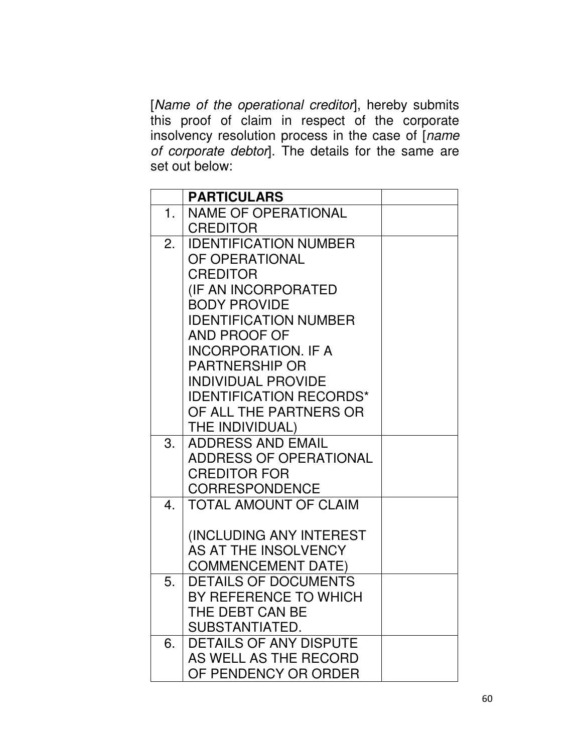[*Name of the operational creditor*], hereby submits this proof of claim in respect of the corporate insolvency resolution process in the case of [*name of corporate debtor*]. The details for the same are set out below:

| | **PARTICULARS** | |
|---|---|---|
| 1. | NAME OF OPERATIONAL CREDITOR | |
| 2. | IDENTIFICATION NUMBER OF OPERATIONAL CREDITOR (IF AN INCORPORATED BODY PROVIDE IDENTIFICATION NUMBER AND PROOF OF INCORPORATION. IF A PARTNERSHIP OR INDIVIDUAL PROVIDE IDENTIFICATION RECORDS* OF ALL THE PARTNERS OR THE INDIVIDUAL) | |
| 3. | ADDRESS AND EMAIL ADDRESS OF OPERATIONAL CREDITOR FOR CORRESPONDENCE | |
| 4. | TOTAL AMOUNT OF CLAIM (INCLUDING ANY INTEREST AS AT THE INSOLVENCY COMMENCEMENT DATE) | |
| 5. | DETAILS OF DOCUMENTS BY REFERENCE TO WHICH THE DEBT CAN BE SUBSTANTIATED. | |
| 6. | DETAILS OF ANY DISPUTE AS WELL AS THE RECORD OF PENDENCY OR ORDER | |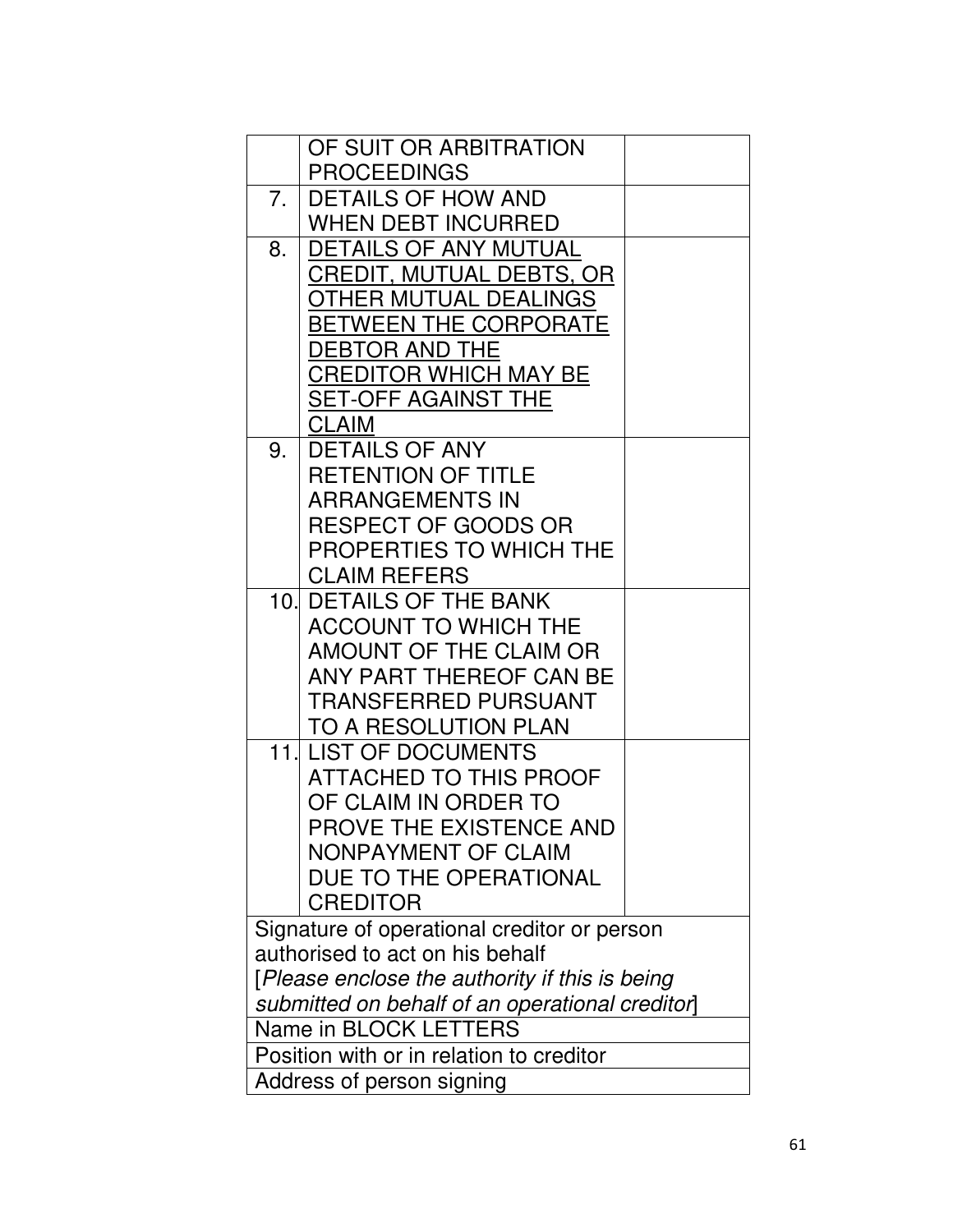| | | |
|---|---|---|
| | OF SUIT OR ARBITRATION PROCEEDINGS | |
| 7. | DETAILS OF HOW AND WHEN DEBT INCURRED | |
| 8. | <u>DETAILS OF ANY MUTUAL CREDIT, MUTUAL DEBTS, OR OTHER MUTUAL DEALINGS BETWEEN THE CORPORATE DEBTOR AND THE CREDITOR WHICH MAY BE SET-OFF AGAINST THE CLAIM</u> | |
| 9. | DETAILS OF ANY RETENTION OF TITLE ARRANGEMENTS IN RESPECT OF GOODS OR PROPERTIES TO WHICH THE CLAIM REFERS | |
| 10. | DETAILS OF THE BANK ACCOUNT TO WHICH THE AMOUNT OF THE CLAIM OR ANY PART THEREOF CAN BE TRANSFERRED PURSUANT TO A RESOLUTION PLAN | |
| 11. | LIST OF DOCUMENTS ATTACHED TO THIS PROOF OF CLAIM IN ORDER TO PROVE THE EXISTENCE AND NONPAYMENT OF CLAIM DUE TO THE OPERATIONAL CREDITOR | |
| Signature of operational creditor or person authorised to act on his behalf [*Please enclose the authority if this is being submitted on behalf of an operational creditor*] | | |
| Name in BLOCK LETTERS | | |
| Position with or in relation to creditor | | |
| Address of person signing | | |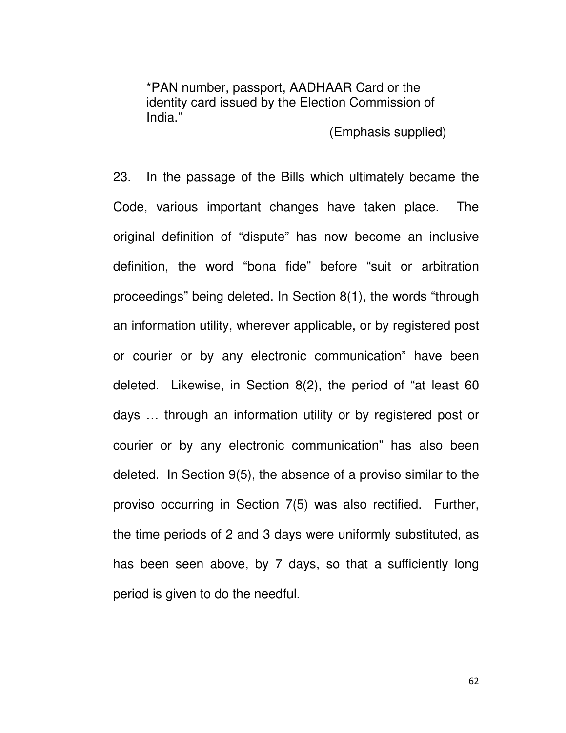> *PAN number, passport, AADHAAR Card or the identity card issued by the Election Commission of India."
>
> (Emphasis supplied)

23. In the passage of the Bills which ultimately became the Code, various important changes have taken place. The original definition of "dispute" has now become an inclusive definition, the word "bona fide" before "suit or arbitration proceedings" being deleted. In Section 8(1), the words "through an information utility, wherever applicable, or by registered post or courier or by any electronic communication" have been deleted. Likewise, in Section 8(2), the period of "at least 60 days … through an information utility or by registered post or courier or by any electronic communication" has also been deleted. In Section 9(5), the absence of a proviso similar to the proviso occurring in Section 7(5) was also rectified. Further, the time periods of 2 and 3 days were uniformly substituted, as has been seen above, by 7 days, so that a sufficiently long period is given to do the needful.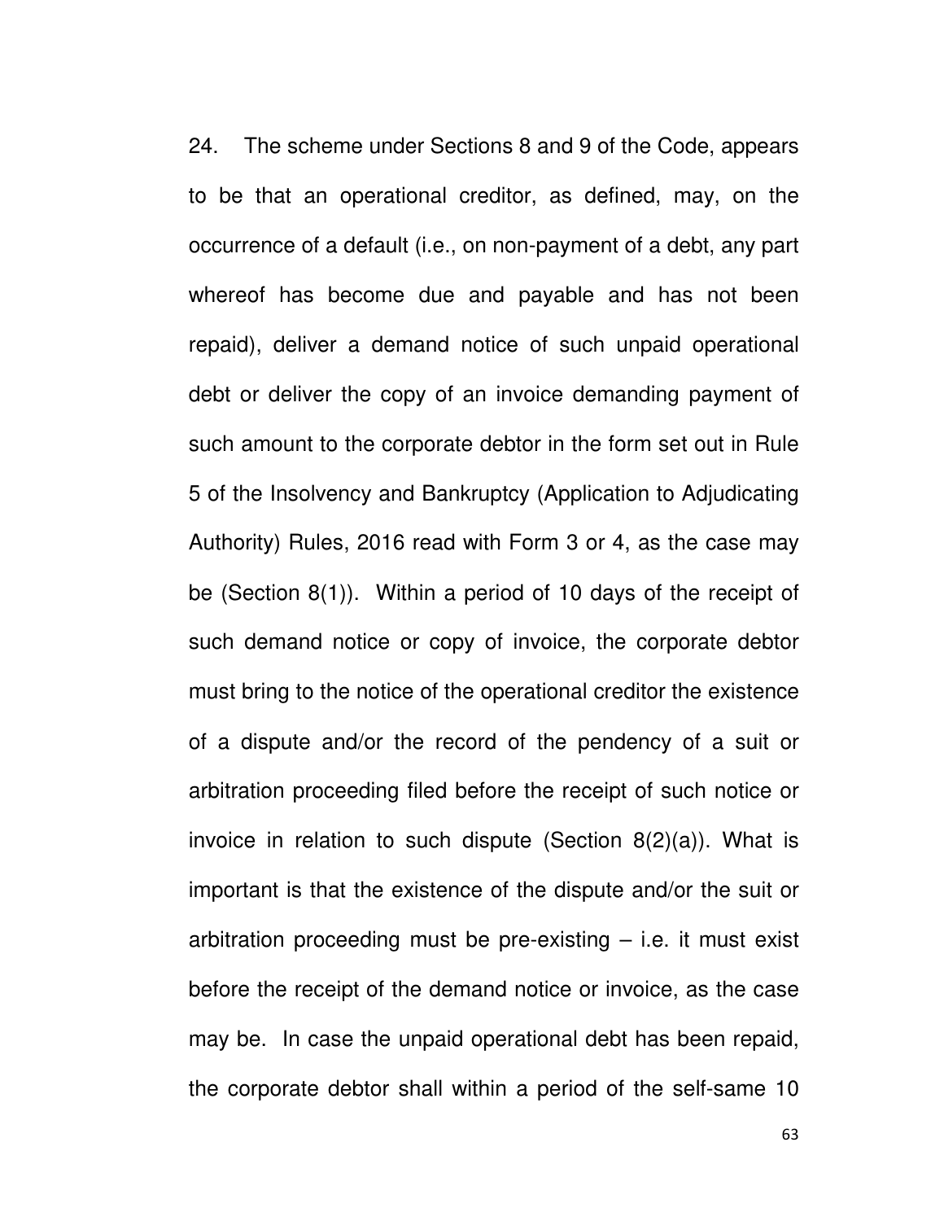24. The scheme under Sections 8 and 9 of the Code, appears to be that an operational creditor, as defined, may, on the occurrence of a default (i.e., on non-payment of a debt, any part whereof has become due and payable and has not been repaid), deliver a demand notice of such unpaid operational debt or deliver the copy of an invoice demanding payment of such amount to the corporate debtor in the form set out in Rule 5 of the Insolvency and Bankruptcy (Application to Adjudicating Authority) Rules, 2016 read with Form 3 or 4, as the case may be (Section 8(1)). Within a period of 10 days of the receipt of such demand notice or copy of invoice, the corporate debtor must bring to the notice of the operational creditor the existence of a dispute and/or the record of the pendency of a suit or arbitration proceeding filed before the receipt of such notice or invoice in relation to such dispute (Section 8(2)(a)). What is important is that the existence of the dispute and/or the suit or arbitration proceeding must be pre-existing – i.e. it must exist before the receipt of the demand notice or invoice, as the case may be. In case the unpaid operational debt has been repaid, the corporate debtor shall within a period of the self-same 10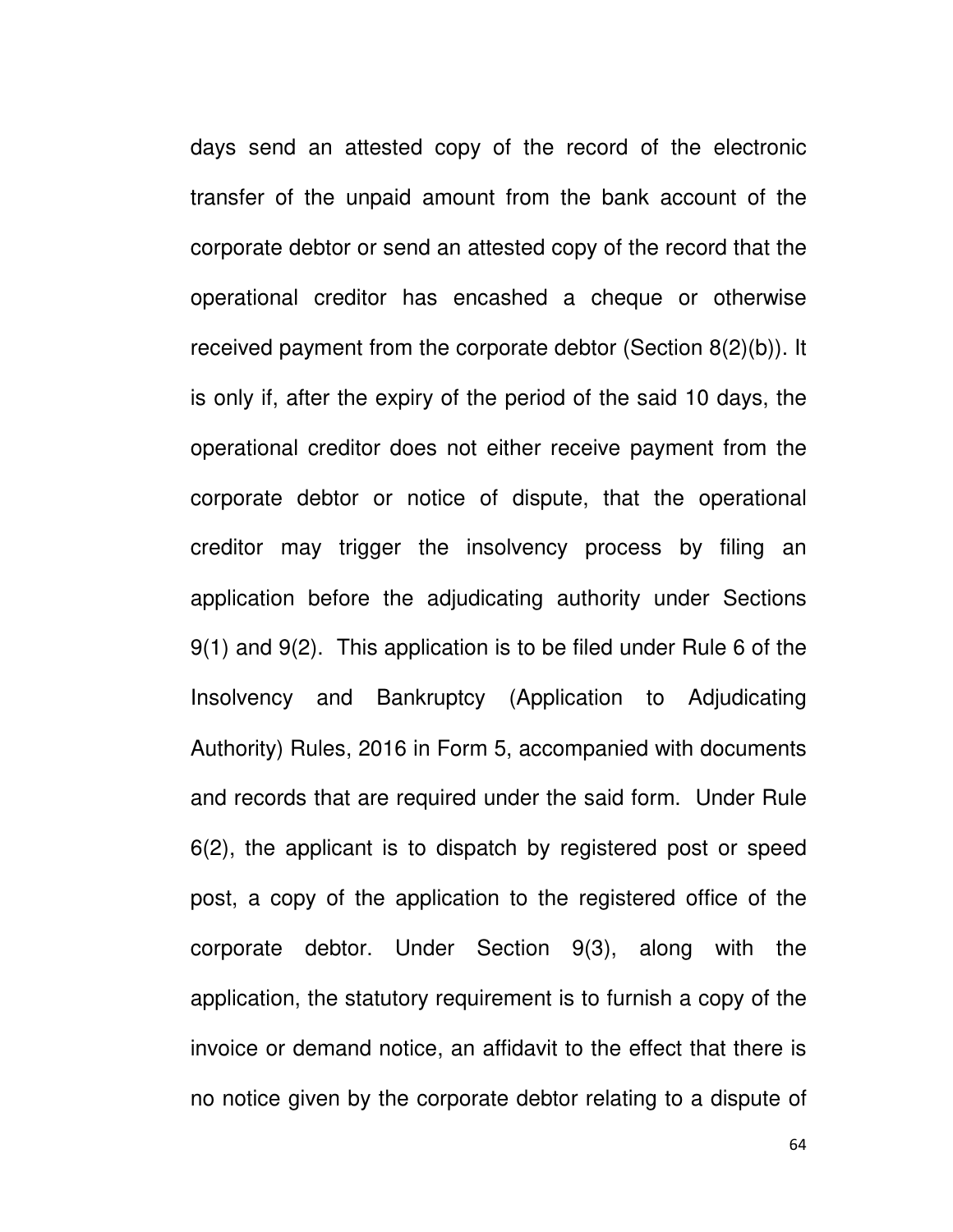days send an attested copy of the record of the electronic transfer of the unpaid amount from the bank account of the corporate debtor or send an attested copy of the record that the operational creditor has encashed a cheque or otherwise received payment from the corporate debtor (Section 8(2)(b)). It is only if, after the expiry of the period of the said 10 days, the operational creditor does not either receive payment from the corporate debtor or notice of dispute, that the operational creditor may trigger the insolvency process by filing an application before the adjudicating authority under Sections 9(1) and 9(2). This application is to be filed under Rule 6 of the Insolvency and Bankruptcy (Application to Adjudicating Authority) Rules, 2016 in Form 5, accompanied with documents and records that are required under the said form. Under Rule 6(2), the applicant is to dispatch by registered post or speed post, a copy of the application to the registered office of the corporate debtor. Under Section 9(3), along with the application, the statutory requirement is to furnish a copy of the invoice or demand notice, an affidavit to the effect that there is no notice given by the corporate debtor relating to a dispute of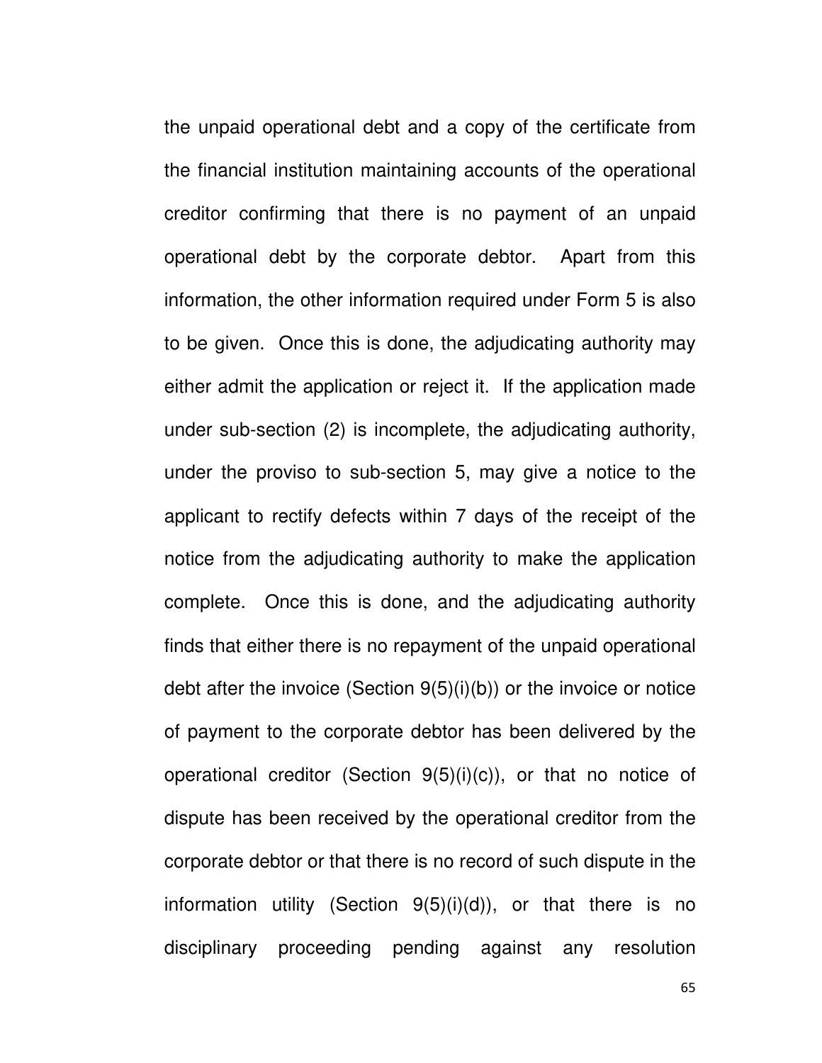the unpaid operational debt and a copy of the certificate from the financial institution maintaining accounts of the operational creditor confirming that there is no payment of an unpaid operational debt by the corporate debtor. Apart from this information, the other information required under Form 5 is also to be given. Once this is done, the adjudicating authority may either admit the application or reject it. If the application made under sub-section (2) is incomplete, the adjudicating authority, under the proviso to sub-section 5, may give a notice to the applicant to rectify defects within 7 days of the receipt of the notice from the adjudicating authority to make the application complete. Once this is done, and the adjudicating authority finds that either there is no repayment of the unpaid operational debt after the invoice (Section 9(5)(i)(b)) or the invoice or notice of payment to the corporate debtor has been delivered by the operational creditor (Section 9(5)(i)(c)), or that no notice of dispute has been received by the operational creditor from the corporate debtor or that there is no record of such dispute in the information utility (Section 9(5)(i)(d)), or that there is no disciplinary proceeding pending against any resolution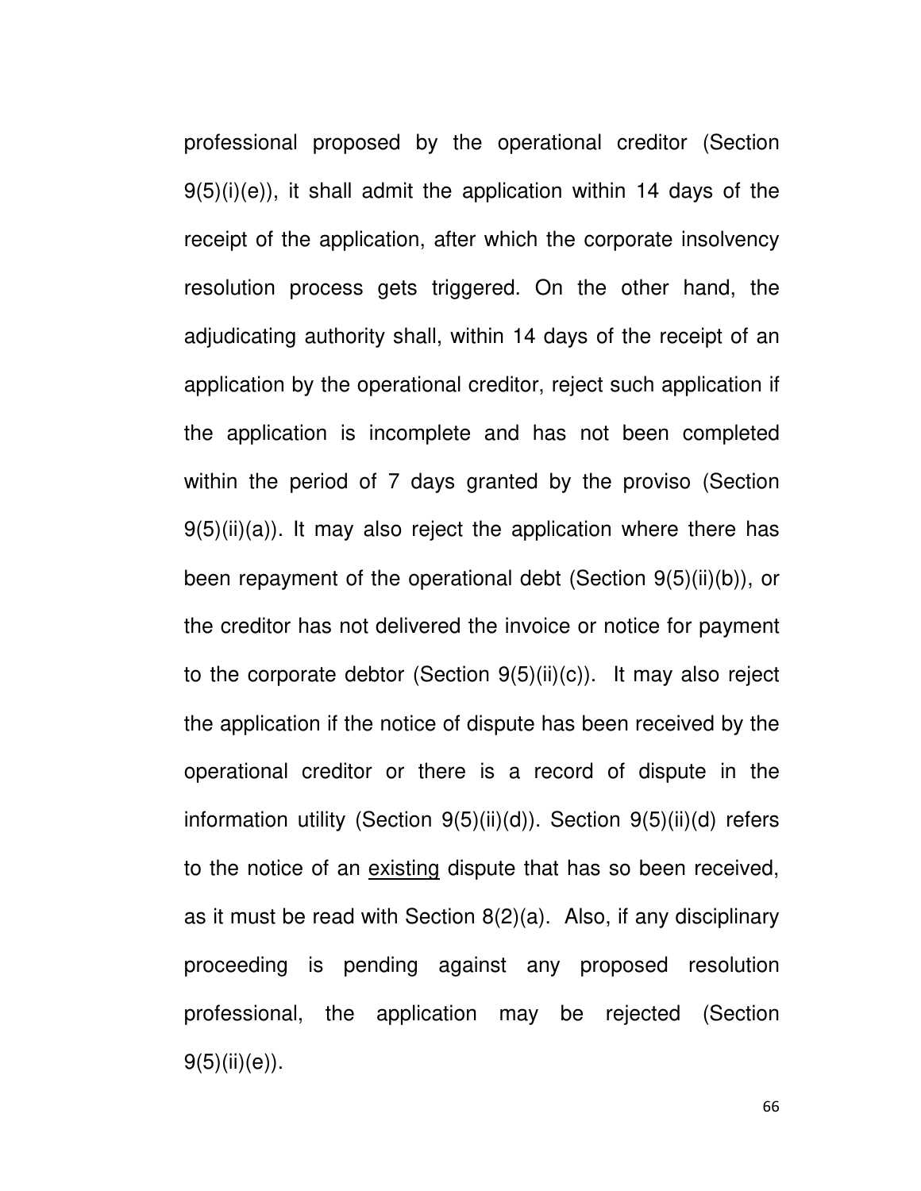professional proposed by the operational creditor (Section 9(5)(i)(e)), it shall admit the application within 14 days of the receipt of the application, after which the corporate insolvency resolution process gets triggered. On the other hand, the adjudicating authority shall, within 14 days of the receipt of an application by the operational creditor, reject such application if the application is incomplete and has not been completed within the period of 7 days granted by the proviso (Section 9(5)(ii)(a)). It may also reject the application where there has been repayment of the operational debt (Section 9(5)(ii)(b)), or the creditor has not delivered the invoice or notice for payment to the corporate debtor (Section 9(5)(ii)(c)). It may also reject the application if the notice of dispute has been received by the operational creditor or there is a record of dispute in the information utility (Section 9(5)(ii)(d)). Section 9(5)(ii)(d) refers to the notice of an <u>existing</u> dispute that has so been received, as it must be read with Section 8(2)(a). Also, if any disciplinary proceeding is pending against any proposed resolution professional, the application may be rejected (Section 9(5)(ii)(e)).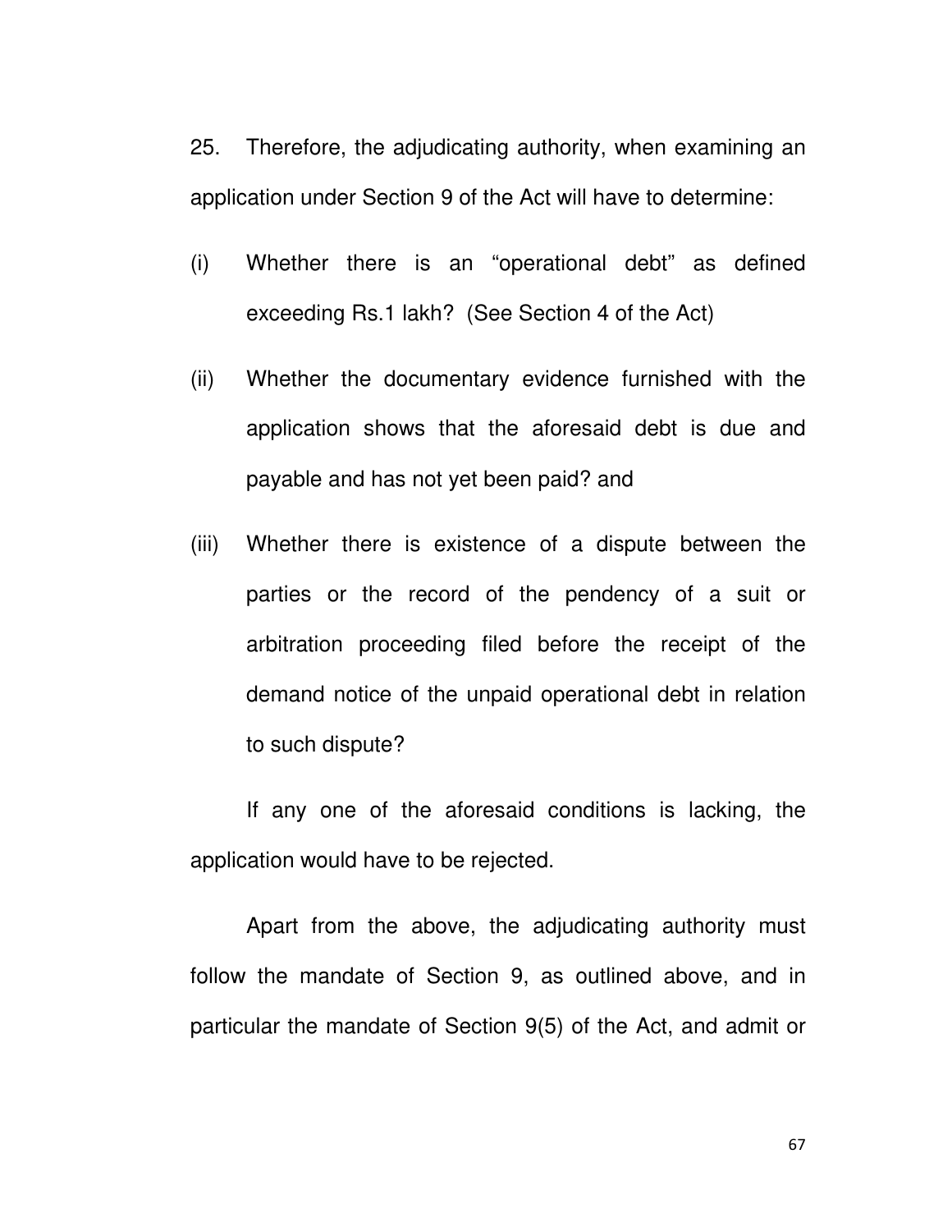25. Therefore, the adjudicating authority, when examining an application under Section 9 of the Act will have to determine:

(i) Whether there is an "operational debt" as defined exceeding Rs.1 lakh? (See Section 4 of the Act)

(ii) Whether the documentary evidence furnished with the application shows that the aforesaid debt is due and payable and has not yet been paid? and

(iii) Whether there is existence of a dispute between the parties or the record of the pendency of a suit or arbitration proceeding filed before the receipt of the demand notice of the unpaid operational debt in relation to such dispute?

If any one of the aforesaid conditions is lacking, the application would have to be rejected.

Apart from the above, the adjudicating authority must follow the mandate of Section 9, as outlined above, and in particular the mandate of Section 9(5) of the Act, and admit or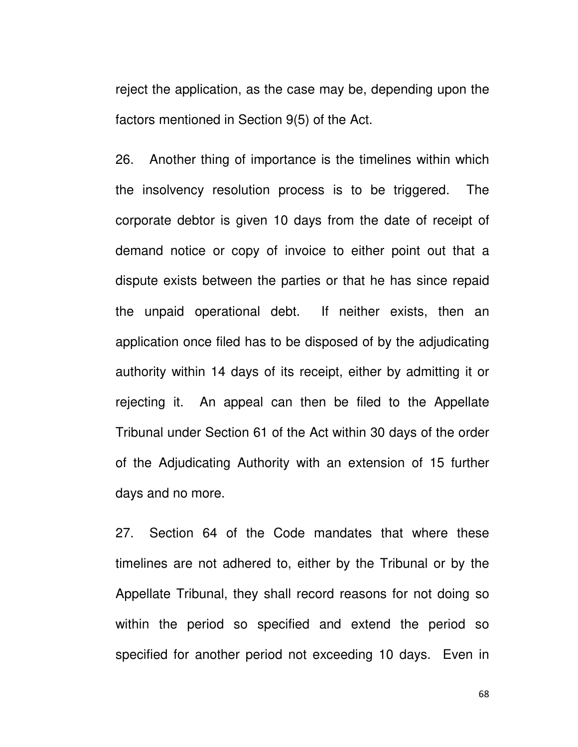reject the application, as the case may be, depending upon the factors mentioned in Section 9(5) of the Act.

26. Another thing of importance is the timelines within which the insolvency resolution process is to be triggered. The corporate debtor is given 10 days from the date of receipt of demand notice or copy of invoice to either point out that a dispute exists between the parties or that he has since repaid the unpaid operational debt. If neither exists, then an application once filed has to be disposed of by the adjudicating authority within 14 days of its receipt, either by admitting it or rejecting it. An appeal can then be filed to the Appellate Tribunal under Section 61 of the Act within 30 days of the order of the Adjudicating Authority with an extension of 15 further days and no more.

27. Section 64 of the Code mandates that where these timelines are not adhered to, either by the Tribunal or by the Appellate Tribunal, they shall record reasons for not doing so within the period so specified and extend the period so specified for another period not exceeding 10 days. Even in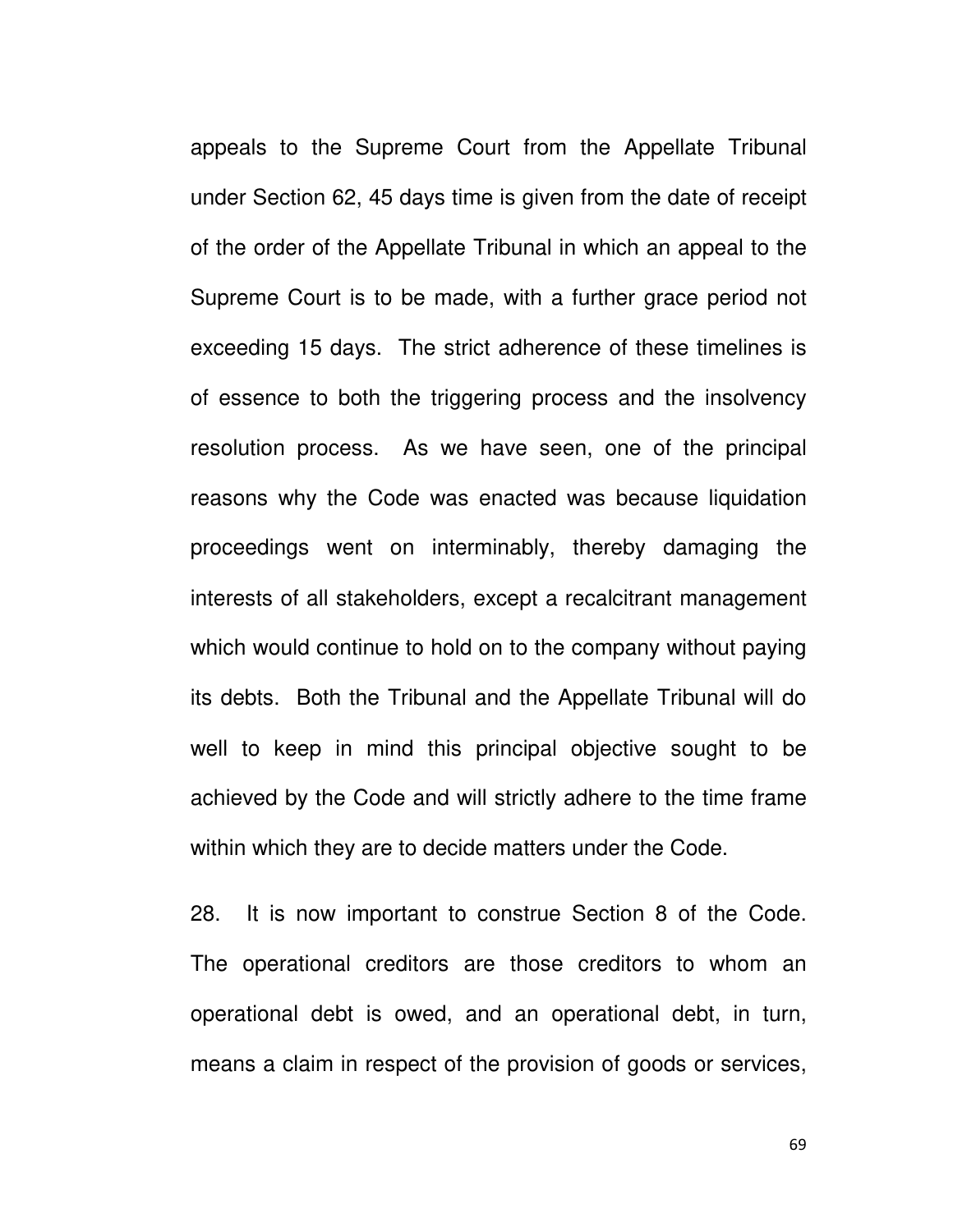appeals to the Supreme Court from the Appellate Tribunal under Section 62, 45 days time is given from the date of receipt of the order of the Appellate Tribunal in which an appeal to the Supreme Court is to be made, with a further grace period not exceeding 15 days. The strict adherence of these timelines is of essence to both the triggering process and the insolvency resolution process. As we have seen, one of the principal reasons why the Code was enacted was because liquidation proceedings went on interminably, thereby damaging the interests of all stakeholders, except a recalcitrant management which would continue to hold on to the company without paying its debts. Both the Tribunal and the Appellate Tribunal will do well to keep in mind this principal objective sought to be achieved by the Code and will strictly adhere to the time frame within which they are to decide matters under the Code.

28. It is now important to construe Section 8 of the Code. The operational creditors are those creditors to whom an operational debt is owed, and an operational debt, in turn, means a claim in respect of the provision of goods or services,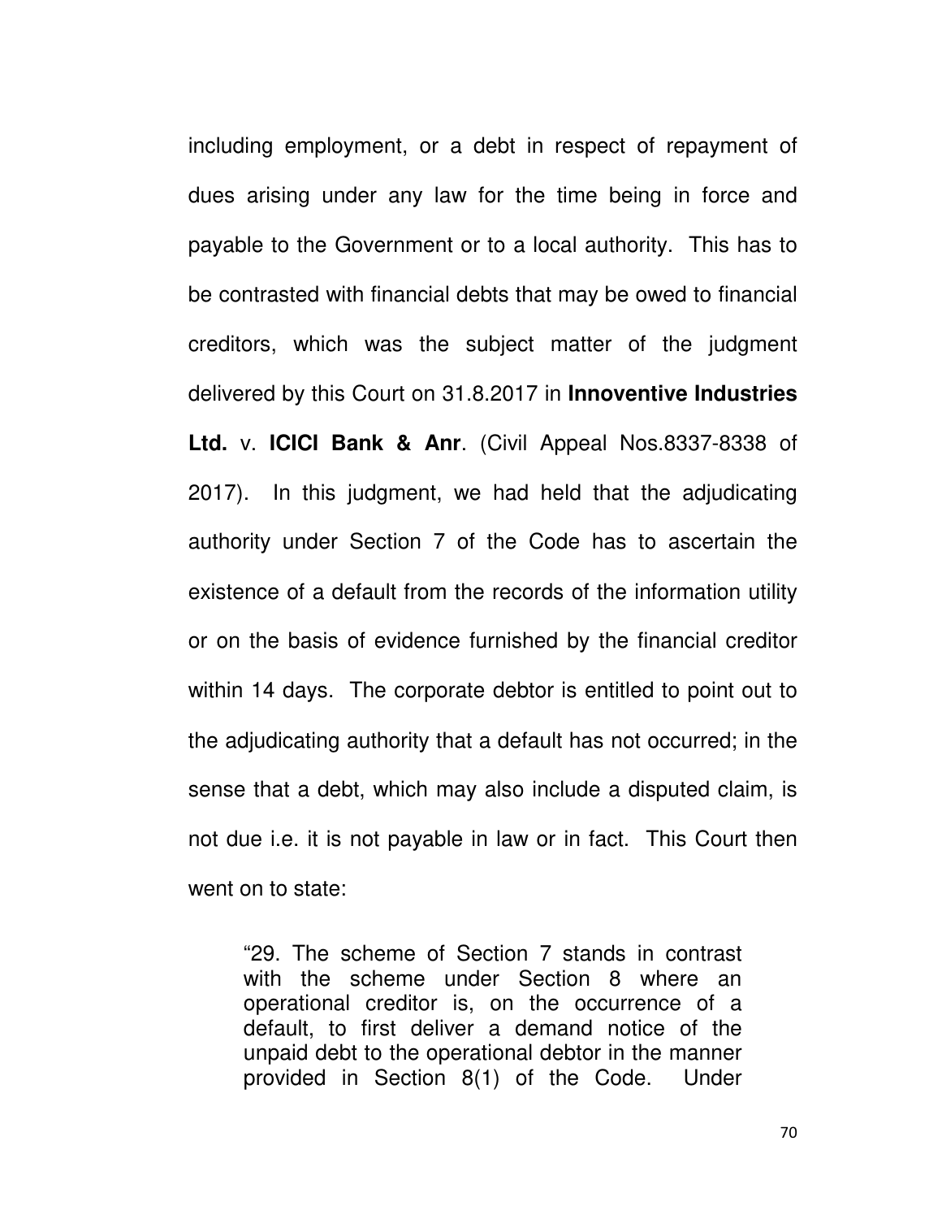including employment, or a debt in respect of repayment of dues arising under any law for the time being in force and payable to the Government or to a local authority. This has to be contrasted with financial debts that may be owed to financial creditors, which was the subject matter of the judgment delivered by this Court on 31.8.2017 in **Innoventive Industries Ltd.** v. **ICICI Bank & Anr**. (Civil Appeal Nos.8337-8338 of 2017). In this judgment, we had held that the adjudicating authority under Section 7 of the Code has to ascertain the existence of a default from the records of the information utility or on the basis of evidence furnished by the financial creditor within 14 days. The corporate debtor is entitled to point out to the adjudicating authority that a default has not occurred; in the sense that a debt, which may also include a disputed claim, is not due i.e. it is not payable in law or in fact. This Court then went on to state:

> "29. The scheme of Section 7 stands in contrast with the scheme under Section 8 where an operational creditor is, on the occurrence of a default, to first deliver a demand notice of the unpaid debt to the operational debtor in the manner provided in Section 8(1) of the Code. Under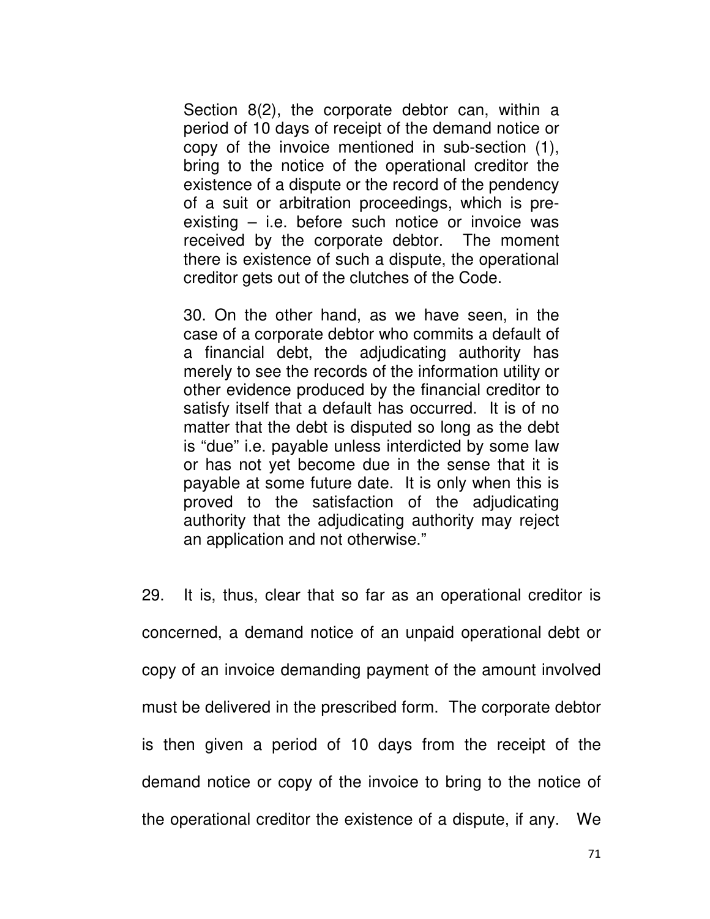> Section 8(2), the corporate debtor can, within a period of 10 days of receipt of the demand notice or copy of the invoice mentioned in sub-section (1), bring to the notice of the operational creditor the existence of a dispute or the record of the pendency of a suit or arbitration proceedings, which is pre-existing – i.e. before such notice or invoice was received by the corporate debtor. The moment there is existence of such a dispute, the operational creditor gets out of the clutches of the Code.
>
> 30. On the other hand, as we have seen, in the case of a corporate debtor who commits a default of a financial debt, the adjudicating authority has merely to see the records of the information utility or other evidence produced by the financial creditor to satisfy itself that a default has occurred. It is of no matter that the debt is disputed so long as the debt is "due" i.e. payable unless interdicted by some law or has not yet become due in the sense that it is payable at some future date. It is only when this is proved to the satisfaction of the adjudicating authority that the adjudicating authority may reject an application and not otherwise."

29. It is, thus, clear that so far as an operational creditor is concerned, a demand notice of an unpaid operational debt or copy of an invoice demanding payment of the amount involved must be delivered in the prescribed form. The corporate debtor is then given a period of 10 days from the receipt of the demand notice or copy of the invoice to bring to the notice of the operational creditor the existence of a dispute, if any. We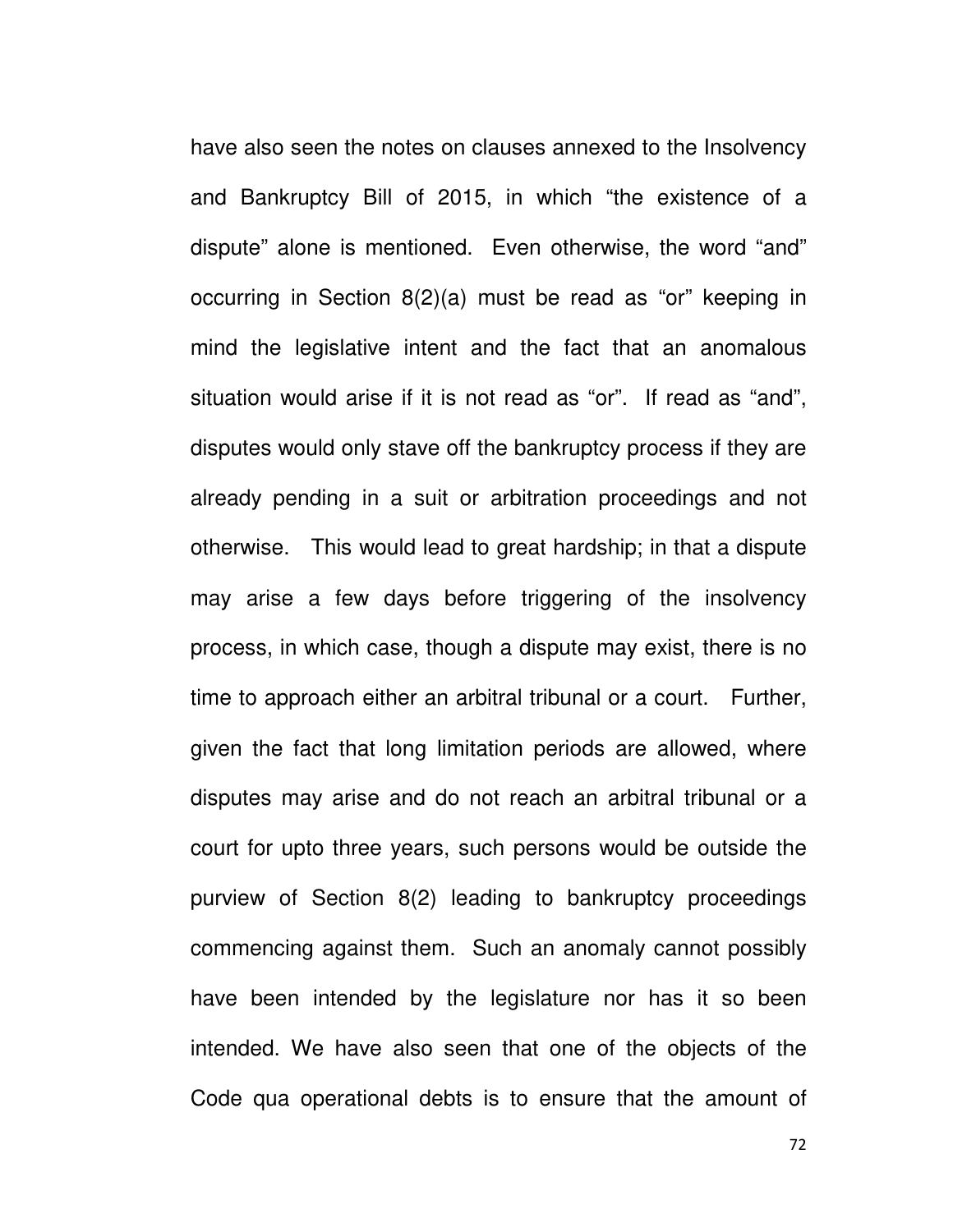have also seen the notes on clauses annexed to the Insolvency and Bankruptcy Bill of 2015, in which "the existence of a dispute" alone is mentioned. Even otherwise, the word "and" occurring in Section 8(2)(a) must be read as "or" keeping in mind the legislative intent and the fact that an anomalous situation would arise if it is not read as "or". If read as "and", disputes would only stave off the bankruptcy process if they are already pending in a suit or arbitration proceedings and not otherwise. This would lead to great hardship; in that a dispute may arise a few days before triggering of the insolvency process, in which case, though a dispute may exist, there is no time to approach either an arbitral tribunal or a court. Further, given the fact that long limitation periods are allowed, where disputes may arise and do not reach an arbitral tribunal or a court for upto three years, such persons would be outside the purview of Section 8(2) leading to bankruptcy proceedings commencing against them. Such an anomaly cannot possibly have been intended by the legislature nor has it so been intended. We have also seen that one of the objects of the Code qua operational debts is to ensure that the amount of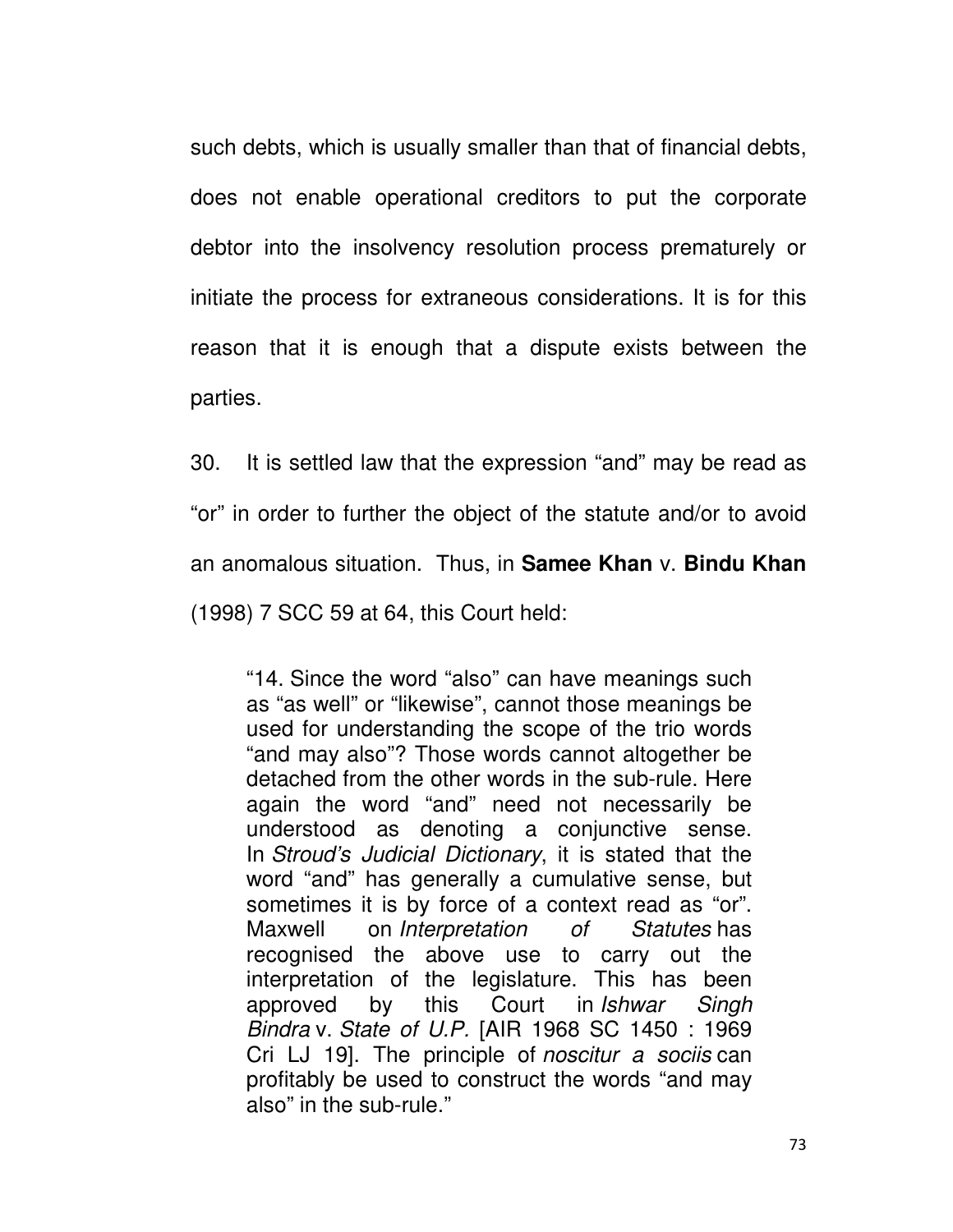such debts, which is usually smaller than that of financial debts, does not enable operational creditors to put the corporate debtor into the insolvency resolution process prematurely or initiate the process for extraneous considerations. It is for this reason that it is enough that a dispute exists between the parties.

30. It is settled law that the expression "and" may be read as "or" in order to further the object of the statute and/or to avoid an anomalous situation. Thus, in **Samee Khan** v. **Bindu Khan** (1998) 7 SCC 59 at 64, this Court held:

> "14. Since the word "also" can have meanings such as "as well" or "likewise", cannot those meanings be used for understanding the scope of the trio words "and may also"? Those words cannot altogether be detached from the other words in the sub-rule. Here again the word "and" need not necessarily be understood as denoting a conjunctive sense. In *Stroud's Judicial Dictionary*, it is stated that the word "and" has generally a cumulative sense, but sometimes it is by force of a context read as "or". Maxwell on *Interpretation of Statutes* has recognised the above use to carry out the interpretation of the legislature. This has been approved by this Court in *Ishwar Singh Bindra* v. *State of U.P.* [AIR 1968 SC 1450 : 1969 Cri LJ 19]. The principle of *noscitur a sociis* can profitably be used to construct the words "and may also" in the sub-rule."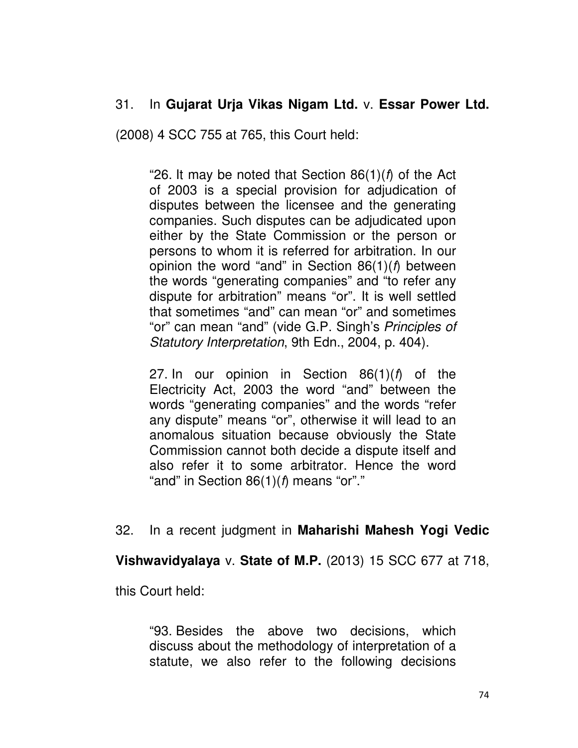31. In **Gujarat Urja Vikas Nigam Ltd.** v. **Essar Power Ltd.** (2008) 4 SCC 755 at 765, this Court held:

> "26. It may be noted that Section 86(1)(*f*) of the Act of 2003 is a special provision for adjudication of disputes between the licensee and the generating companies. Such disputes can be adjudicated upon either by the State Commission or the person or persons to whom it is referred for arbitration. In our opinion the word "and" in Section 86(1)(*f*) between the words "generating companies" and "to refer any dispute for arbitration" means "or". It is well settled that sometimes "and" can mean "or" and sometimes "or" can mean "and" (vide G.P. Singh's *Principles of Statutory Interpretation*, 9th Edn., 2004, p. 404).
>
> 27. In our opinion in Section 86(1)(*f*) of the Electricity Act, 2003 the word "and" between the words "generating companies" and the words "refer any dispute" means "or", otherwise it will lead to an anomalous situation because obviously the State Commission cannot both decide a dispute itself and also refer it to some arbitrator. Hence the word "and" in Section 86(1)(*f*) means "or"."

32. In a recent judgment in **Maharishi Mahesh Yogi Vedic Vishwavidyalaya** v. **State of M.P.** (2013) 15 SCC 677 at 718, this Court held:

> "93. Besides the above two decisions, which discuss about the methodology of interpretation of a statute, we also refer to the following decisions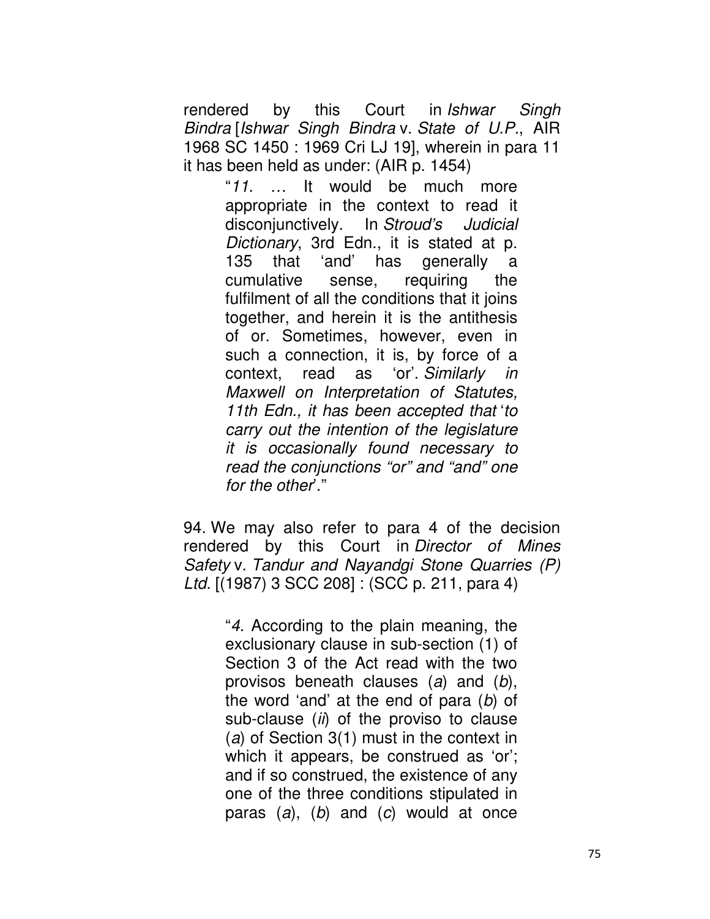rendered by this Court in *Ishwar Singh Bindra* [*Ishwar Singh Bindra* v. *State of U.P.*, AIR 1968 SC 1450 : 1969 Cri LJ 19], wherein in para 11 it has been held as under: (AIR p. 1454)

> "*11*. … It would be much more appropriate in the context to read it disconjunctively. In *Stroud's Judicial Dictionary*, 3rd Edn., it is stated at p. 135 that 'and' has generally a cumulative sense, requiring the fulfilment of all the conditions that it joins together, and herein it is the antithesis of or. Sometimes, however, even in such a connection, it is, by force of a context, read as 'or'. *Similarly in Maxwell on Interpretation of Statutes, 11th Edn., it has been accepted that* '*to carry out the intention of the legislature it is occasionally found necessary to read the conjunctions "or" and "and" one for the other*'."

94. We may also refer to para 4 of the decision rendered by this Court in *Director of Mines Safety* v. *Tandur and Nayandgi Stone Quarries (P) Ltd.* [(1987) 3 SCC 208] : (SCC p. 211, para 4)

> "*4*. According to the plain meaning, the exclusionary clause in sub-section (1) of Section 3 of the Act read with the two provisos beneath clauses (*a*) and (*b*), the word 'and' at the end of para (*b*) of sub-clause (*ii*) of the proviso to clause (*a*) of Section 3(1) must in the context in which it appears, be construed as 'or'; and if so construed, the existence of any one of the three conditions stipulated in paras (*a*), (*b*) and (*c*) would at once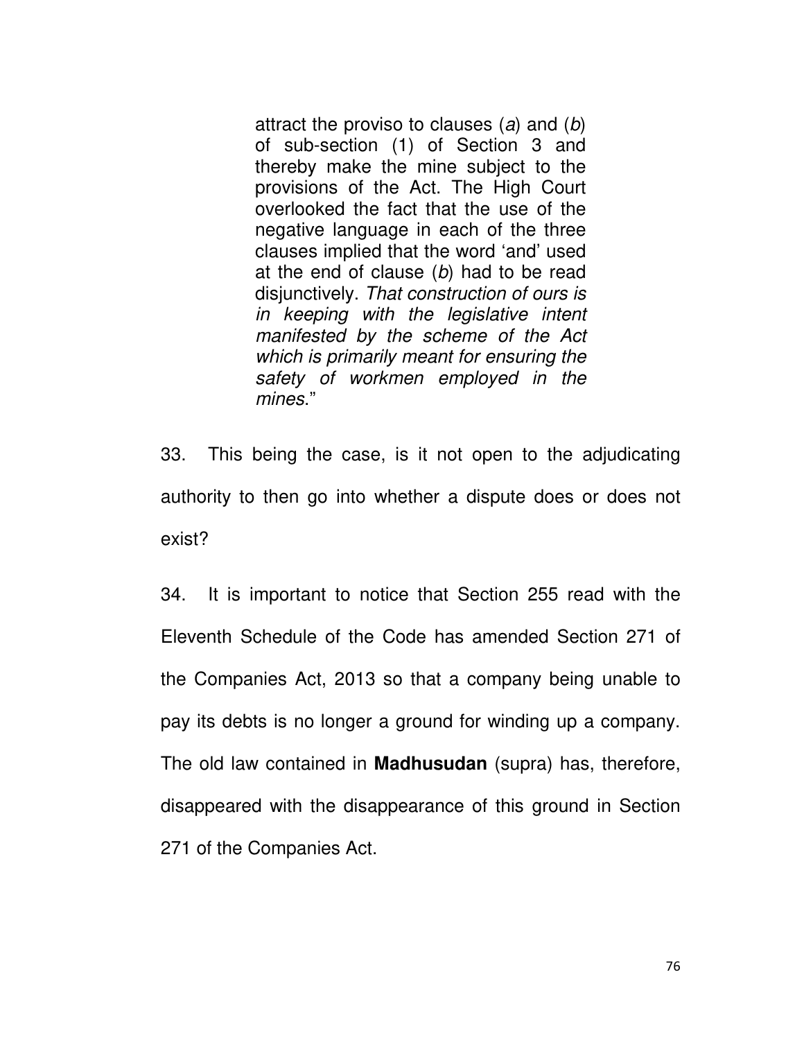> attract the proviso to clauses (*a*) and (*b*) of sub-section (1) of Section 3 and thereby make the mine subject to the provisions of the Act. The High Court overlooked the fact that the use of the negative language in each of the three clauses implied that the word 'and' used at the end of clause (*b*) had to be read disjunctively. *That construction of ours is in keeping with the legislative intent manifested by the scheme of the Act which is primarily meant for ensuring the safety of workmen employed in the mines*."

33. This being the case, is it not open to the adjudicating authority to then go into whether a dispute does or does not exist?

34. It is important to notice that Section 255 read with the Eleventh Schedule of the Code has amended Section 271 of the Companies Act, 2013 so that a company being unable to pay its debts is no longer a ground for winding up a company. The old law contained in **Madhusudan** (supra) has, therefore, disappeared with the disappearance of this ground in Section 271 of the Companies Act.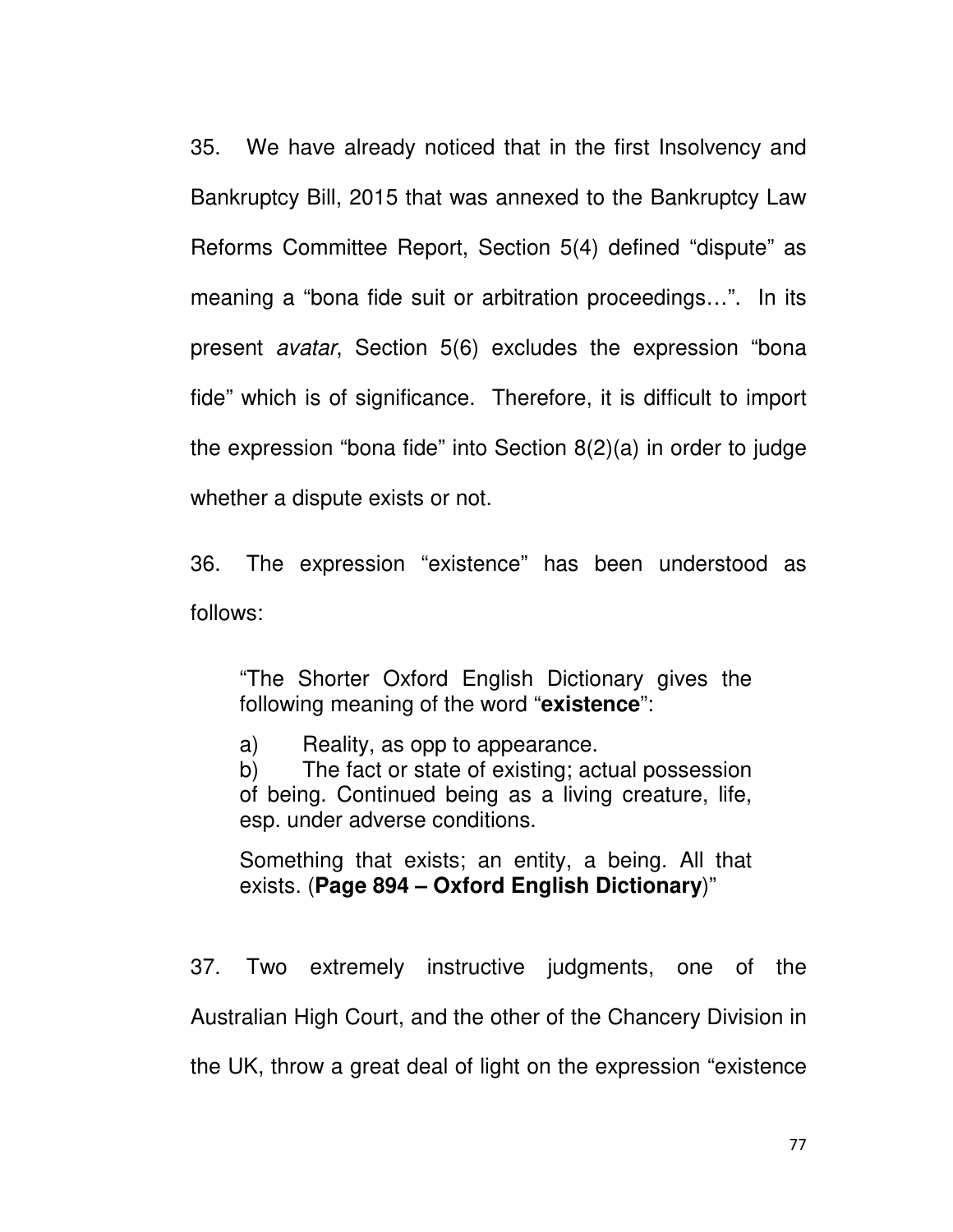35. We have already noticed that in the first Insolvency and Bankruptcy Bill, 2015 that was annexed to the Bankruptcy Law Reforms Committee Report, Section 5(4) defined “dispute” as meaning a “bona fide suit or arbitration proceedings…”. In its present *avatar*, Section 5(6) excludes the expression “bona fide” which is of significance. Therefore, it is difficult to import the expression “bona fide” into Section 8(2)(a) in order to judge whether a dispute exists or not.

36. The expression “existence” has been understood as follows:

> “The Shorter Oxford English Dictionary gives the following meaning of the word “**existence**”:
>
> a) Reality, as opp to appearance.
> b) The fact or state of existing; actual possession of being. Continued being as a living creature, life, esp. under adverse conditions.
>
> Something that exists; an entity, a being. All that exists. (**Page 894 – Oxford English Dictionary**)”

37. Two extremely instructive judgments, one of the Australian High Court, and the other of the Chancery Division in the UK, throw a great deal of light on the expression “existence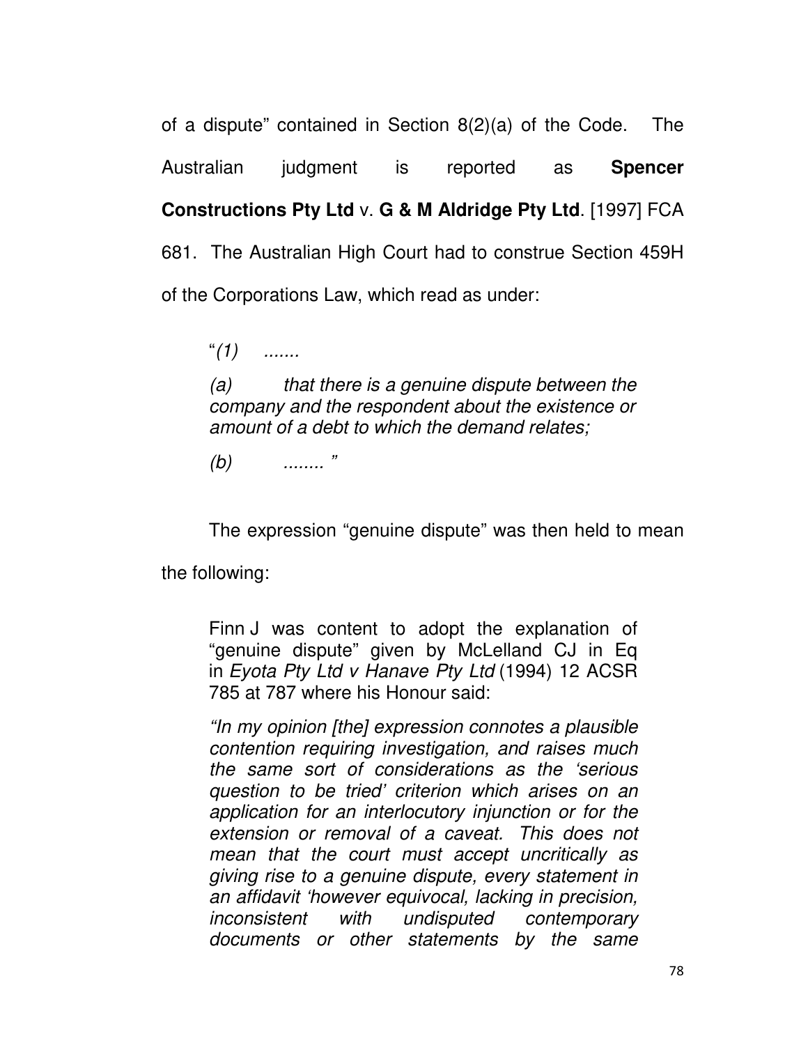of a dispute" contained in Section 8(2)(a) of the Code. The Australian judgment is reported as **Spencer Constructions Pty Ltd** v. **G & M Aldridge Pty Ltd**. [1997] FCA 681. The Australian High Court had to construe Section 459H of the Corporations Law, which read as under:

> "*(1) .......*
>
> *(a) that there is a genuine dispute between the company and the respondent about the existence or amount of a debt to which the demand relates;*
>
> *(b) ........ "*

The expression "genuine dispute" was then held to mean the following:

> Finn J was content to adopt the explanation of "genuine dispute" given by McLelland CJ in Eq in *Eyota Pty Ltd v Hanave Pty Ltd* (1994) 12 ACSR 785 at 787 where his Honour said:
>
> *"In my opinion [the] expression connotes a plausible contention requiring investigation, and raises much the same sort of considerations as the 'serious question to be tried' criterion which arises on an application for an interlocutory injunction or for the extension or removal of a caveat. This does not mean that the court must accept uncritically as giving rise to a genuine dispute, every statement in an affidavit 'however equivocal, lacking in precision, inconsistent with undisputed contemporary documents or other statements by the same*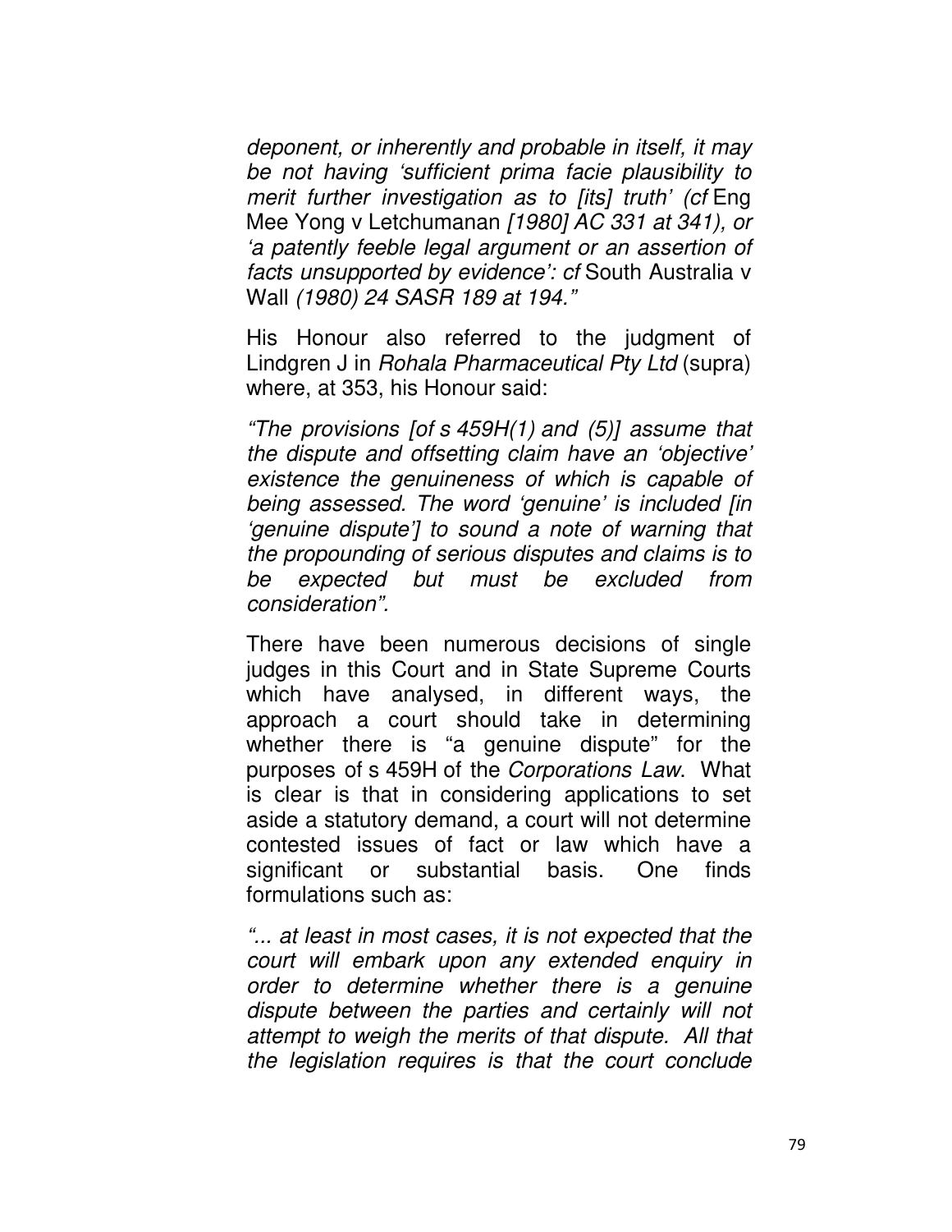*deponent, or inherently and probable in itself, it may be not having 'sufficient prima facie plausibility to merit further investigation as to [its] truth' (cf* Eng Mee Yong v Letchumanan *[1980] AC 331 at 341), or 'a patently feeble legal argument or an assertion of facts unsupported by evidence': cf* South Australia v Wall *(1980) 24 SASR 189 at 194."*

His Honour also referred to the judgment of Lindgren J in *Rohala Pharmaceutical Pty Ltd* (supra) where, at 353, his Honour said:

*"The provisions [of s 459H(1) and (5)] assume that the dispute and offsetting claim have an 'objective' existence the genuineness of which is capable of being assessed. The word 'genuine' is included [in 'genuine dispute'] to sound a note of warning that the propounding of serious disputes and claims is to be expected but must be excluded from consideration".*

There have been numerous decisions of single judges in this Court and in State Supreme Courts which have analysed, in different ways, the approach a court should take in determining whether there is "a genuine dispute" for the purposes of s 459H of the *Corporations Law*. What is clear is that in considering applications to set aside a statutory demand, a court will not determine contested issues of fact or law which have a significant or substantial basis. One finds formulations such as:

*"... at least in most cases, it is not expected that the court will embark upon any extended enquiry in order to determine whether there is a genuine dispute between the parties and certainly will not attempt to weigh the merits of that dispute. All that the legislation requires is that the court conclude*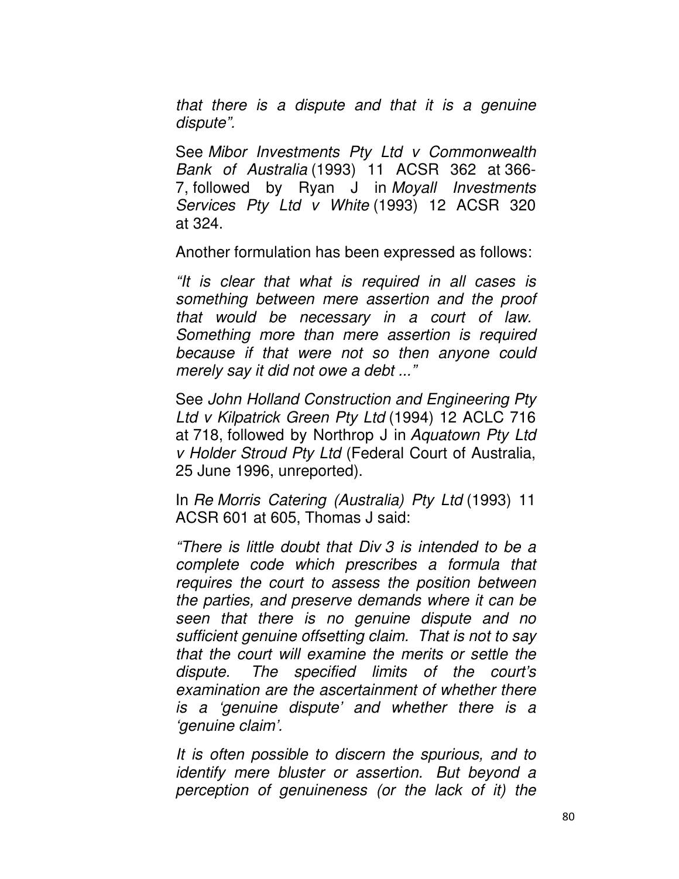*that there is a dispute and that it is a genuine dispute".*

See *Mibor Investments Pty Ltd v Commonwealth Bank of Australia* (1993) 11 ACSR 362 at 366-7, followed by Ryan J in *Moyall Investments Services Pty Ltd v White* (1993) 12 ACSR 320 at 324.

Another formulation has been expressed as follows:

*"It is clear that what is required in all cases is something between mere assertion and the proof that would be necessary in a court of law. Something more than mere assertion is required because if that were not so then anyone could merely say it did not owe a debt ..."*

See *John Holland Construction and Engineering Pty Ltd v Kilpatrick Green Pty Ltd* (1994) 12 ACLC 716 at 718, followed by Northrop J in *Aquatown Pty Ltd v Holder Stroud Pty Ltd* (Federal Court of Australia, 25 June 1996, unreported).

In *Re Morris Catering (Australia) Pty Ltd* (1993) 11 ACSR 601 at 605, Thomas J said:

*"There is little doubt that Div 3 is intended to be a complete code which prescribes a formula that requires the court to assess the position between the parties, and preserve demands where it can be seen that there is no genuine dispute and no sufficient genuine offsetting claim. That is not to say that the court will examine the merits or settle the dispute. The specified limits of the court's examination are the ascertainment of whether there is a 'genuine dispute' and whether there is a 'genuine claim'.*

*It is often possible to discern the spurious, and to identify mere bluster or assertion. But beyond a perception of genuineness (or the lack of it) the*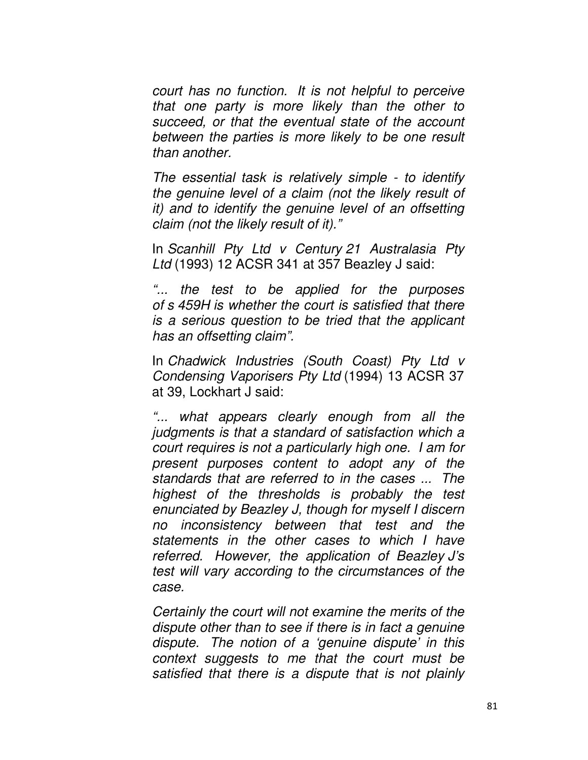*court has no function. It is not helpful to perceive that one party is more likely than the other to succeed, or that the eventual state of the account between the parties is more likely to be one result than another.*

*The essential task is relatively simple - to identify the genuine level of a claim (not the likely result of it) and to identify the genuine level of an offsetting claim (not the likely result of it)."*

In *Scanhill Pty Ltd v Century 21 Australasia Pty Ltd* (1993) 12 ACSR 341 at 357 Beazley J said:

*"... the test to be applied for the purposes of s 459H is whether the court is satisfied that there is a serious question to be tried that the applicant has an offsetting claim".*

In *Chadwick Industries (South Coast) Pty Ltd v Condensing Vaporisers Pty Ltd* (1994) 13 ACSR 37 at 39, Lockhart J said:

*"... what appears clearly enough from all the judgments is that a standard of satisfaction which a court requires is not a particularly high one. I am for present purposes content to adopt any of the standards that are referred to in the cases ... The highest of the thresholds is probably the test enunciated by Beazley J, though for myself I discern no inconsistency between that test and the statements in the other cases to which I have referred. However, the application of Beazley J's test will vary according to the circumstances of the case.*

*Certainly the court will not examine the merits of the dispute other than to see if there is in fact a genuine dispute. The notion of a 'genuine dispute' in this context suggests to me that the court must be satisfied that there is a dispute that is not plainly*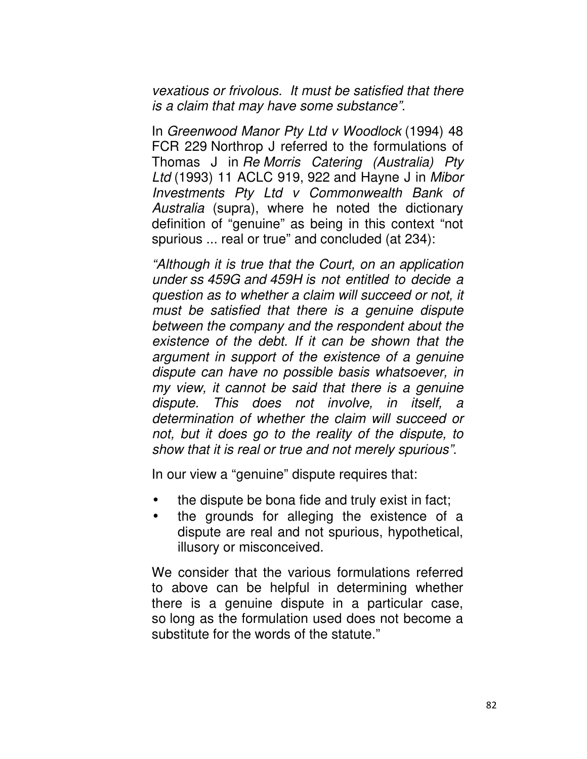*vexatious or frivolous. It must be satisfied that there is a claim that may have some substance".*

In *Greenwood Manor Pty Ltd v Woodlock* (1994) 48 FCR 229 Northrop J referred to the formulations of Thomas J in *Re Morris Catering (Australia) Pty Ltd* (1993) 11 ACLC 919, 922 and Hayne J in *Mibor Investments Pty Ltd v Commonwealth Bank of Australia* (supra), where he noted the dictionary definition of "genuine" as being in this context "not spurious ... real or true" and concluded (at 234):

*"Although it is true that the Court, on an application under ss 459G and 459H is not entitled to decide a question as to whether a claim will succeed or not, it must be satisfied that there is a genuine dispute between the company and the respondent about the existence of the debt. If it can be shown that the argument in support of the existence of a genuine dispute can have no possible basis whatsoever, in my view, it cannot be said that there is a genuine dispute. This does not involve, in itself, a determination of whether the claim will succeed or not, but it does go to the reality of the dispute, to show that it is real or true and not merely spurious".*

In our view a "genuine" dispute requires that:

- the dispute be bona fide and truly exist in fact;
- the grounds for alleging the existence of a dispute are real and not spurious, hypothetical, illusory or misconceived.

We consider that the various formulations referred to above can be helpful in determining whether there is a genuine dispute in a particular case, so long as the formulation used does not become a substitute for the words of the statute."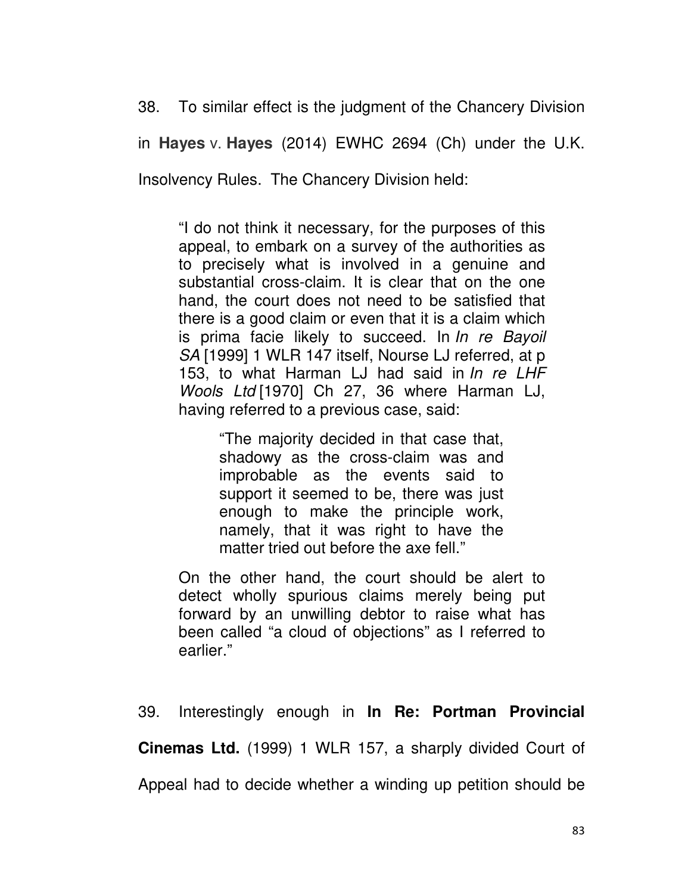38. To similar effect is the judgment of the Chancery Division in **Hayes** v. **Hayes** (2014) EWHC 2694 (Ch) under the U.K. Insolvency Rules. The Chancery Division held:

> "I do not think it necessary, for the purposes of this appeal, to embark on a survey of the authorities as to precisely what is involved in a genuine and substantial cross-claim. It is clear that on the one hand, the court does not need to be satisfied that there is a good claim or even that it is a claim which is prima facie likely to succeed. In *In re Bayoil SA* [1999] 1 WLR 147 itself, Nourse LJ referred, at p 153, to what Harman LJ had said in *In re LHF Wools Ltd* [1970] Ch 27, 36 where Harman LJ, having referred to a previous case, said:
>
> > "The majority decided in that case that, shadowy as the cross-claim was and improbable as the events said to support it seemed to be, there was just enough to make the principle work, namely, that it was right to have the matter tried out before the axe fell."
>
> On the other hand, the court should be alert to detect wholly spurious claims merely being put forward by an unwilling debtor to raise what has been called "a cloud of objections" as I referred to earlier."

39. Interestingly enough in **In Re: Portman Provincial Cinemas Ltd.** (1999) 1 WLR 157, a sharply divided Court of Appeal had to decide whether a winding up petition should be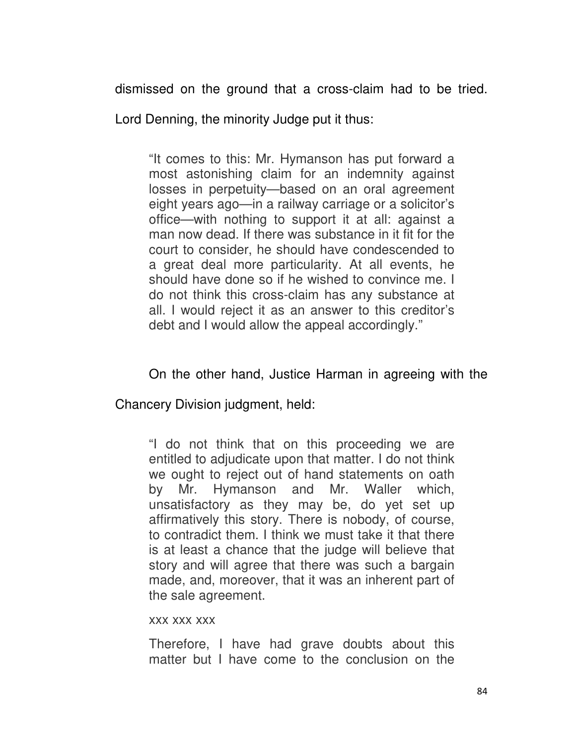dismissed on the ground that a cross-claim had to be tried. Lord Denning, the minority Judge put it thus:

> "It comes to this: Mr. Hymanson has put forward a most astonishing claim for an indemnity against losses in perpetuity—based on an oral agreement eight years ago—in a railway carriage or a solicitor's office—with nothing to support it at all: against a man now dead. If there was substance in it fit for the court to consider, he should have condescended to a great deal more particularity. At all events, he should have done so if he wished to convince me. I do not think this cross-claim has any substance at all. I would reject it as an answer to this creditor's debt and I would allow the appeal accordingly."

On the other hand, Justice Harman in agreeing with the Chancery Division judgment, held:

> "I do not think that on this proceeding we are entitled to adjudicate upon that matter. I do not think we ought to reject out of hand statements on oath by Mr. Hymanson and Mr. Waller which, unsatisfactory as they may be, do yet set up affirmatively this story. There is nobody, of course, to contradict them. I think we must take it that there is at least a chance that the judge will believe that story and will agree that there was such a bargain made, and, moreover, that it was an inherent part of the sale agreement.
>
> xxx xxx xxx
>
> Therefore, I have had grave doubts about this matter but I have come to the conclusion on the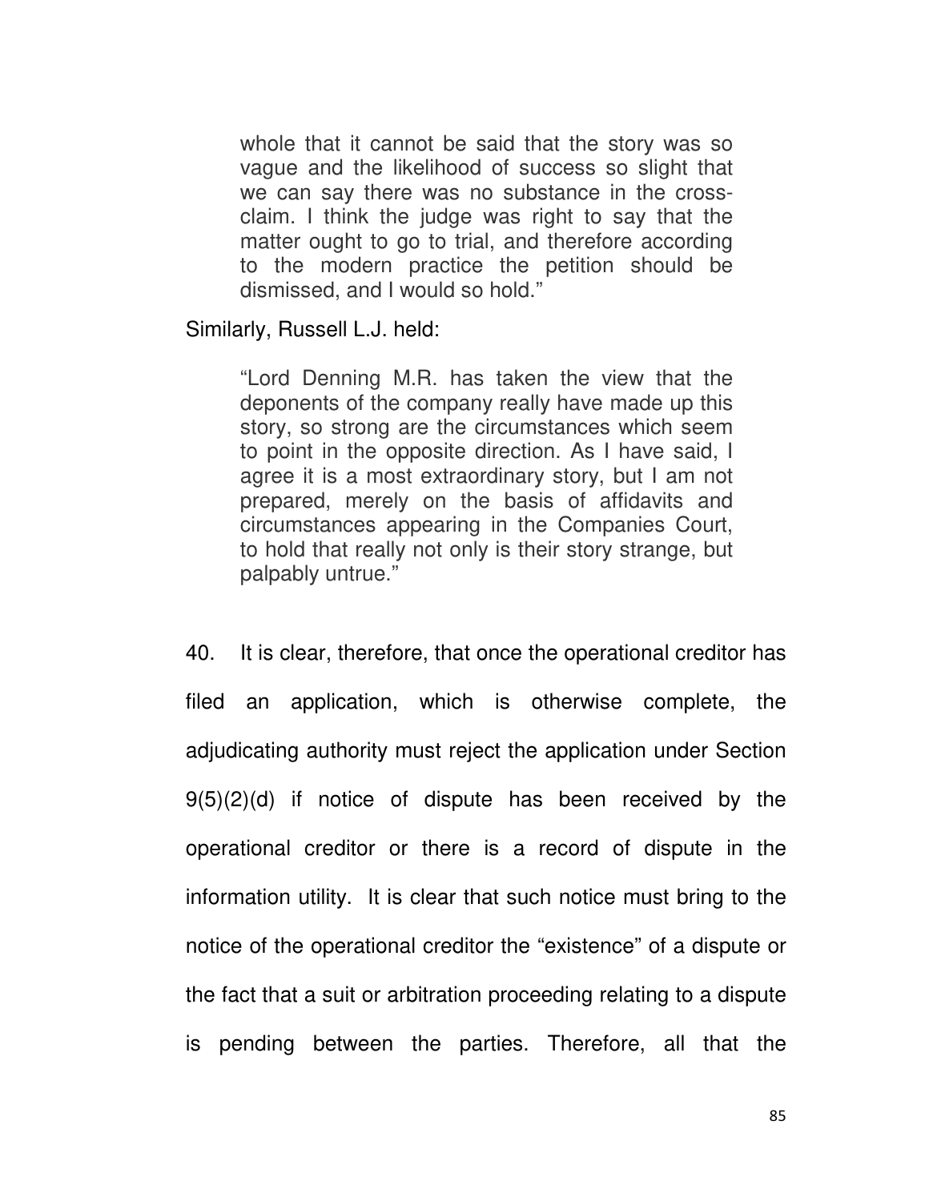> whole that it cannot be said that the story was so vague and the likelihood of success so slight that we can say there was no substance in the cross-claim. I think the judge was right to say that the matter ought to go to trial, and therefore according to the modern practice the petition should be dismissed, and I would so hold."

Similarly, Russell L.J. held:

> "Lord Denning M.R. has taken the view that the deponents of the company really have made up this story, so strong are the circumstances which seem to point in the opposite direction. As I have said, I agree it is a most extraordinary story, but I am not prepared, merely on the basis of affidavits and circumstances appearing in the Companies Court, to hold that really not only is their story strange, but palpably untrue."

40. It is clear, therefore, that once the operational creditor has filed an application, which is otherwise complete, the adjudicating authority must reject the application under Section 9(5)(2)(d) if notice of dispute has been received by the operational creditor or there is a record of dispute in the information utility. It is clear that such notice must bring to the notice of the operational creditor the "existence" of a dispute or the fact that a suit or arbitration proceeding relating to a dispute is pending between the parties. Therefore, all that the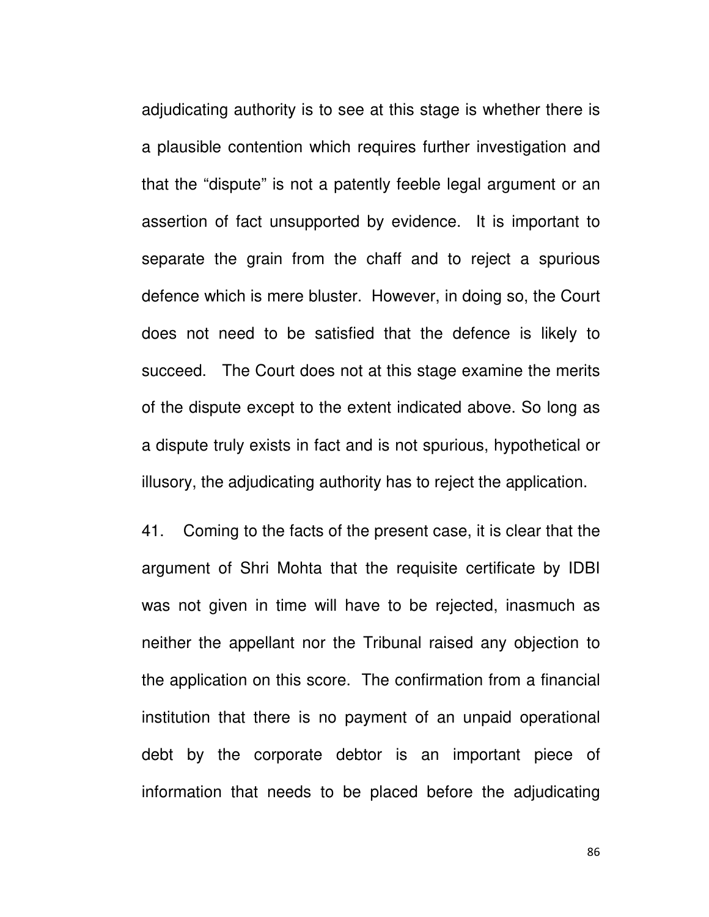adjudicating authority is to see at this stage is whether there is a plausible contention which requires further investigation and that the "dispute" is not a patently feeble legal argument or an assertion of fact unsupported by evidence. It is important to separate the grain from the chaff and to reject a spurious defence which is mere bluster. However, in doing so, the Court does not need to be satisfied that the defence is likely to succeed. The Court does not at this stage examine the merits of the dispute except to the extent indicated above. So long as a dispute truly exists in fact and is not spurious, hypothetical or illusory, the adjudicating authority has to reject the application.

41. Coming to the facts of the present case, it is clear that the argument of Shri Mohta that the requisite certificate by IDBI was not given in time will have to be rejected, inasmuch as neither the appellant nor the Tribunal raised any objection to the application on this score. The confirmation from a financial institution that there is no payment of an unpaid operational debt by the corporate debtor is an important piece of information that needs to be placed before the adjudicating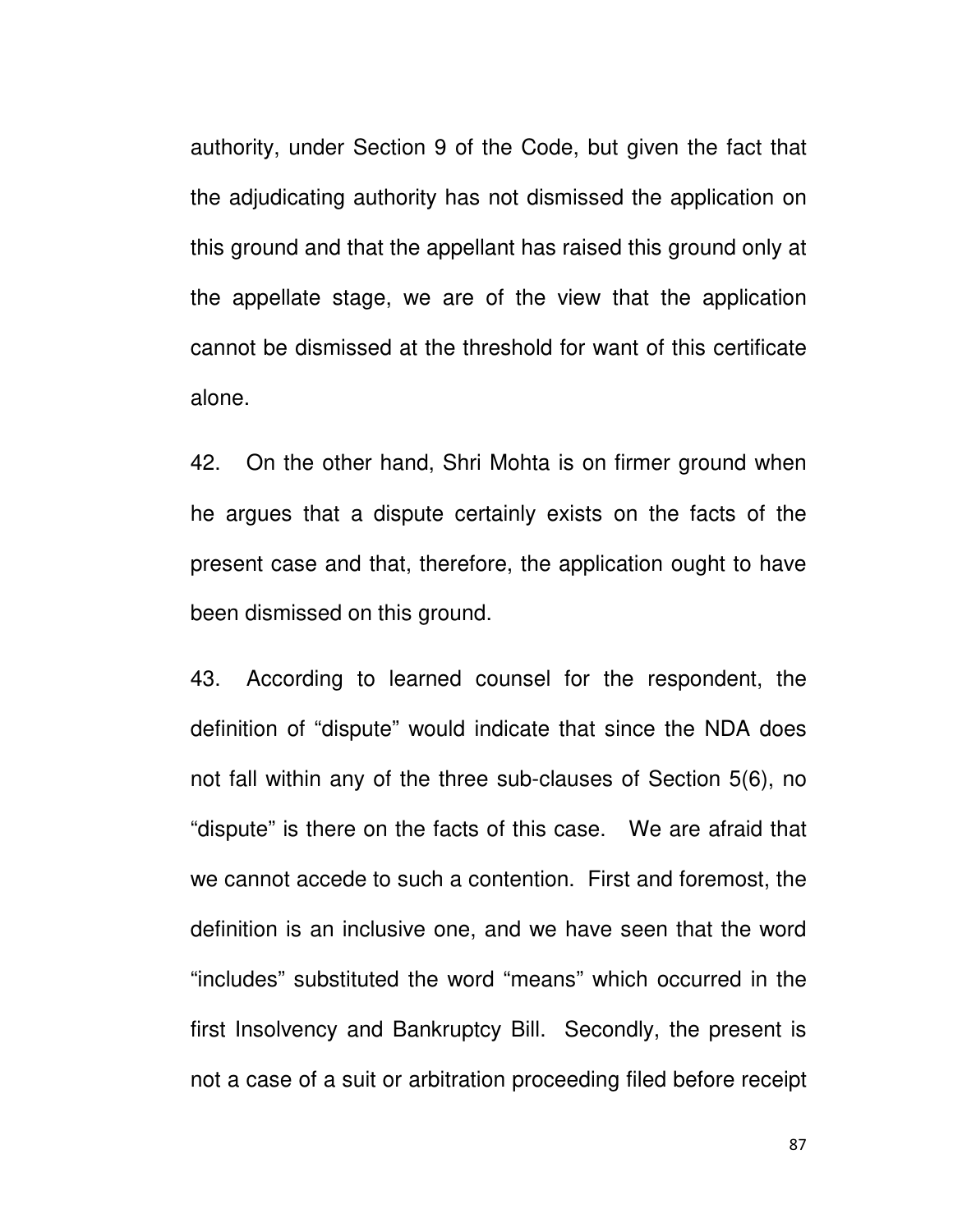authority, under Section 9 of the Code, but given the fact that the adjudicating authority has not dismissed the application on this ground and that the appellant has raised this ground only at the appellate stage, we are of the view that the application cannot be dismissed at the threshold for want of this certificate alone.

42. On the other hand, Shri Mohta is on firmer ground when he argues that a dispute certainly exists on the facts of the present case and that, therefore, the application ought to have been dismissed on this ground.

43. According to learned counsel for the respondent, the definition of "dispute" would indicate that since the NDA does not fall within any of the three sub-clauses of Section 5(6), no "dispute" is there on the facts of this case. We are afraid that we cannot accede to such a contention. First and foremost, the definition is an inclusive one, and we have seen that the word "includes" substituted the word "means" which occurred in the first Insolvency and Bankruptcy Bill. Secondly, the present is not a case of a suit or arbitration proceeding filed before receipt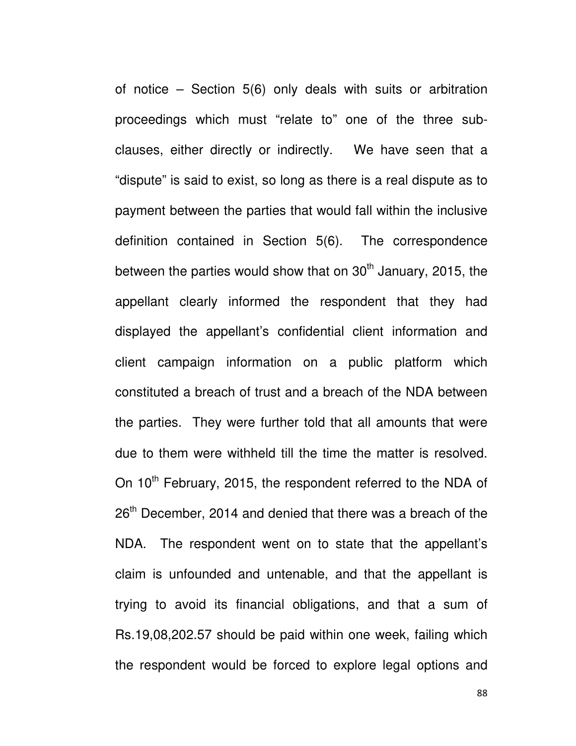of notice – Section 5(6) only deals with suits or arbitration proceedings which must "relate to" one of the three sub-clauses, either directly or indirectly. We have seen that a "dispute" is said to exist, so long as there is a real dispute as to payment between the parties that would fall within the inclusive definition contained in Section 5(6). The correspondence between the parties would show that on 30th January, 2015, the appellant clearly informed the respondent that they had displayed the appellant's confidential client information and client campaign information on a public platform which constituted a breach of trust and a breach of the NDA between the parties. They were further told that all amounts that were due to them were withheld till the time the matter is resolved. On 10th February, 2015, the respondent referred to the NDA of 26th December, 2014 and denied that there was a breach of the NDA. The respondent went on to state that the appellant's claim is unfounded and untenable, and that the appellant is trying to avoid its financial obligations, and that a sum of Rs.19,08,202.57 should be paid within one week, failing which the respondent would be forced to explore legal options and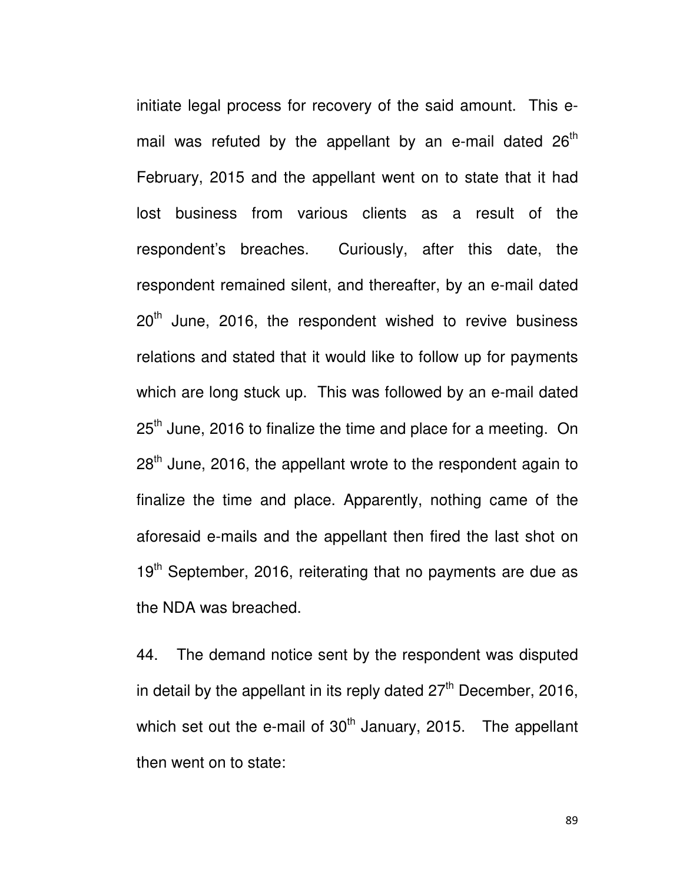initiate legal process for recovery of the said amount. This e-mail was refuted by the appellant by an e-mail dated 26th February, 2015 and the appellant went on to state that it had lost business from various clients as a result of the respondent's breaches. Curiously, after this date, the respondent remained silent, and thereafter, by an e-mail dated 20th June, 2016, the respondent wished to revive business relations and stated that it would like to follow up for payments which are long stuck up. This was followed by an e-mail dated 25th June, 2016 to finalize the time and place for a meeting. On 28th June, 2016, the appellant wrote to the respondent again to finalize the time and place. Apparently, nothing came of the aforesaid e-mails and the appellant then fired the last shot on 19th September, 2016, reiterating that no payments are due as the NDA was breached.

44. The demand notice sent by the respondent was disputed in detail by the appellant in its reply dated 27th December, 2016, which set out the e-mail of 30th January, 2015. The appellant then went on to state: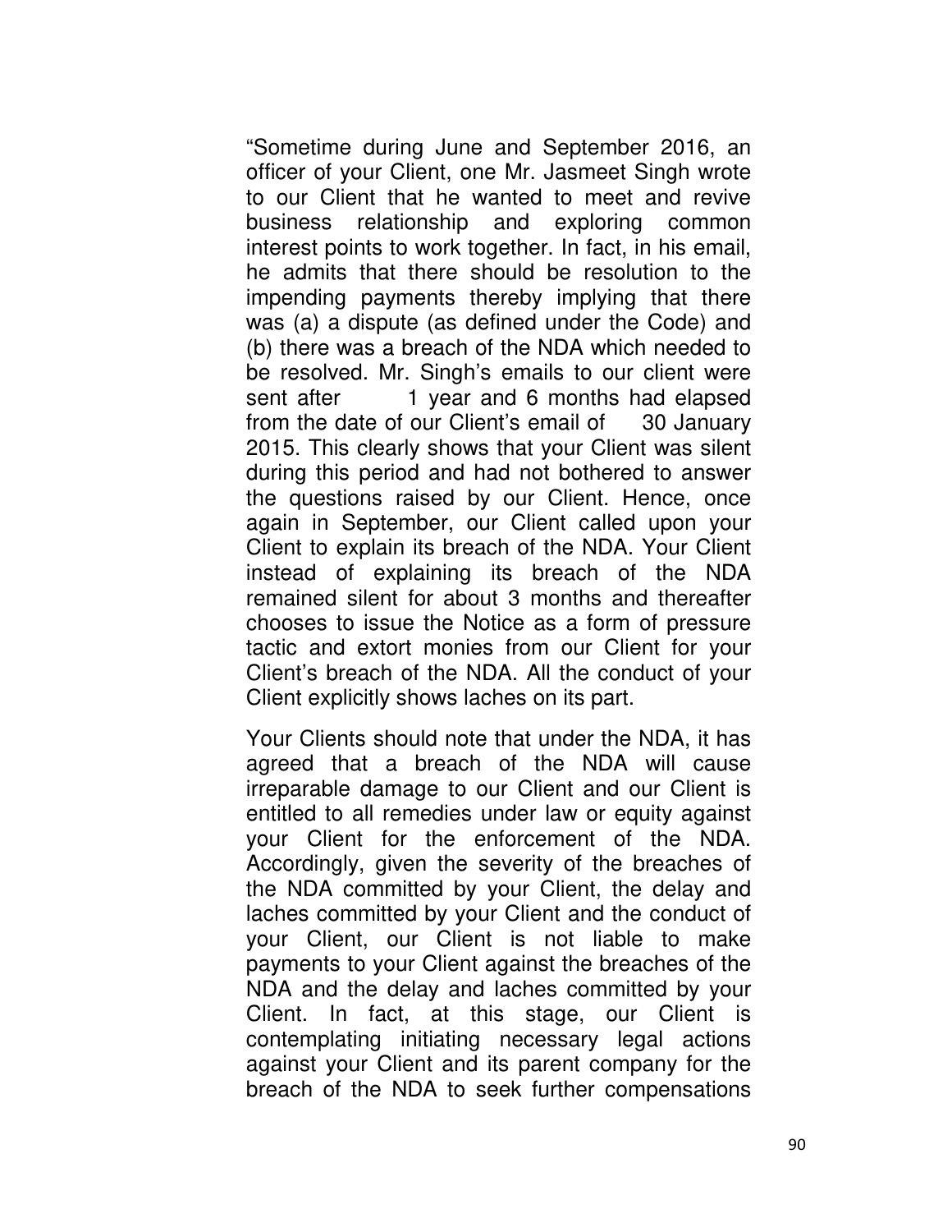"Sometime during June and September 2016, an officer of your Client, one Mr. Jasmeet Singh wrote to our Client that he wanted to meet and revive business relationship and exploring common interest points to work together. In fact, in his email, he admits that there should be resolution to the impending payments thereby implying that there was (a) a dispute (as defined under the Code) and (b) there was a breach of the NDA which needed to be resolved. Mr. Singh's emails to our client were sent after 1 year and 6 months had elapsed from the date of our Client's email of 30 January 2015. This clearly shows that your Client was silent during this period and had not bothered to answer the questions raised by our Client. Hence, once again in September, our Client called upon your Client to explain its breach of the NDA. Your Client instead of explaining its breach of the NDA remained silent for about 3 months and thereafter chooses to issue the Notice as a form of pressure tactic and extort monies from our Client for your Client's breach of the NDA. All the conduct of your Client explicitly shows laches on its part.

Your Clients should note that under the NDA, it has agreed that a breach of the NDA will cause irreparable damage to our Client and our Client is entitled to all remedies under law or equity against your Client for the enforcement of the NDA. Accordingly, given the severity of the breaches of the NDA committed by your Client, the delay and laches committed by your Client and the conduct of your Client, our Client is not liable to make payments to your Client against the breaches of the NDA and the delay and laches committed by your Client. In fact, at this stage, our Client is contemplating initiating necessary legal actions against your Client and its parent company for the breach of the NDA to seek further compensations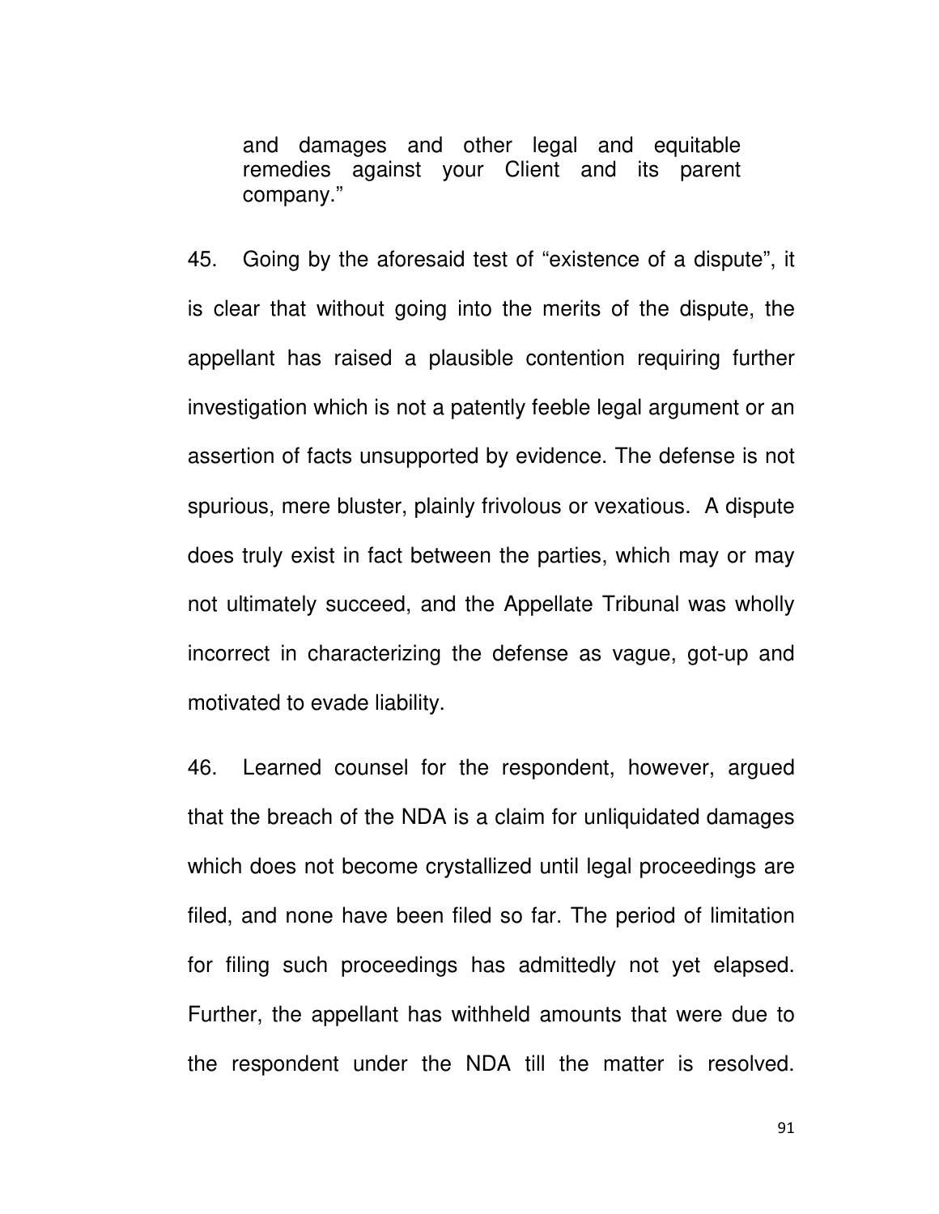> and damages and other legal and equitable remedies against your Client and its parent company."

45. Going by the aforesaid test of "existence of a dispute", it is clear that without going into the merits of the dispute, the appellant has raised a plausible contention requiring further investigation which is not a patently feeble legal argument or an assertion of facts unsupported by evidence. The defense is not spurious, mere bluster, plainly frivolous or vexatious. A dispute does truly exist in fact between the parties, which may or may not ultimately succeed, and the Appellate Tribunal was wholly incorrect in characterizing the defense as vague, got-up and motivated to evade liability.

46. Learned counsel for the respondent, however, argued that the breach of the NDA is a claim for unliquidated damages which does not become crystallized until legal proceedings are filed, and none have been filed so far. The period of limitation for filing such proceedings has admittedly not yet elapsed. Further, the appellant has withheld amounts that were due to the respondent under the NDA till the matter is resolved.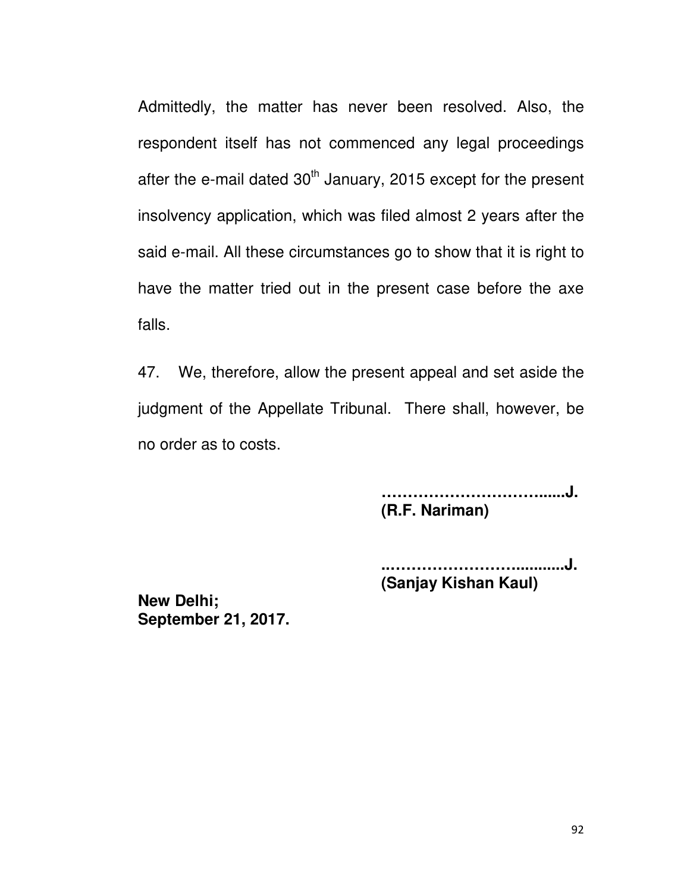Admittedly, the matter has never been resolved. Also, the respondent itself has not commenced any legal proceedings after the e-mail dated 30th January, 2015 except for the present insolvency application, which was filed almost 2 years after the said e-mail. All these circumstances go to show that it is right to have the matter tried out in the present case before the axe falls.

47. We, therefore, allow the present appeal and set aside the judgment of the Appellate Tribunal. There shall, however, be no order as to costs.

**…………………………......J.**
**(R.F. Nariman)**

**..………………………...........J.**
**(Sanjay Kishan Kaul)**

**New Delhi;**
**September 21, 2017.**